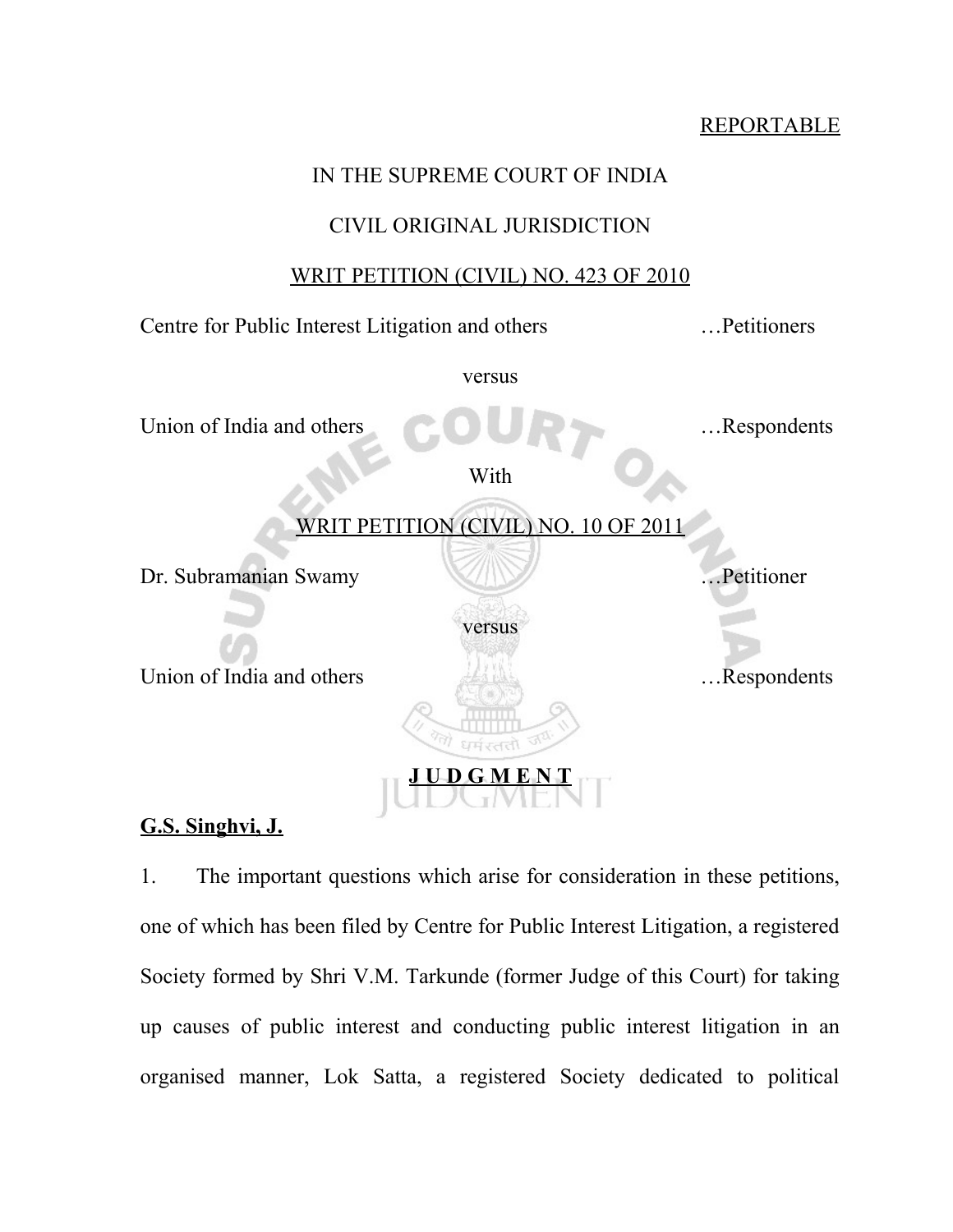REPORTABLE

IN THE SUPREME COURT OF INDIA

CIVIL ORIGINAL JURISDICTION

WRIT PETITION (CIVIL) NO. 423 OF 2010

Centre for Public Interest Litigation and others …Petitioners

versus

Union of India and others …Respondents

With

WRIT PETITION (CIVIL) NO. 10 OF 2011

Dr. Subramanian Swamy …Petitioner

versus

Union of India and others …Respondents

**J U D G M E N T**

**G.S. Singhvi, J.**

1. The important questions which arise for consideration in these petitions, one of which has been filed by Centre for Public Interest Litigation, a registered Society formed by Shri V.M. Tarkunde (former Judge of this Court) for taking up causes of public interest and conducting public interest litigation in an organised manner, Lok Satta, a registered Society dedicated to political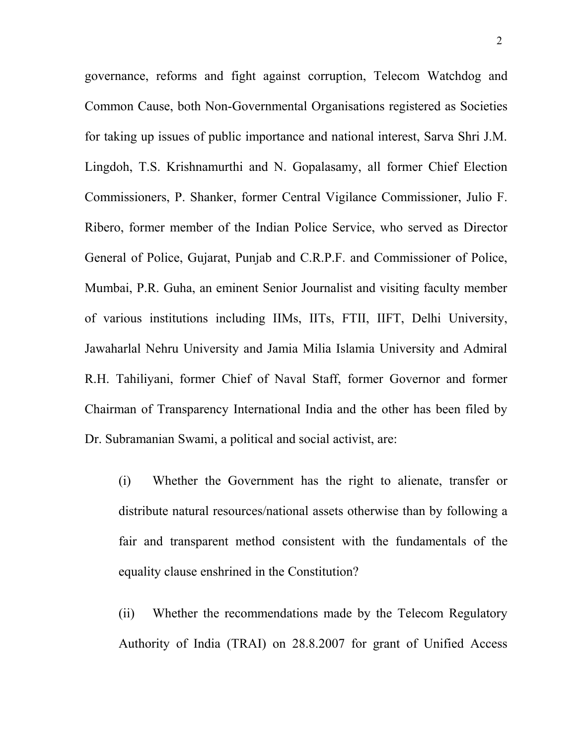governance, reforms and fight against corruption, Telecom Watchdog and Common Cause, both Non-Governmental Organisations registered as Societies for taking up issues of public importance and national interest, Sarva Shri J.M. Lingdoh, T.S. Krishnamurthi and N. Gopalasamy, all former Chief Election Commissioners, P. Shanker, former Central Vigilance Commissioner, Julio F. Ribero, former member of the Indian Police Service, who served as Director General of Police, Gujarat, Punjab and C.R.P.F. and Commissioner of Police, Mumbai, P.R. Guha, an eminent Senior Journalist and visiting faculty member of various institutions including IIMs, IITs, FTII, IIFT, Delhi University, Jawaharlal Nehru University and Jamia Milia Islamia University and Admiral R.H. Tahiliyani, former Chief of Naval Staff, former Governor and former Chairman of Transparency International India and the other has been filed by Dr. Subramanian Swami, a political and social activist, are:

(i) Whether the Government has the right to alienate, transfer or distribute natural resources/national assets otherwise than by following a fair and transparent method consistent with the fundamentals of the equality clause enshrined in the Constitution?

(ii) Whether the recommendations made by the Telecom Regulatory Authority of India (TRAI) on 28.8.2007 for grant of Unified Access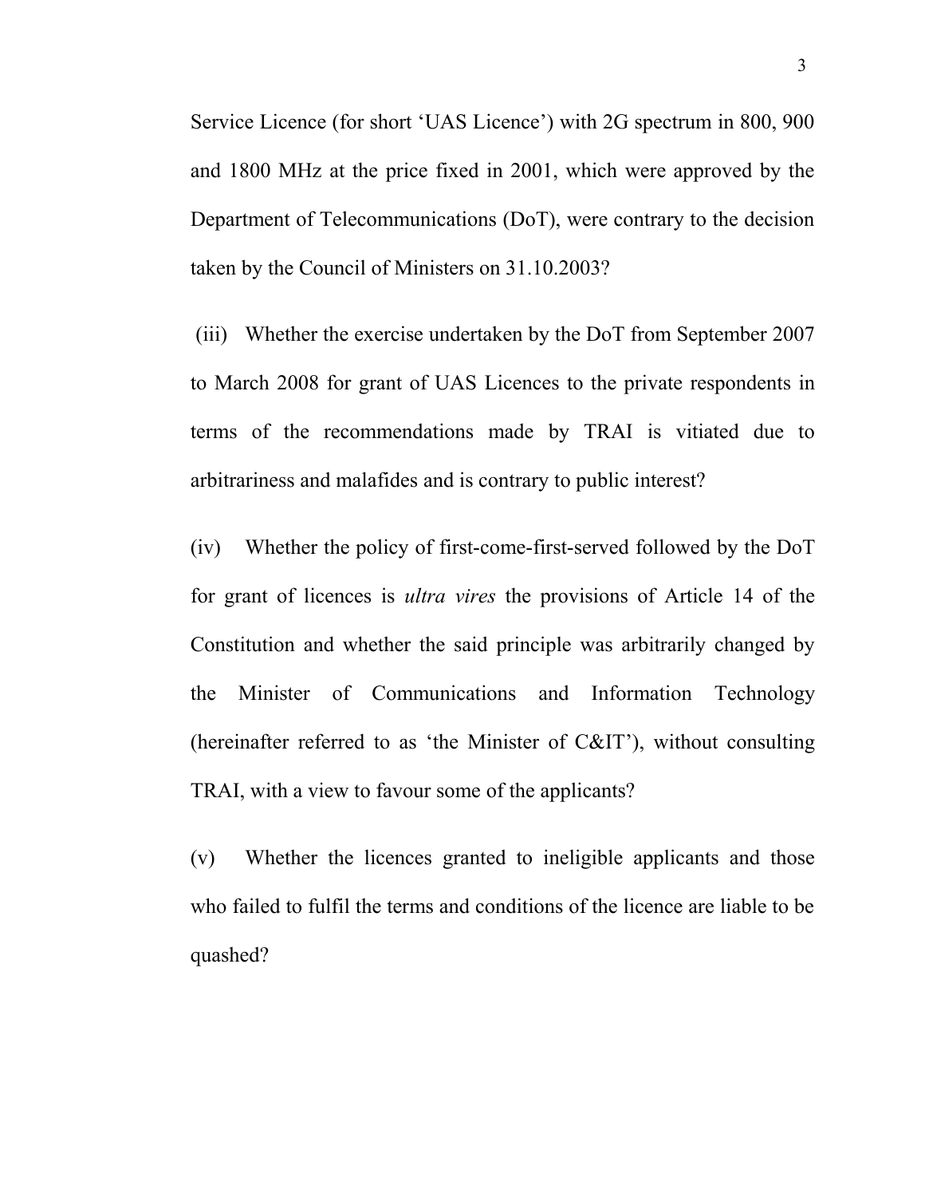Service Licence (for short 'UAS Licence') with 2G spectrum in 800, 900 and 1800 MHz at the price fixed in 2001, which were approved by the Department of Telecommunications (DoT), were contrary to the decision taken by the Council of Ministers on 31.10.2003?

(iii) Whether the exercise undertaken by the DoT from September 2007 to March 2008 for grant of UAS Licences to the private respondents in terms of the recommendations made by TRAI is vitiated due to arbitrariness and malafides and is contrary to public interest?

(iv) Whether the policy of first-come-first-served followed by the DoT for grant of licences is *ultra vires* the provisions of Article 14 of the Constitution and whether the said principle was arbitrarily changed by the Minister of Communications and Information Technology (hereinafter referred to as 'the Minister of C&IT'), without consulting TRAI, with a view to favour some of the applicants?

(v) Whether the licences granted to ineligible applicants and those who failed to fulfil the terms and conditions of the licence are liable to be quashed?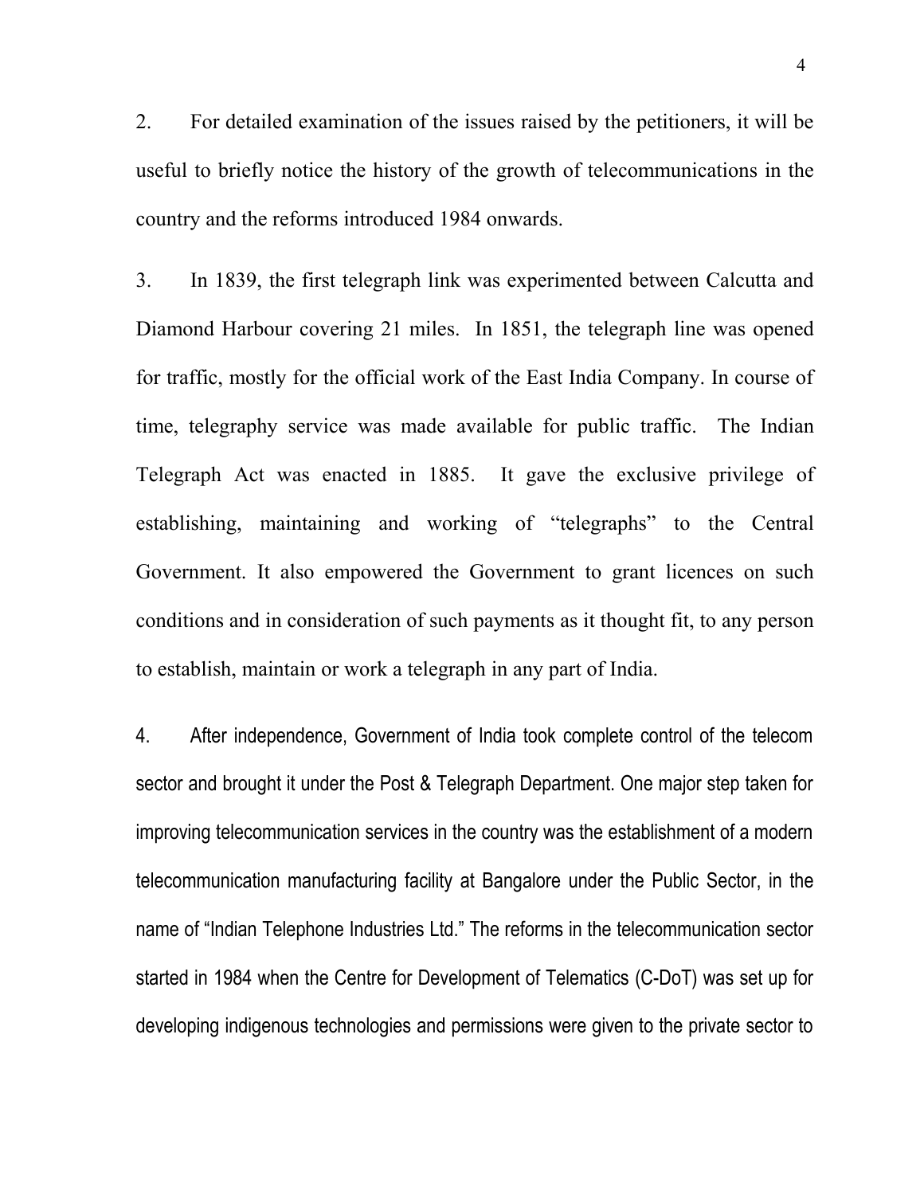2. For detailed examination of the issues raised by the petitioners, it will be useful to briefly notice the history of the growth of telecommunications in the country and the reforms introduced 1984 onwards.

3. In 1839, the first telegraph link was experimented between Calcutta and Diamond Harbour covering 21 miles. In 1851, the telegraph line was opened for traffic, mostly for the official work of the East India Company. In course of time, telegraphy service was made available for public traffic. The Indian Telegraph Act was enacted in 1885. It gave the exclusive privilege of establishing, maintaining and working of "telegraphs" to the Central Government. It also empowered the Government to grant licences on such conditions and in consideration of such payments as it thought fit, to any person to establish, maintain or work a telegraph in any part of India.

4. After independence, Government of India took complete control of the telecom sector and brought it under the Post & Telegraph Department. One major step taken for improving telecommunication services in the country was the establishment of a modern telecommunication manufacturing facility at Bangalore under the Public Sector, in the name of "Indian Telephone Industries Ltd." The reforms in the telecommunication sector started in 1984 when the Centre for Development of Telematics (C-DoT) was set up for developing indigenous technologies and permissions were given to the private sector to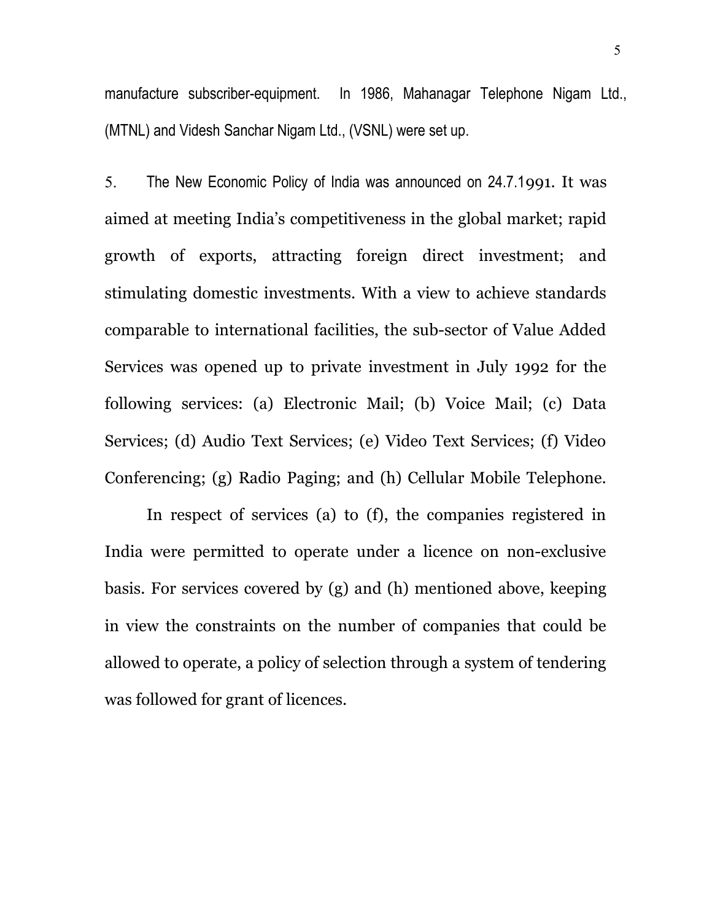manufacture subscriber-equipment. In 1986, Mahanagar Telephone Nigam Ltd., (MTNL) and Videsh Sanchar Nigam Ltd., (VSNL) were set up.

5. The New Economic Policy of India was announced on 24.7.1991. It was aimed at meeting India's competitiveness in the global market; rapid growth of exports, attracting foreign direct investment; and stimulating domestic investments. With a view to achieve standards comparable to international facilities, the sub-sector of Value Added Services was opened up to private investment in July 1992 for the following services: (a) Electronic Mail; (b) Voice Mail; (c) Data Services; (d) Audio Text Services; (e) Video Text Services; (f) Video Conferencing; (g) Radio Paging; and (h) Cellular Mobile Telephone.

In respect of services (a) to (f), the companies registered in India were permitted to operate under a licence on non-exclusive basis. For services covered by (g) and (h) mentioned above, keeping in view the constraints on the number of companies that could be allowed to operate, a policy of selection through a system of tendering was followed for grant of licences.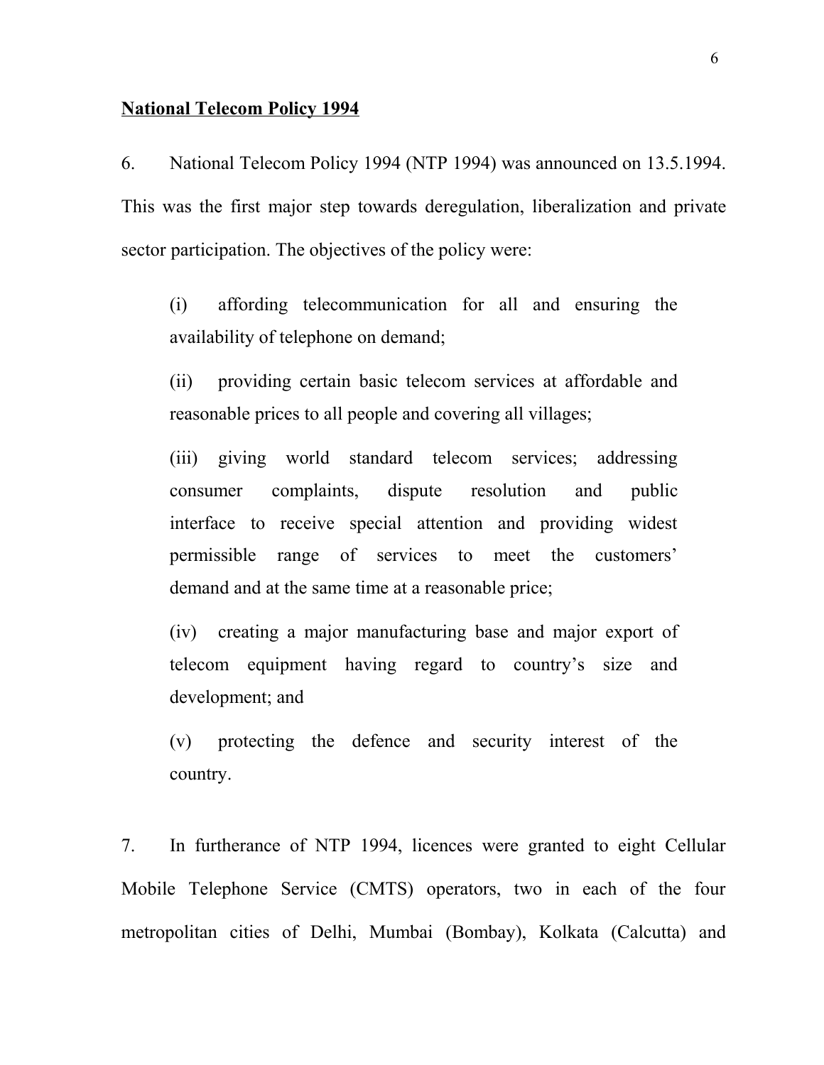## National Telecom Policy 1994

6. National Telecom Policy 1994 (NTP 1994) was announced on 13.5.1994. This was the first major step towards deregulation, liberalization and private sector participation. The objectives of the policy were:

> (i) affording telecommunication for all and ensuring the availability of telephone on demand;
>
> (ii) providing certain basic telecom services at affordable and reasonable prices to all people and covering all villages;
>
> (iii) giving world standard telecom services; addressing consumer complaints, dispute resolution and public interface to receive special attention and providing widest permissible range of services to meet the customers' demand and at the same time at a reasonable price;
>
> (iv) creating a major manufacturing base and major export of telecom equipment having regard to country's size and development; and
>
> (v) protecting the defence and security interest of the country.

7. In furtherance of NTP 1994, licences were granted to eight Cellular Mobile Telephone Service (CMTS) operators, two in each of the four metropolitan cities of Delhi, Mumbai (Bombay), Kolkata (Calcutta) and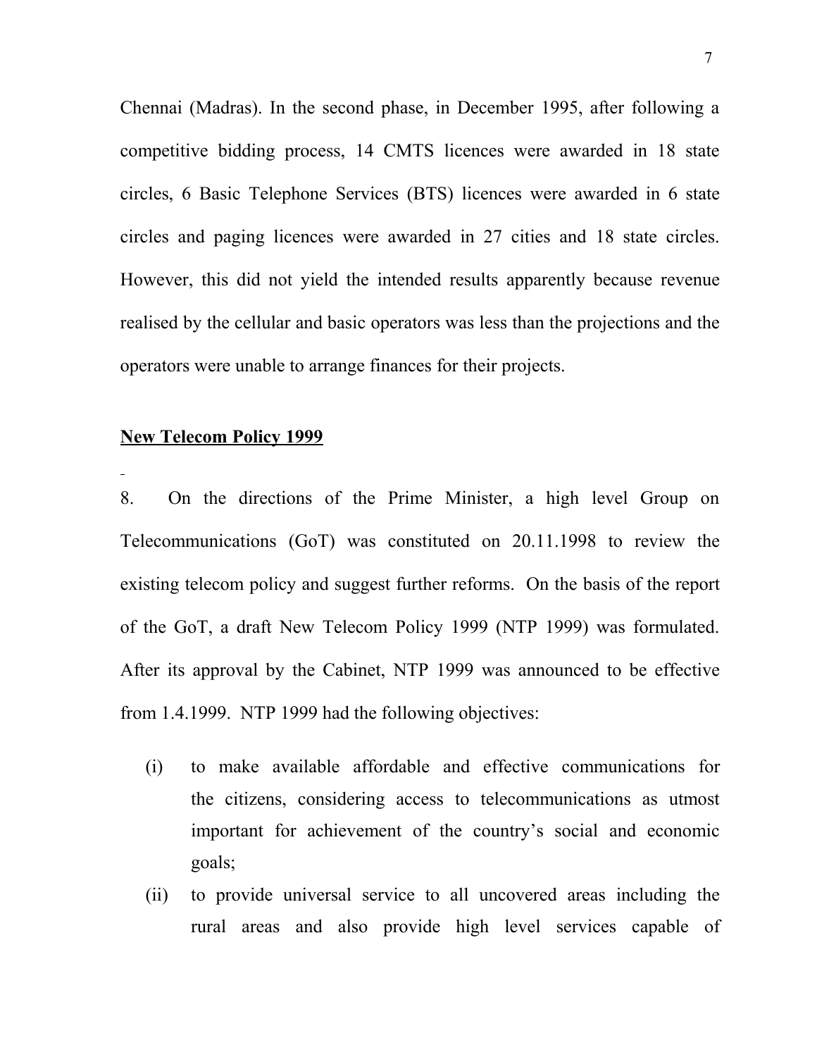Chennai (Madras). In the second phase, in December 1995, after following a competitive bidding process, 14 CMTS licences were awarded in 18 state circles, 6 Basic Telephone Services (BTS) licences were awarded in 6 state circles and paging licences were awarded in 27 cities and 18 state circles. However, this did not yield the intended results apparently because revenue realised by the cellular and basic operators was less than the projections and the operators were unable to arrange finances for their projects.

**New Telecom Policy 1999**

8. On the directions of the Prime Minister, a high level Group on Telecommunications (GoT) was constituted on 20.11.1998 to review the existing telecom policy and suggest further reforms. On the basis of the report of the GoT, a draft New Telecom Policy 1999 (NTP 1999) was formulated. After its approval by the Cabinet, NTP 1999 was announced to be effective from 1.4.1999. NTP 1999 had the following objectives:

(i) to make available affordable and effective communications for the citizens, considering access to telecommunications as utmost important for achievement of the country's social and economic goals;

(ii) to provide universal service to all uncovered areas including the rural areas and also provide high level services capable of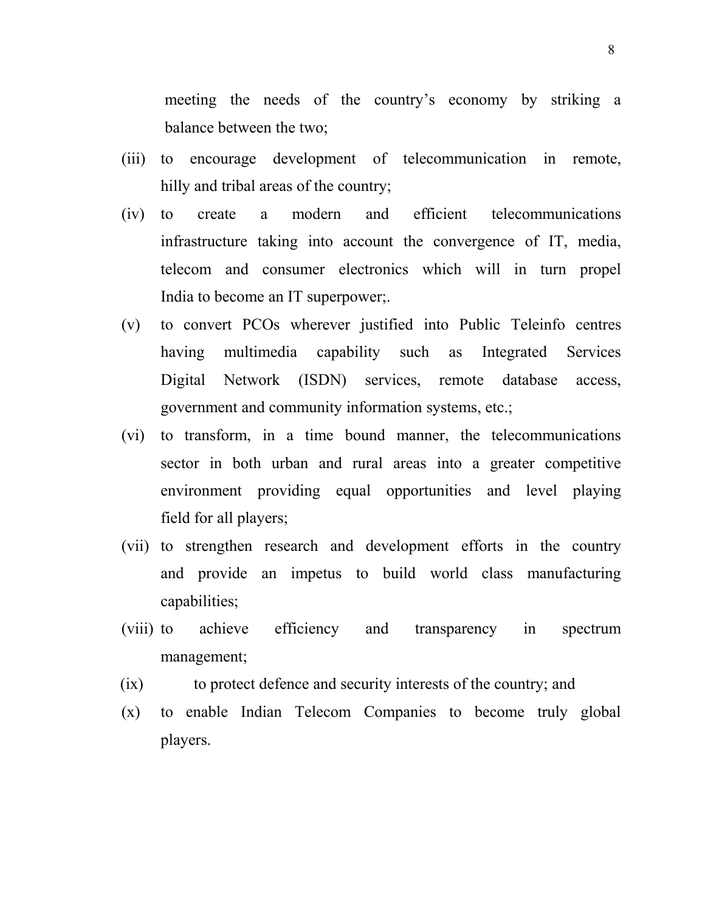meeting the needs of the country's economy by striking a balance between the two;

(iii) to encourage development of telecommunication in remote, hilly and tribal areas of the country;

(iv) to create a modern and efficient telecommunications infrastructure taking into account the convergence of IT, media, telecom and consumer electronics which will in turn propel India to become an IT superpower;.

(v) to convert PCOs wherever justified into Public Teleinfo centres having multimedia capability such as Integrated Services Digital Network (ISDN) services, remote database access, government and community information systems, etc.;

(vi) to transform, in a time bound manner, the telecommunications sector in both urban and rural areas into a greater competitive environment providing equal opportunities and level playing field for all players;

(vii) to strengthen research and development efforts in the country and provide an impetus to build world class manufacturing capabilities;

(viii) to achieve efficiency and transparency in spectrum management;

(ix) to protect defence and security interests of the country; and

(x) to enable Indian Telecom Companies to become truly global players.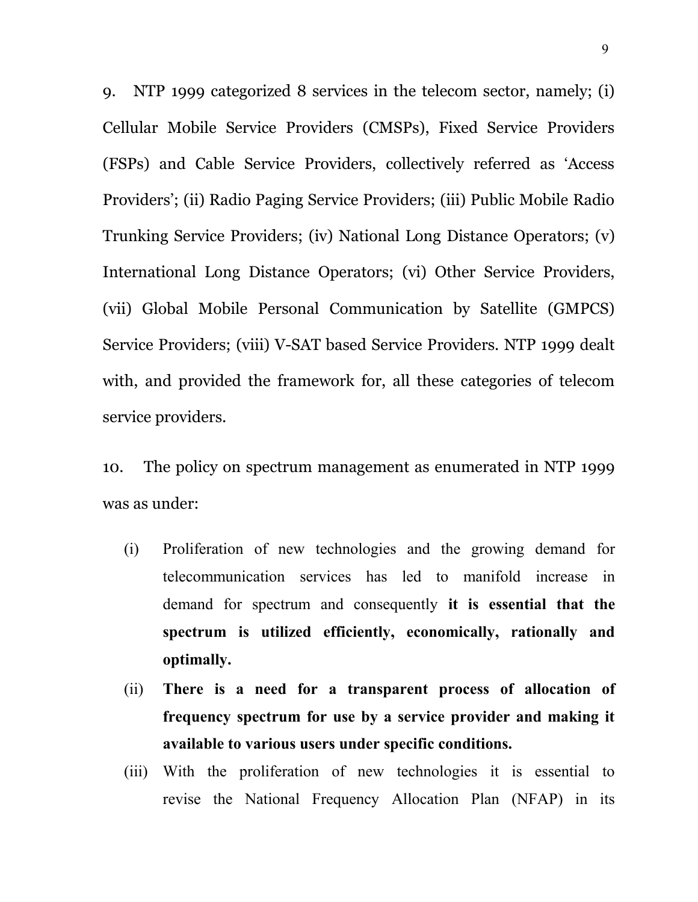9. NTP 1999 categorized 8 services in the telecom sector, namely; (i) Cellular Mobile Service Providers (CMSPs), Fixed Service Providers (FSPs) and Cable Service Providers, collectively referred as 'Access Providers'; (ii) Radio Paging Service Providers; (iii) Public Mobile Radio Trunking Service Providers; (iv) National Long Distance Operators; (v) International Long Distance Operators; (vi) Other Service Providers, (vii) Global Mobile Personal Communication by Satellite (GMPCS) Service Providers; (viii) V-SAT based Service Providers. NTP 1999 dealt with, and provided the framework for, all these categories of telecom service providers.

10. The policy on spectrum management as enumerated in NTP 1999 was as under:

(i) Proliferation of new technologies and the growing demand for telecommunication services has led to manifold increase in demand for spectrum and consequently **it is essential that the spectrum is utilized efficiently, economically, rationally and optimally.**

(ii) **There is a need for a transparent process of allocation of frequency spectrum for use by a service provider and making it available to various users under specific conditions.**

(iii) With the proliferation of new technologies it is essential to revise the National Frequency Allocation Plan (NFAP) in its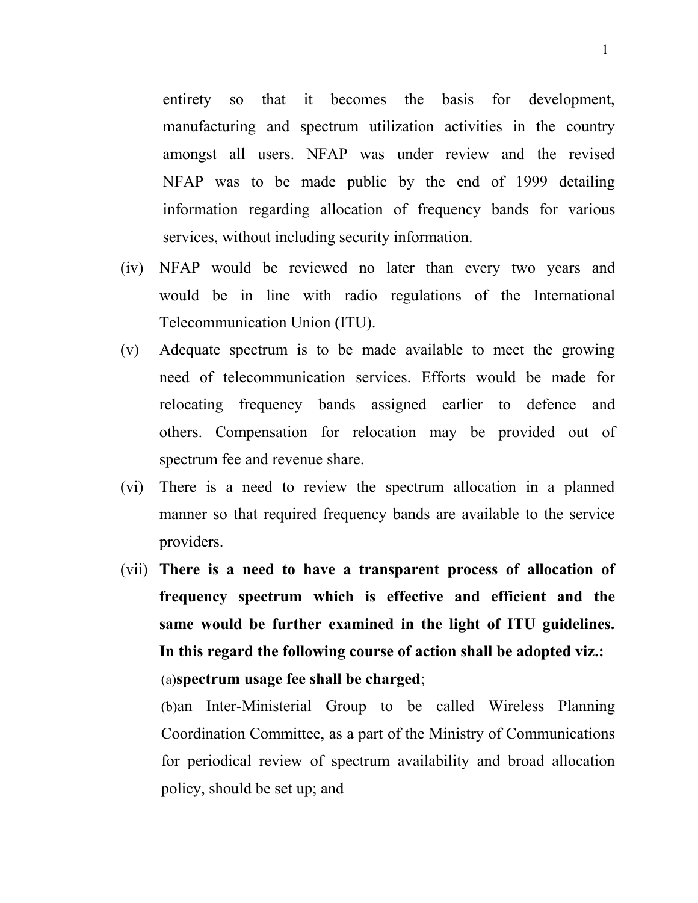entirety so that it becomes the basis for development, manufacturing and spectrum utilization activities in the country amongst all users. NFAP was under review and the revised NFAP was to be made public by the end of 1999 detailing information regarding allocation of frequency bands for various services, without including security information.

(iv) NFAP would be reviewed no later than every two years and would be in line with radio regulations of the International Telecommunication Union (ITU).

(v) Adequate spectrum is to be made available to meet the growing need of telecommunication services. Efforts would be made for relocating frequency bands assigned earlier to defence and others. Compensation for relocation may be provided out of spectrum fee and revenue share.

(vi) There is a need to review the spectrum allocation in a planned manner so that required frequency bands are available to the service providers.

(vii) **There is a need to have a transparent process of allocation of frequency spectrum which is effective and efficient and the same would be further examined in the light of ITU guidelines. In this regard the following course of action shall be adopted viz.:**

(a)**spectrum usage fee shall be charged**;

(b)an Inter-Ministerial Group to be called Wireless Planning Coordination Committee, as a part of the Ministry of Communications for periodical review of spectrum availability and broad allocation policy, should be set up; and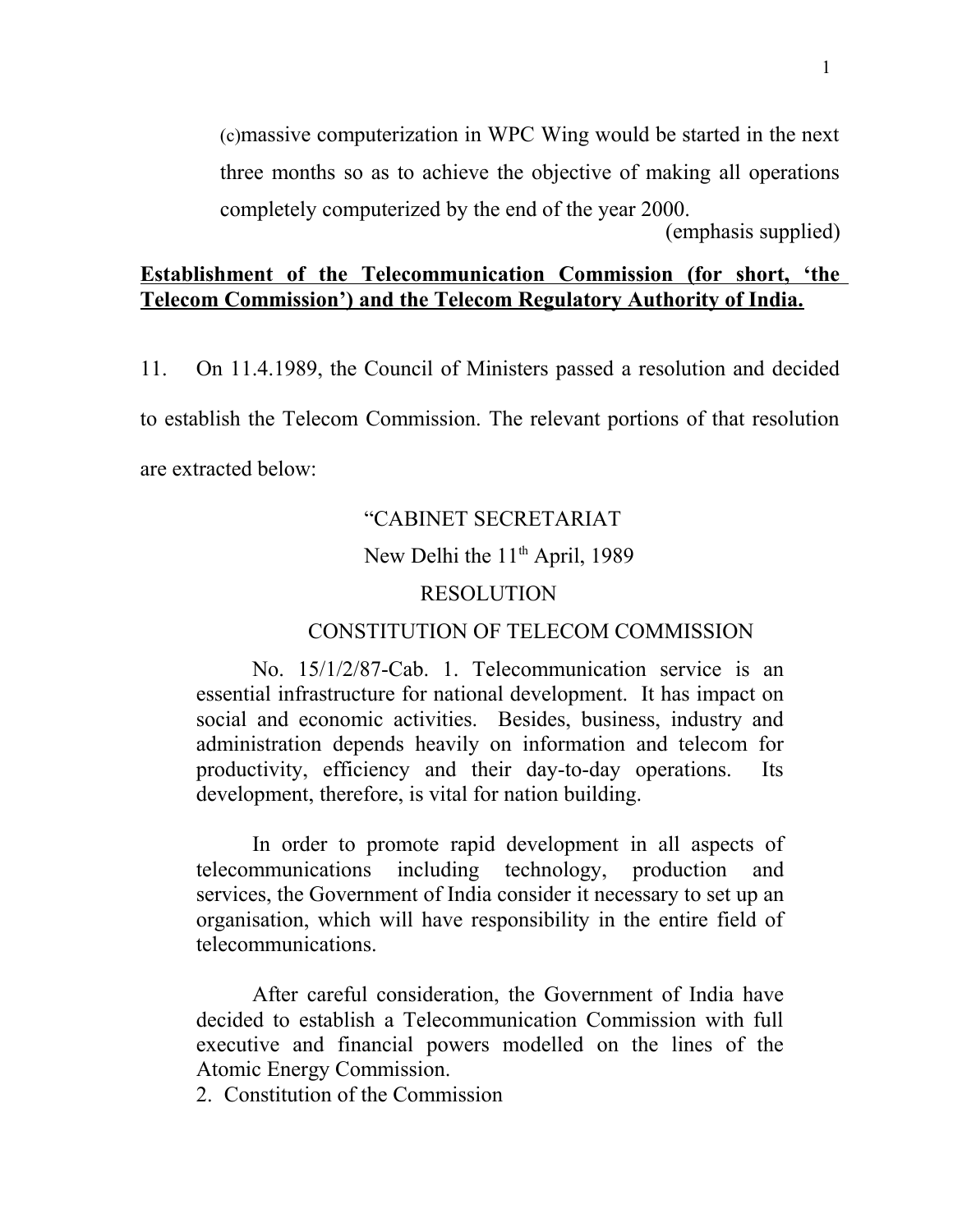(c)massive computerization in WPC Wing would be started in the next three months so as to achieve the objective of making all operations completely computerized by the end of the year 2000.

(emphasis supplied)

**Establishment of the Telecommunication Commission (for short, 'the Telecom Commission') and the Telecom Regulatory Authority of India.**

11. On 11.4.1989, the Council of Ministers passed a resolution and decided to establish the Telecom Commission. The relevant portions of that resolution are extracted below:

> "CABINET SECRETARIAT
>
> New Delhi the 11th April, 1989
>
> RESOLUTION
>
> CONSTITUTION OF TELECOM COMMISSION
>
> No. 15/1/2/87-Cab. 1. Telecommunication service is an essential infrastructure for national development. It has impact on social and economic activities. Besides, business, industry and administration depends heavily on information and telecom for productivity, efficiency and their day-to-day operations. Its development, therefore, is vital for nation building.
>
> In order to promote rapid development in all aspects of telecommunications including technology, production and services, the Government of India consider it necessary to set up an organisation, which will have responsibility in the entire field of telecommunications.
>
> After careful consideration, the Government of India have decided to establish a Telecommunication Commission with full executive and financial powers modelled on the lines of the Atomic Energy Commission.
>
> 2. Constitution of the Commission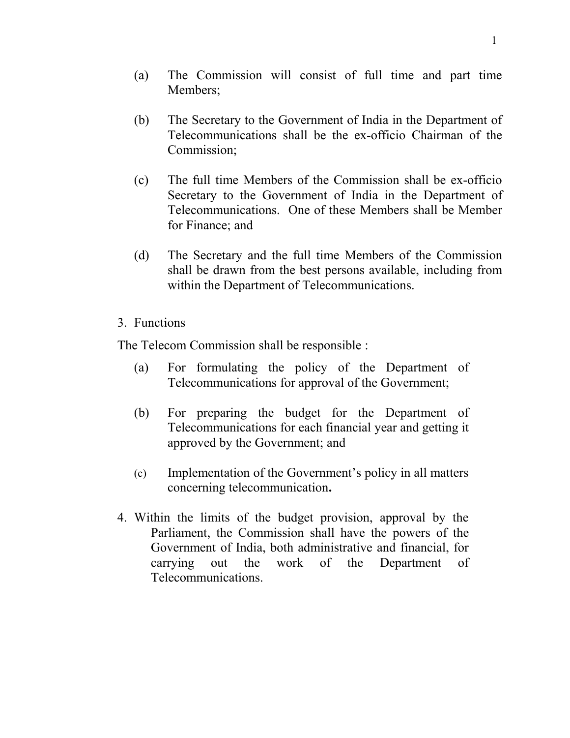(a) The Commission will consist of full time and part time Members;

(b) The Secretary to the Government of India in the Department of Telecommunications shall be the ex-officio Chairman of the Commission;

(c) The full time Members of the Commission shall be ex-officio Secretary to the Government of India in the Department of Telecommunications. One of these Members shall be Member for Finance; and

(d) The Secretary and the full time Members of the Commission shall be drawn from the best persons available, including from within the Department of Telecommunications.

3. Functions

The Telecom Commission shall be responsible :

(a) For formulating the policy of the Department of Telecommunications for approval of the Government;

(b) For preparing the budget for the Department of Telecommunications for each financial year and getting it approved by the Government; and

(c) Implementation of the Government's policy in all matters concerning telecommunication**.**

4. Within the limits of the budget provision, approval by the Parliament, the Commission shall have the powers of the Government of India, both administrative and financial, for carrying out the work of the Department of Telecommunications.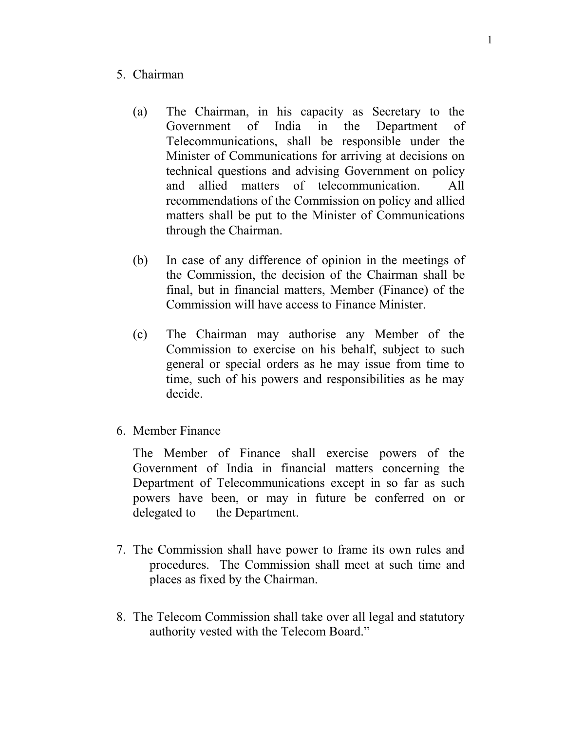5. Chairman

   (a) The Chairman, in his capacity as Secretary to the Government of India in the Department of Telecommunications, shall be responsible under the Minister of Communications for arriving at decisions on technical questions and advising Government on policy and allied matters of telecommunication. All recommendations of the Commission on policy and allied matters shall be put to the Minister of Communications through the Chairman.

   (b) In case of any difference of opinion in the meetings of the Commission, the decision of the Chairman shall be final, but in financial matters, Member (Finance) of the Commission will have access to Finance Minister.

   (c) The Chairman may authorise any Member of the Commission to exercise on his behalf, subject to such general or special orders as he may issue from time to time, such of his powers and responsibilities as he may decide.

6. Member Finance

   The Member of Finance shall exercise powers of the Government of India in financial matters concerning the Department of Telecommunications except in so far as such powers have been, or may in future be conferred on or delegated to the Department.

7. The Commission shall have power to frame its own rules and procedures. The Commission shall meet at such time and places as fixed by the Chairman.

8. The Telecom Commission shall take over all legal and statutory authority vested with the Telecom Board."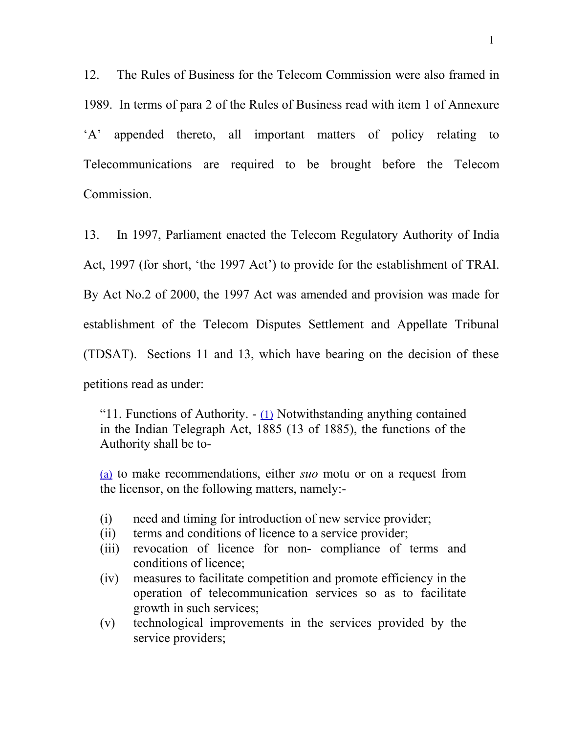12. The Rules of Business for the Telecom Commission were also framed in 1989. In terms of para 2 of the Rules of Business read with item 1 of Annexure 'A' appended thereto, all important matters of policy relating to Telecommunications are required to be brought before the Telecom Commission.

13. In 1997, Parliament enacted the Telecom Regulatory Authority of India Act, 1997 (for short, 'the 1997 Act') to provide for the establishment of TRAI. By Act No.2 of 2000, the 1997 Act was amended and provision was made for establishment of the Telecom Disputes Settlement and Appellate Tribunal (TDSAT). Sections 11 and 13, which have bearing on the decision of these petitions read as under:

> "11. Functions of Authority. - (1) Notwithstanding anything contained in the Indian Telegraph Act, 1885 (13 of 1885), the functions of the Authority shall be to-
>
> (a) to make recommendations, either *suo* motu or on a request from the licensor, on the following matters, namely:-
>
> (i) need and timing for introduction of new service provider;
> (ii) terms and conditions of licence to a service provider;
> (iii) revocation of licence for non- compliance of terms and conditions of licence;
> (iv) measures to facilitate competition and promote efficiency in the operation of telecommunication services so as to facilitate growth in such services;
> (v) technological improvements in the services provided by the service providers;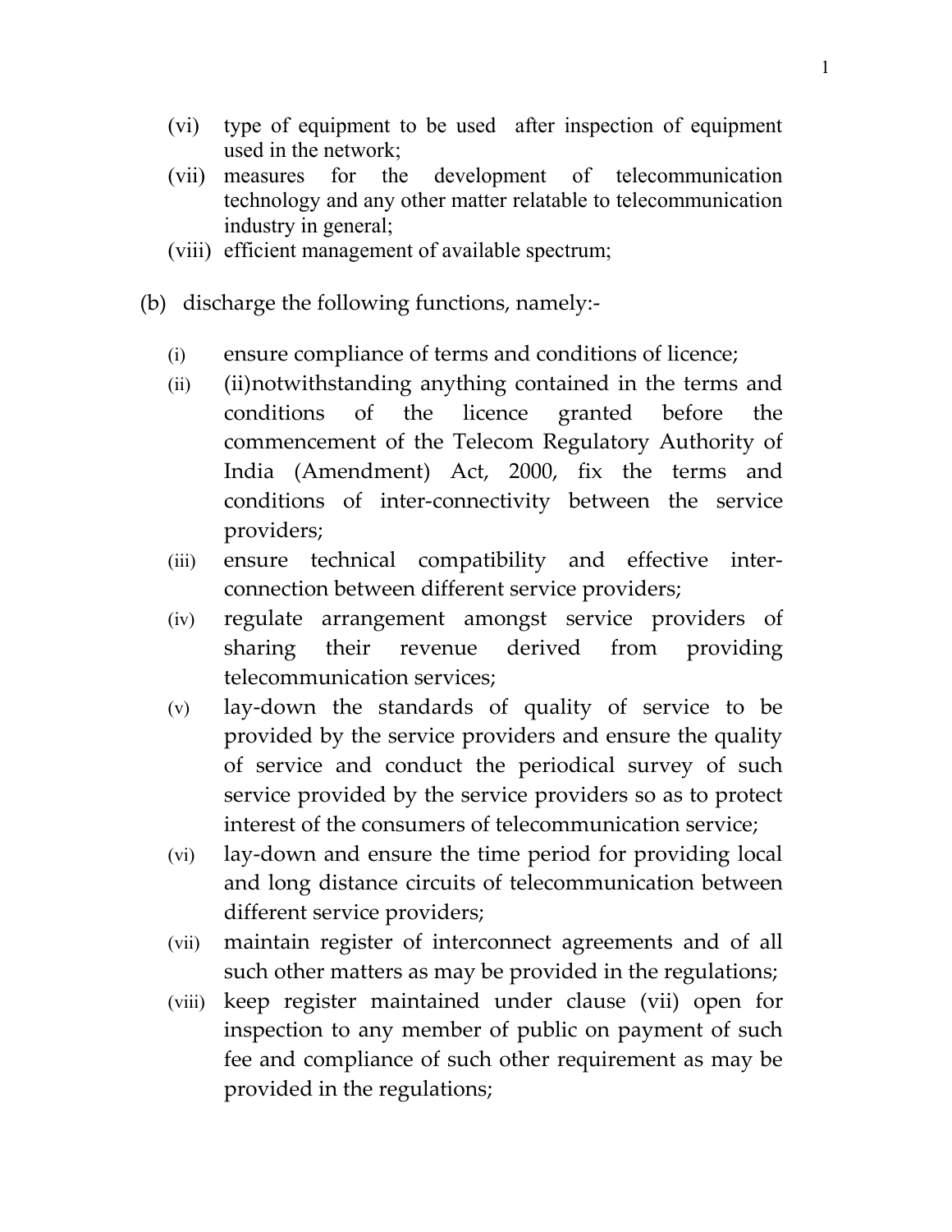(vi) type of equipment to be used after inspection of equipment used in the network;

(vii) measures for the development of telecommunication technology and any other matter relatable to telecommunication industry in general;

(viii) efficient management of available spectrum;

(b) discharge the following functions, namely:-

(i) ensure compliance of terms and conditions of licence;

(ii) (ii)notwithstanding anything contained in the terms and conditions of the licence granted before the commencement of the Telecom Regulatory Authority of India (Amendment) Act, 2000, fix the terms and conditions of inter-connectivity between the service providers;

(iii) ensure technical compatibility and effective inter-connection between different service providers;

(iv) regulate arrangement amongst service providers of sharing their revenue derived from providing telecommunication services;

(v) lay-down the standards of quality of service to be provided by the service providers and ensure the quality of service and conduct the periodical survey of such service provided by the service providers so as to protect interest of the consumers of telecommunication service;

(vi) lay-down and ensure the time period for providing local and long distance circuits of telecommunication between different service providers;

(vii) maintain register of interconnect agreements and of all such other matters as may be provided in the regulations;

(viii) keep register maintained under clause (vii) open for inspection to any member of public on payment of such fee and compliance of such other requirement as may be provided in the regulations;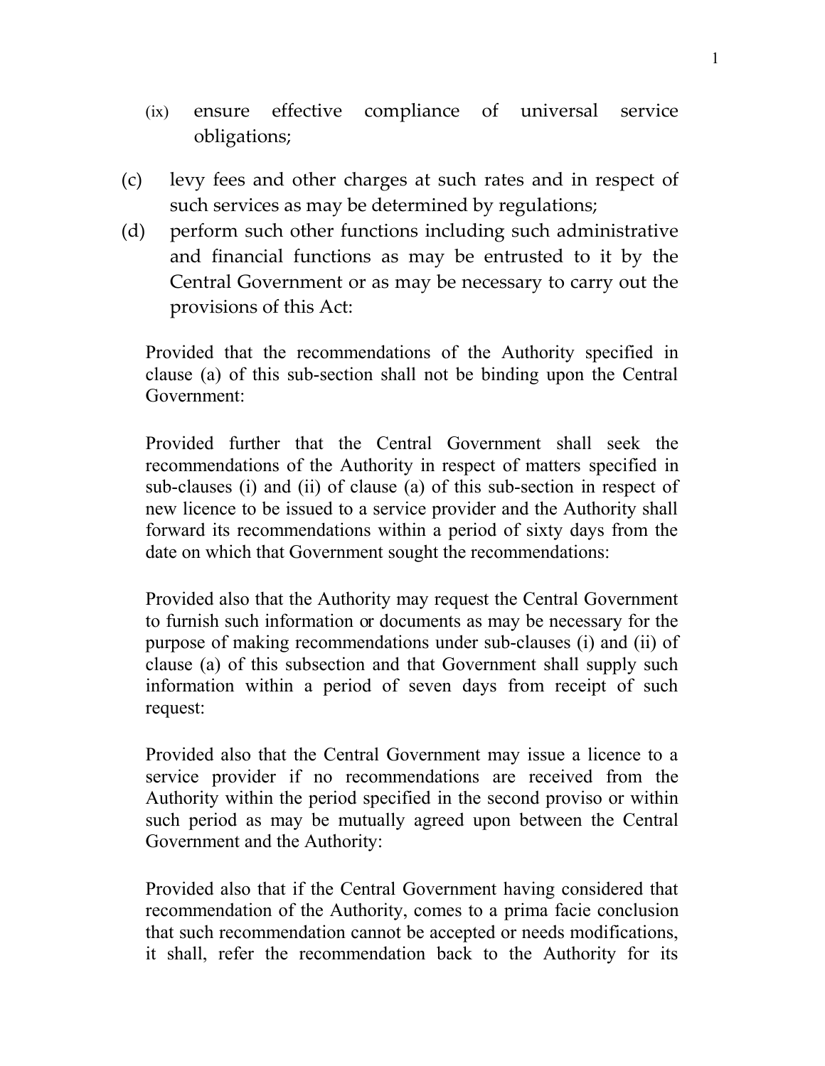(ix) ensure effective compliance of universal service obligations;

(c) levy fees and other charges at such rates and in respect of such services as may be determined by regulations;

(d) perform such other functions including such administrative and financial functions as may be entrusted to it by the Central Government or as may be necessary to carry out the provisions of this Act:

Provided that the recommendations of the Authority specified in clause (a) of this sub-section shall not be binding upon the Central Government:

Provided further that the Central Government shall seek the recommendations of the Authority in respect of matters specified in sub-clauses (i) and (ii) of clause (a) of this sub-section in respect of new licence to be issued to a service provider and the Authority shall forward its recommendations within a period of sixty days from the date on which that Government sought the recommendations:

Provided also that the Authority may request the Central Government to furnish such information or documents as may be necessary for the purpose of making recommendations under sub-clauses (i) and (ii) of clause (a) of this subsection and that Government shall supply such information within a period of seven days from receipt of such request:

Provided also that the Central Government may issue a licence to a service provider if no recommendations are received from the Authority within the period specified in the second proviso or within such period as may be mutually agreed upon between the Central Government and the Authority:

Provided also that if the Central Government having considered that recommendation of the Authority, comes to a prima facie conclusion that such recommendation cannot be accepted or needs modifications, it shall, refer the recommendation back to the Authority for its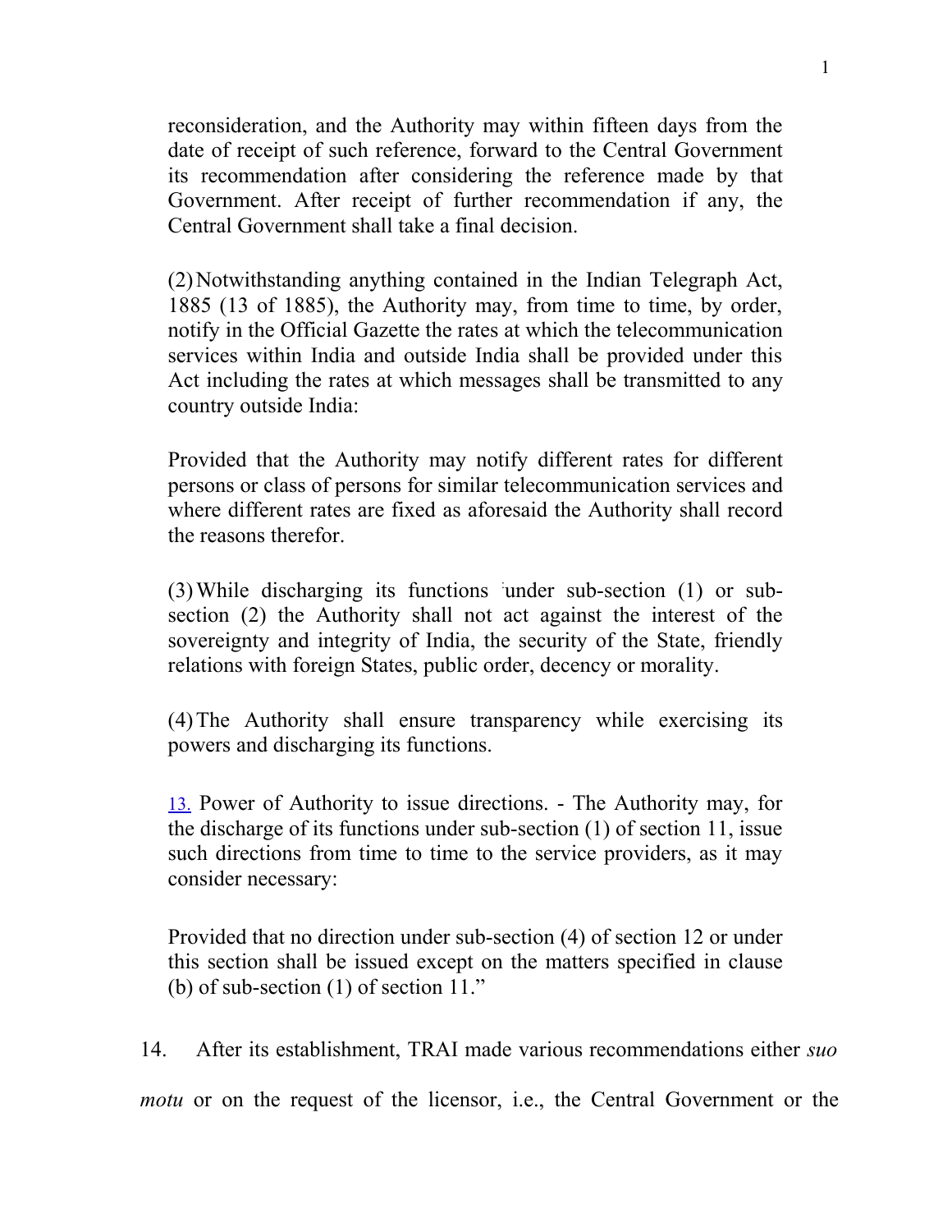reconsideration, and the Authority may within fifteen days from the date of receipt of such reference, forward to the Central Government its recommendation after considering the reference made by that Government. After receipt of further recommendation if any, the Central Government shall take a final decision.

(2) Notwithstanding anything contained in the Indian Telegraph Act, 1885 (13 of 1885), the Authority may, from time to time, by order, notify in the Official Gazette the rates at which the telecommunication services within India and outside India shall be provided under this Act including the rates at which messages shall be transmitted to any country outside India:

Provided that the Authority may notify different rates for different persons or class of persons for similar telecommunication services and where different rates are fixed as aforesaid the Authority shall record the reasons therefor.

(3) While discharging its functions under sub-section (1) or sub-section (2) the Authority shall not act against the interest of the sovereignty and integrity of India, the security of the State, friendly relations with foreign States, public order, decency or morality.

(4) The Authority shall ensure transparency while exercising its powers and discharging its functions.

13. Power of Authority to issue directions. - The Authority may, for the discharge of its functions under sub-section (1) of section 11, issue such directions from time to time to the service providers, as it may consider necessary:

Provided that no direction under sub-section (4) of section 12 or under this section shall be issued except on the matters specified in clause (b) of sub-section (1) of section 11."

14. After its establishment, TRAI made various recommendations either *suo motu* or on the request of the licensor, i.e., the Central Government or the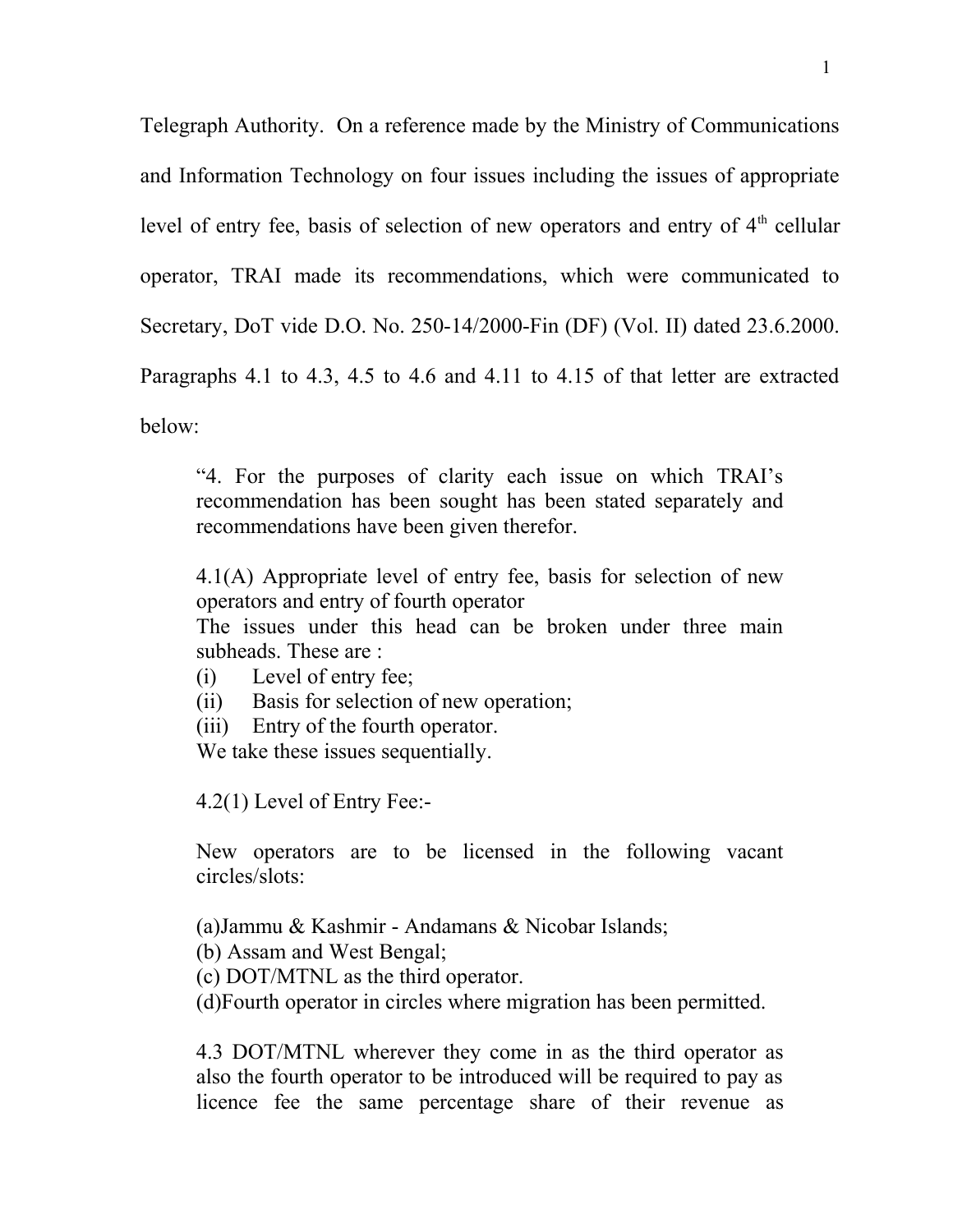Telegraph Authority. On a reference made by the Ministry of Communications and Information Technology on four issues including the issues of appropriate level of entry fee, basis of selection of new operators and entry of 4th cellular operator, TRAI made its recommendations, which were communicated to Secretary, DoT vide D.O. No. 250-14/2000-Fin (DF) (Vol. II) dated 23.6.2000. Paragraphs 4.1 to 4.3, 4.5 to 4.6 and 4.11 to 4.15 of that letter are extracted below:

> "4. For the purposes of clarity each issue on which TRAI's recommendation has been sought has been stated separately and recommendations have been given therefor.
>
> 4.1(A) Appropriate level of entry fee, basis for selection of new operators and entry of fourth operator
> The issues under this head can be broken under three main subheads. These are :
> (i) Level of entry fee;
> (ii) Basis for selection of new operation;
> (iii) Entry of the fourth operator.
> We take these issues sequentially.
>
> 4.2(1) Level of Entry Fee:-
>
> New operators are to be licensed in the following vacant circles/slots:
>
> (a)Jammu & Kashmir - Andamans & Nicobar Islands;
> (b) Assam and West Bengal;
> (c) DOT/MTNL as the third operator.
> (d)Fourth operator in circles where migration has been permitted.
>
> 4.3 DOT/MTNL wherever they come in as the third operator as also the fourth operator to be introduced will be required to pay as licence fee the same percentage share of their revenue as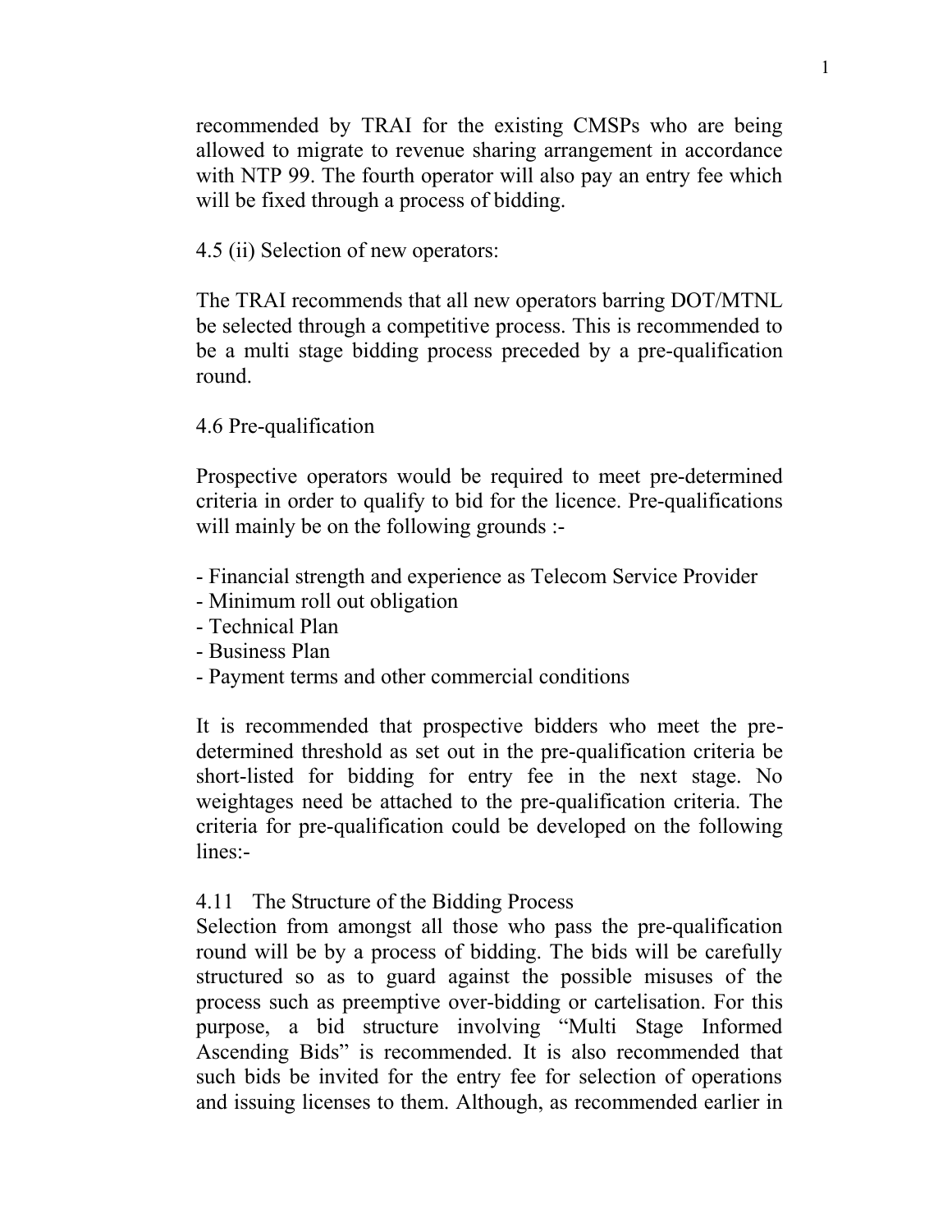recommended by TRAI for the existing CMSPs who are being allowed to migrate to revenue sharing arrangement in accordance with NTP 99. The fourth operator will also pay an entry fee which will be fixed through a process of bidding.

4.5 (ii) Selection of new operators:

The TRAI recommends that all new operators barring DOT/MTNL be selected through a competitive process. This is recommended to be a multi stage bidding process preceded by a pre-qualification round.

4.6 Pre-qualification

Prospective operators would be required to meet pre-determined criteria in order to qualify to bid for the licence. Pre-qualifications will mainly be on the following grounds :-

- Financial strength and experience as Telecom Service Provider
- Minimum roll out obligation
- Technical Plan
- Business Plan
- Payment terms and other commercial conditions

It is recommended that prospective bidders who meet the pre-determined threshold as set out in the pre-qualification criteria be short-listed for bidding for entry fee in the next stage. No weightages need be attached to the pre-qualification criteria. The criteria for pre-qualification could be developed on the following lines:-

4.11 The Structure of the Bidding Process

Selection from amongst all those who pass the pre-qualification round will be by a process of bidding. The bids will be carefully structured so as to guard against the possible misuses of the process such as preemptive over-bidding or cartelisation. For this purpose, a bid structure involving "Multi Stage Informed Ascending Bids" is recommended. It is also recommended that such bids be invited for the entry fee for selection of operations and issuing licenses to them. Although, as recommended earlier in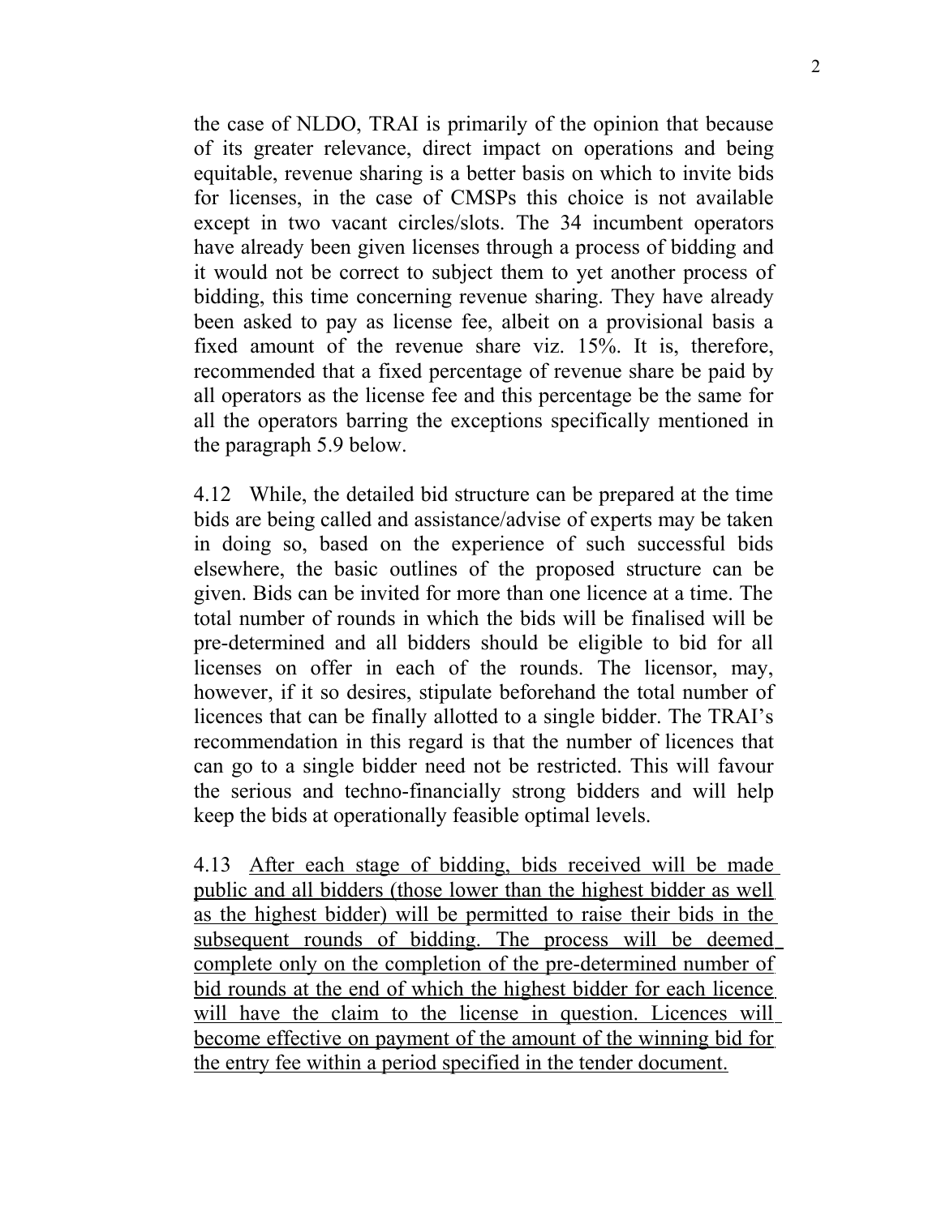the case of NLDO, TRAI is primarily of the opinion that because of its greater relevance, direct impact on operations and being equitable, revenue sharing is a better basis on which to invite bids for licenses, in the case of CMSPs this choice is not available except in two vacant circles/slots. The 34 incumbent operators have already been given licenses through a process of bidding and it would not be correct to subject them to yet another process of bidding, this time concerning revenue sharing. They have already been asked to pay as license fee, albeit on a provisional basis a fixed amount of the revenue share viz. 15%. It is, therefore, recommended that a fixed percentage of revenue share be paid by all operators as the license fee and this percentage be the same for all the operators barring the exceptions specifically mentioned in the paragraph 5.9 below.

4.12 While, the detailed bid structure can be prepared at the time bids are being called and assistance/advise of experts may be taken in doing so, based on the experience of such successful bids elsewhere, the basic outlines of the proposed structure can be given. Bids can be invited for more than one licence at a time. The total number of rounds in which the bids will be finalised will be pre-determined and all bidders should be eligible to bid for all licenses on offer in each of the rounds. The licensor, may, however, if it so desires, stipulate beforehand the total number of licences that can be finally allotted to a single bidder. The TRAI's recommendation in this regard is that the number of licences that can go to a single bidder need not be restricted. This will favour the serious and techno-financially strong bidders and will help keep the bids at operationally feasible optimal levels.

4.13 <u>After each stage of bidding, bids received will be made public and all bidders (those lower than the highest bidder as well as the highest bidder) will be permitted to raise their bids in the subsequent rounds of bidding. The process will be deemed complete only on the completion of the pre-determined number of bid rounds at the end of which the highest bidder for each licence will have the claim to the license in question. Licences will become effective on payment of the amount of the winning bid for the entry fee within a period specified in the tender document.</u>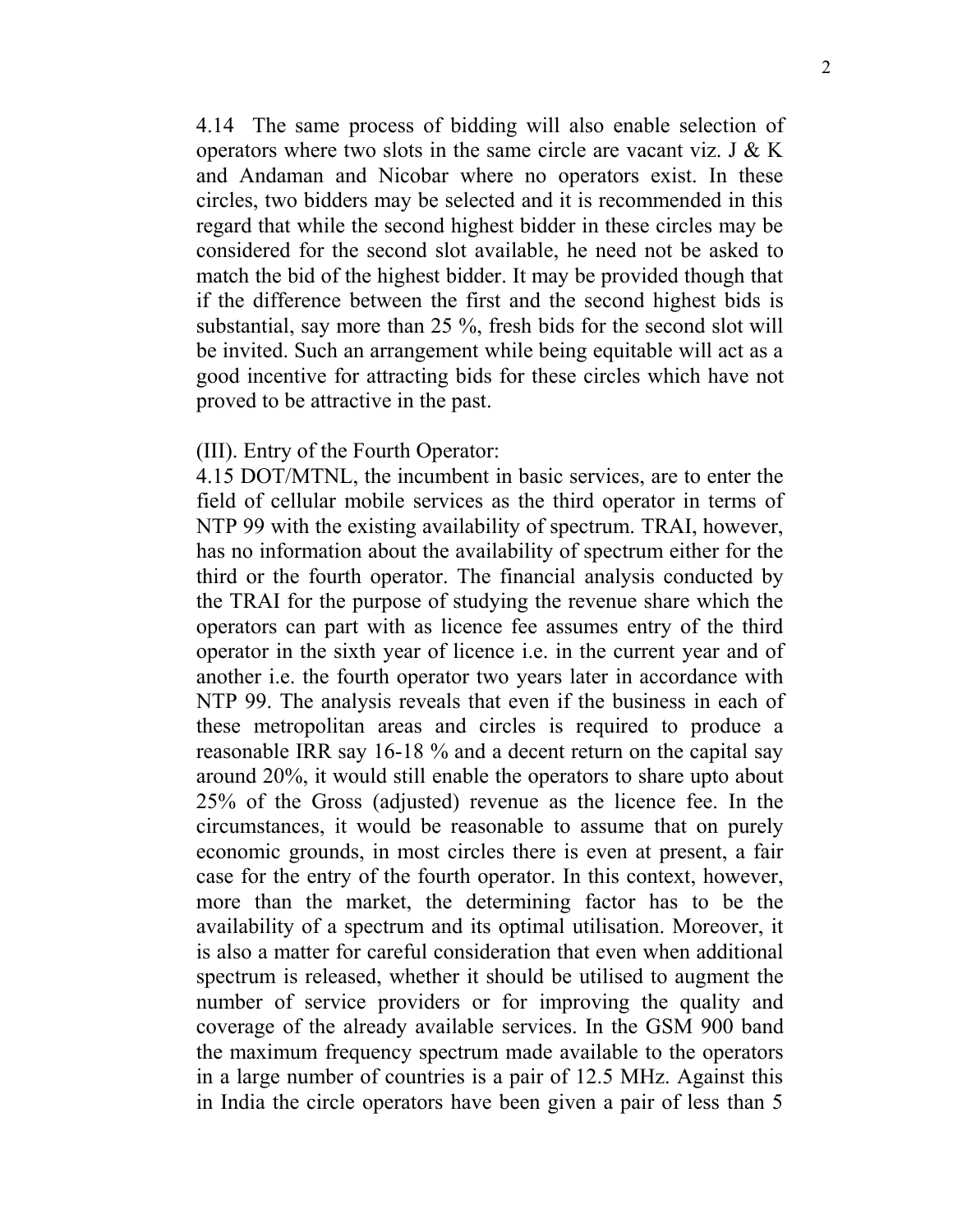4.14 The same process of bidding will also enable selection of operators where two slots in the same circle are vacant viz. J & K and Andaman and Nicobar where no operators exist. In these circles, two bidders may be selected and it is recommended in this regard that while the second highest bidder in these circles may be considered for the second slot available, he need not be asked to match the bid of the highest bidder. It may be provided though that if the difference between the first and the second highest bids is substantial, say more than 25 %, fresh bids for the second slot will be invited. Such an arrangement while being equitable will act as a good incentive for attracting bids for these circles which have not proved to be attractive in the past.

(III). Entry of the Fourth Operator:

4.15 DOT/MTNL, the incumbent in basic services, are to enter the field of cellular mobile services as the third operator in terms of NTP 99 with the existing availability of spectrum. TRAI, however, has no information about the availability of spectrum either for the third or the fourth operator. The financial analysis conducted by the TRAI for the purpose of studying the revenue share which the operators can part with as licence fee assumes entry of the third operator in the sixth year of licence i.e. in the current year and of another i.e. the fourth operator two years later in accordance with NTP 99. The analysis reveals that even if the business in each of these metropolitan areas and circles is required to produce a reasonable IRR say 16-18 % and a decent return on the capital say around 20%, it would still enable the operators to share upto about 25% of the Gross (adjusted) revenue as the licence fee. In the circumstances, it would be reasonable to assume that on purely economic grounds, in most circles there is even at present, a fair case for the entry of the fourth operator. In this context, however, more than the market, the determining factor has to be the availability of a spectrum and its optimal utilisation. Moreover, it is also a matter for careful consideration that even when additional spectrum is released, whether it should be utilised to augment the number of service providers or for improving the quality and coverage of the already available services. In the GSM 900 band the maximum frequency spectrum made available to the operators in a large number of countries is a pair of 12.5 MHz. Against this in India the circle operators have been given a pair of less than 5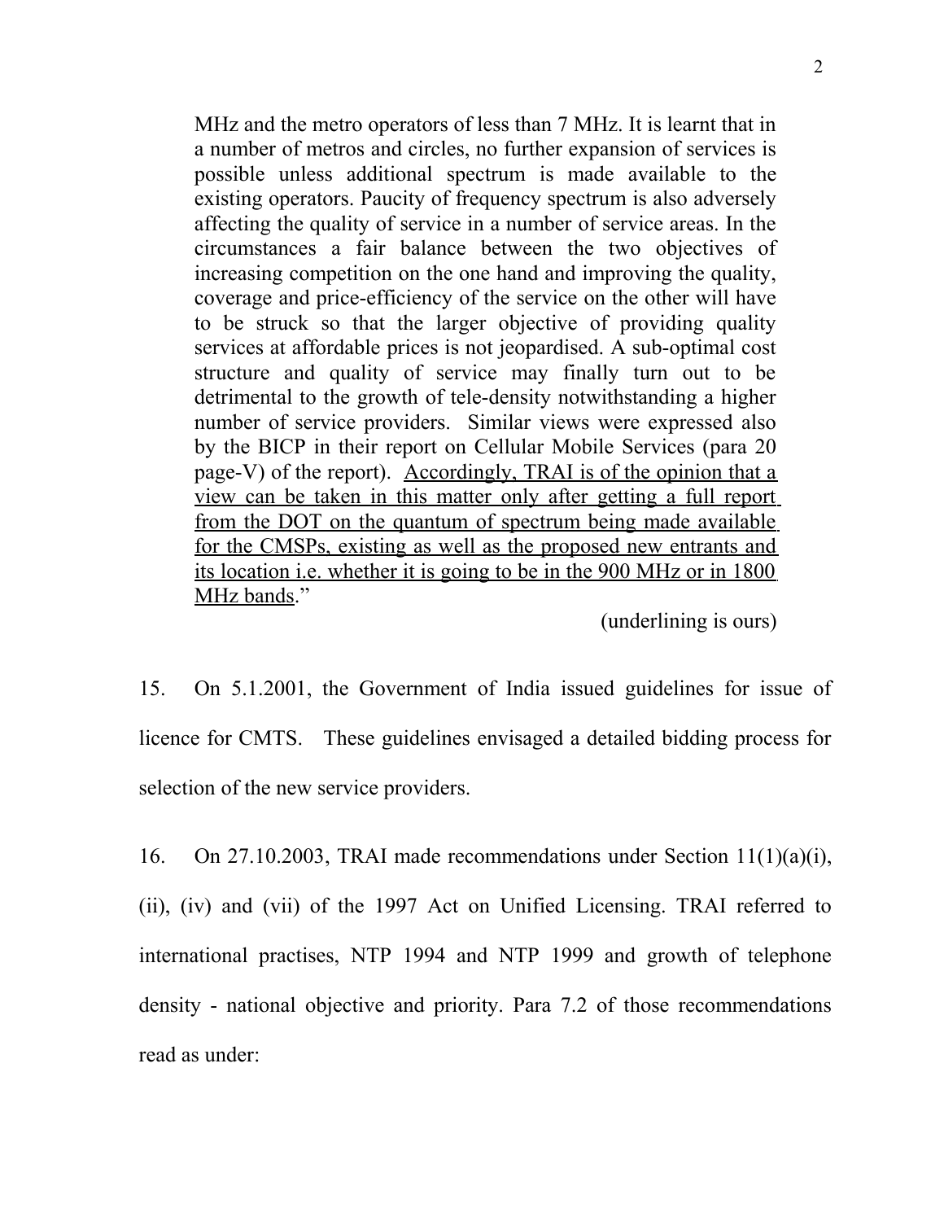> MHz and the metro operators of less than 7 MHz. It is learnt that in a number of metros and circles, no further expansion of services is possible unless additional spectrum is made available to the existing operators. Paucity of frequency spectrum is also adversely affecting the quality of service in a number of service areas. In the circumstances a fair balance between the two objectives of increasing competition on the one hand and improving the quality, coverage and price-efficiency of the service on the other will have to be struck so that the larger objective of providing quality services at affordable prices is not jeopardised. A sub-optimal cost structure and quality of service may finally turn out to be detrimental to the growth of tele-density notwithstanding a higher number of service providers. Similar views were expressed also by the BICP in their report on Cellular Mobile Services (para 20 page-V) of the report). <u>Accordingly, TRAI is of the opinion that a view can be taken in this matter only after getting a full report from the DOT on the quantum of spectrum being made available for the CMSPs, existing as well as the proposed new entrants and its location i.e. whether it is going to be in the 900 MHz or in 1800 MHz bands</u>."
>
> (underlining is ours)

15. On 5.1.2001, the Government of India issued guidelines for issue of licence for CMTS. These guidelines envisaged a detailed bidding process for selection of the new service providers.

16. On 27.10.2003, TRAI made recommendations under Section 11(1)(a)(i), (ii), (iv) and (vii) of the 1997 Act on Unified Licensing. TRAI referred to international practises, NTP 1994 and NTP 1999 and growth of telephone density - national objective and priority. Para 7.2 of those recommendations read as under: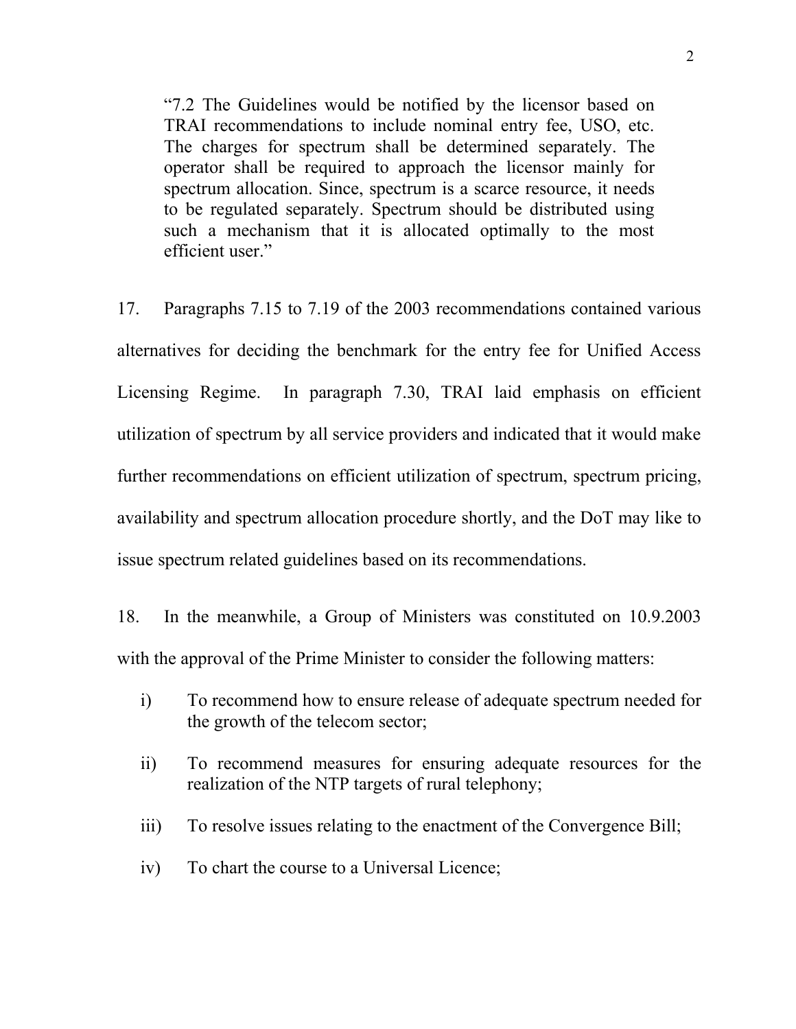> "7.2 The Guidelines would be notified by the licensor based on TRAI recommendations to include nominal entry fee, USO, etc. The charges for spectrum shall be determined separately. The operator shall be required to approach the licensor mainly for spectrum allocation. Since, spectrum is a scarce resource, it needs to be regulated separately. Spectrum should be distributed using such a mechanism that it is allocated optimally to the most efficient user."

17. Paragraphs 7.15 to 7.19 of the 2003 recommendations contained various alternatives for deciding the benchmark for the entry fee for Unified Access Licensing Regime. In paragraph 7.30, TRAI laid emphasis on efficient utilization of spectrum by all service providers and indicated that it would make further recommendations on efficient utilization of spectrum, spectrum pricing, availability and spectrum allocation procedure shortly, and the DoT may like to issue spectrum related guidelines based on its recommendations.

18. In the meanwhile, a Group of Ministers was constituted on 10.9.2003 with the approval of the Prime Minister to consider the following matters:

i) To recommend how to ensure release of adequate spectrum needed for the growth of the telecom sector;

ii) To recommend measures for ensuring adequate resources for the realization of the NTP targets of rural telephony;

iii) To resolve issues relating to the enactment of the Convergence Bill;

iv) To chart the course to a Universal Licence;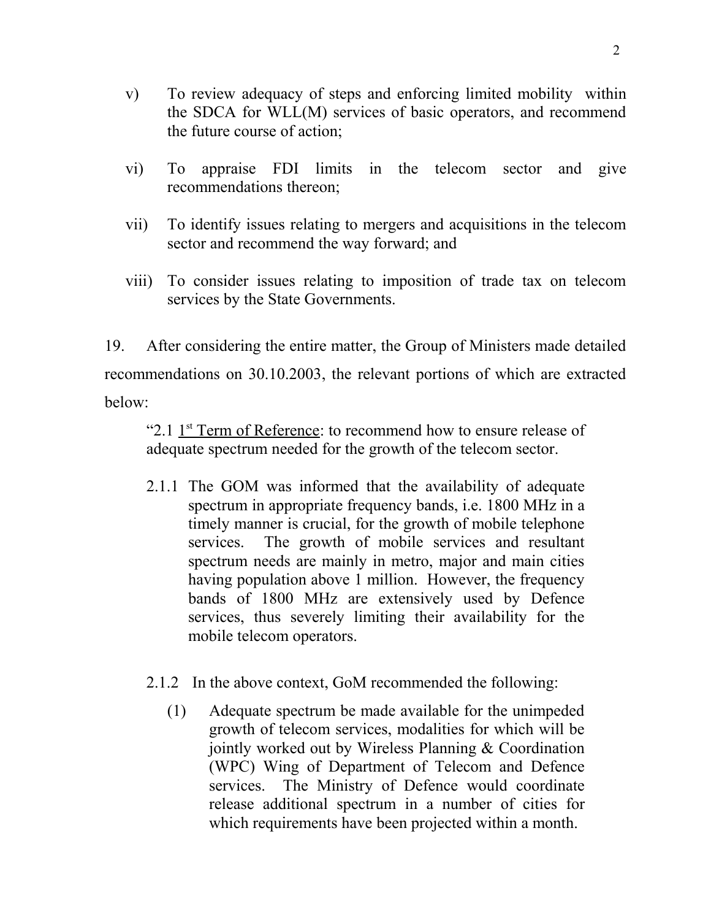v) To review adequacy of steps and enforcing limited mobility within the SDCA for WLL(M) services of basic operators, and recommend the future course of action;

vi) To appraise FDI limits in the telecom sector and give recommendations thereon;

vii) To identify issues relating to mergers and acquisitions in the telecom sector and recommend the way forward; and

viii) To consider issues relating to imposition of trade tax on telecom services by the State Governments.

19. After considering the entire matter, the Group of Ministers made detailed recommendations on 30.10.2003, the relevant portions of which are extracted below:

> "2.1 1st Term of Reference: to recommend how to ensure release of adequate spectrum needed for the growth of the telecom sector.
>
> 2.1.1 The GOM was informed that the availability of adequate spectrum in appropriate frequency bands, i.e. 1800 MHz in a timely manner is crucial, for the growth of mobile telephone services. The growth of mobile services and resultant spectrum needs are mainly in metro, major and main cities having population above 1 million. However, the frequency bands of 1800 MHz are extensively used by Defence services, thus severely limiting their availability for the mobile telecom operators.
>
> 2.1.2 In the above context, GoM recommended the following:
>
> (1) Adequate spectrum be made available for the unimpeded growth of telecom services, modalities for which will be jointly worked out by Wireless Planning & Coordination (WPC) Wing of Department of Telecom and Defence services. The Ministry of Defence would coordinate release additional spectrum in a number of cities for which requirements have been projected within a month.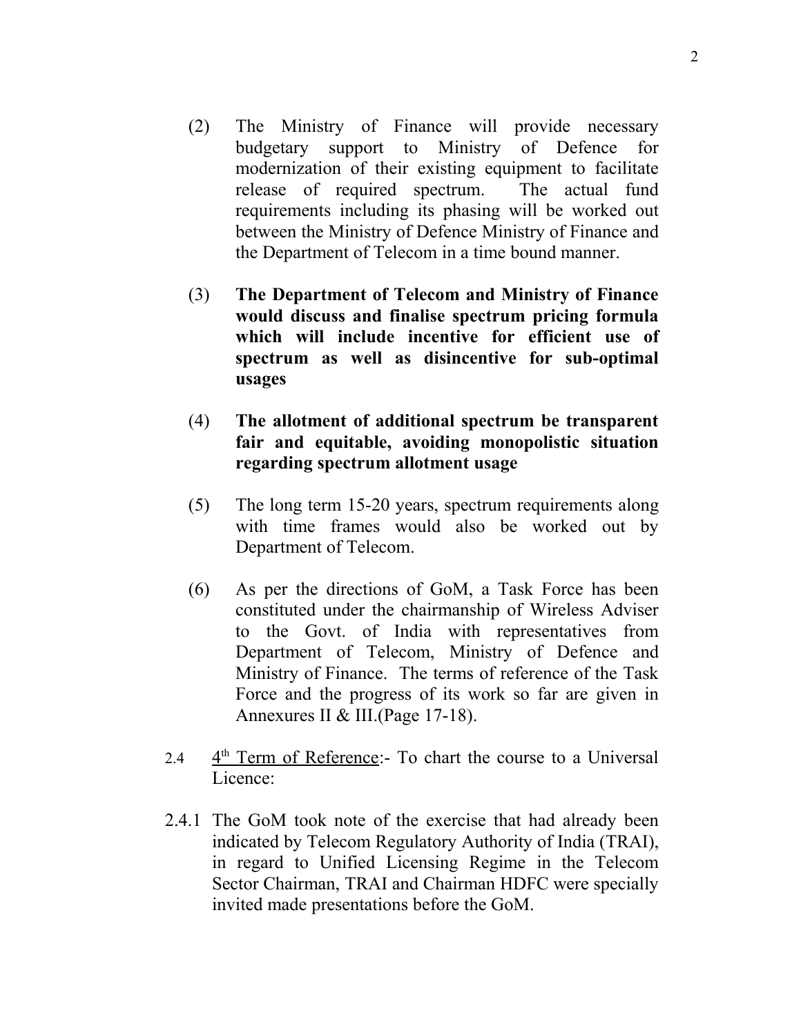(2) The Ministry of Finance will provide necessary budgetary support to Ministry of Defence for modernization of their existing equipment to facilitate release of required spectrum. The actual fund requirements including its phasing will be worked out between the Ministry of Defence Ministry of Finance and the Department of Telecom in a time bound manner.

(3) **The Department of Telecom and Ministry of Finance would discuss and finalise spectrum pricing formula which will include incentive for efficient use of spectrum as well as disincentive for sub-optimal usages**

(4) **The allotment of additional spectrum be transparent fair and equitable, avoiding monopolistic situation regarding spectrum allotment usage**

(5) The long term 15-20 years, spectrum requirements along with time frames would also be worked out by Department of Telecom.

(6) As per the directions of GoM, a Task Force has been constituted under the chairmanship of Wireless Adviser to the Govt. of India with representatives from Department of Telecom, Ministry of Defence and Ministry of Finance. The terms of reference of the Task Force and the progress of its work so far are given in Annexures II & III.(Page 17-18).

2.4 4th Term of Reference:- To chart the course to a Universal Licence:

2.4.1 The GoM took note of the exercise that had already been indicated by Telecom Regulatory Authority of India (TRAI), in regard to Unified Licensing Regime in the Telecom Sector Chairman, TRAI and Chairman HDFC were specially invited made presentations before the GoM.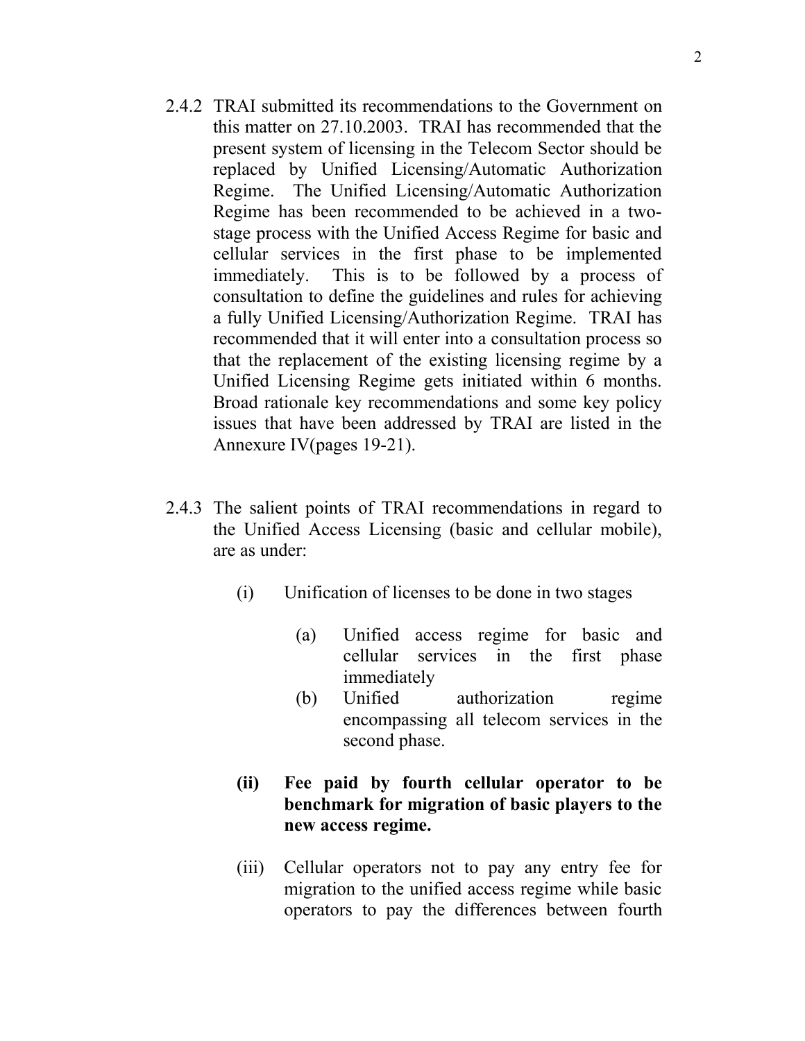2.4.2 TRAI submitted its recommendations to the Government on this matter on 27.10.2003. TRAI has recommended that the present system of licensing in the Telecom Sector should be replaced by Unified Licensing/Automatic Authorization Regime. The Unified Licensing/Automatic Authorization Regime has been recommended to be achieved in a two-stage process with the Unified Access Regime for basic and cellular services in the first phase to be implemented immediately. This is to be followed by a process of consultation to define the guidelines and rules for achieving a fully Unified Licensing/Authorization Regime. TRAI has recommended that it will enter into a consultation process so that the replacement of the existing licensing regime by a Unified Licensing Regime gets initiated within 6 months. Broad rationale key recommendations and some key policy issues that have been addressed by TRAI are listed in the Annexure IV(pages 19-21).

2.4.3 The salient points of TRAI recommendations in regard to the Unified Access Licensing (basic and cellular mobile), are as under:

(i) Unification of licenses to be done in two stages

(a) Unified access regime for basic and cellular services in the first phase immediately

(b) Unified authorization regime encompassing all telecom services in the second phase.

**(ii) Fee paid by fourth cellular operator to be benchmark for migration of basic players to the new access regime.**

(iii) Cellular operators not to pay any entry fee for migration to the unified access regime while basic operators to pay the differences between fourth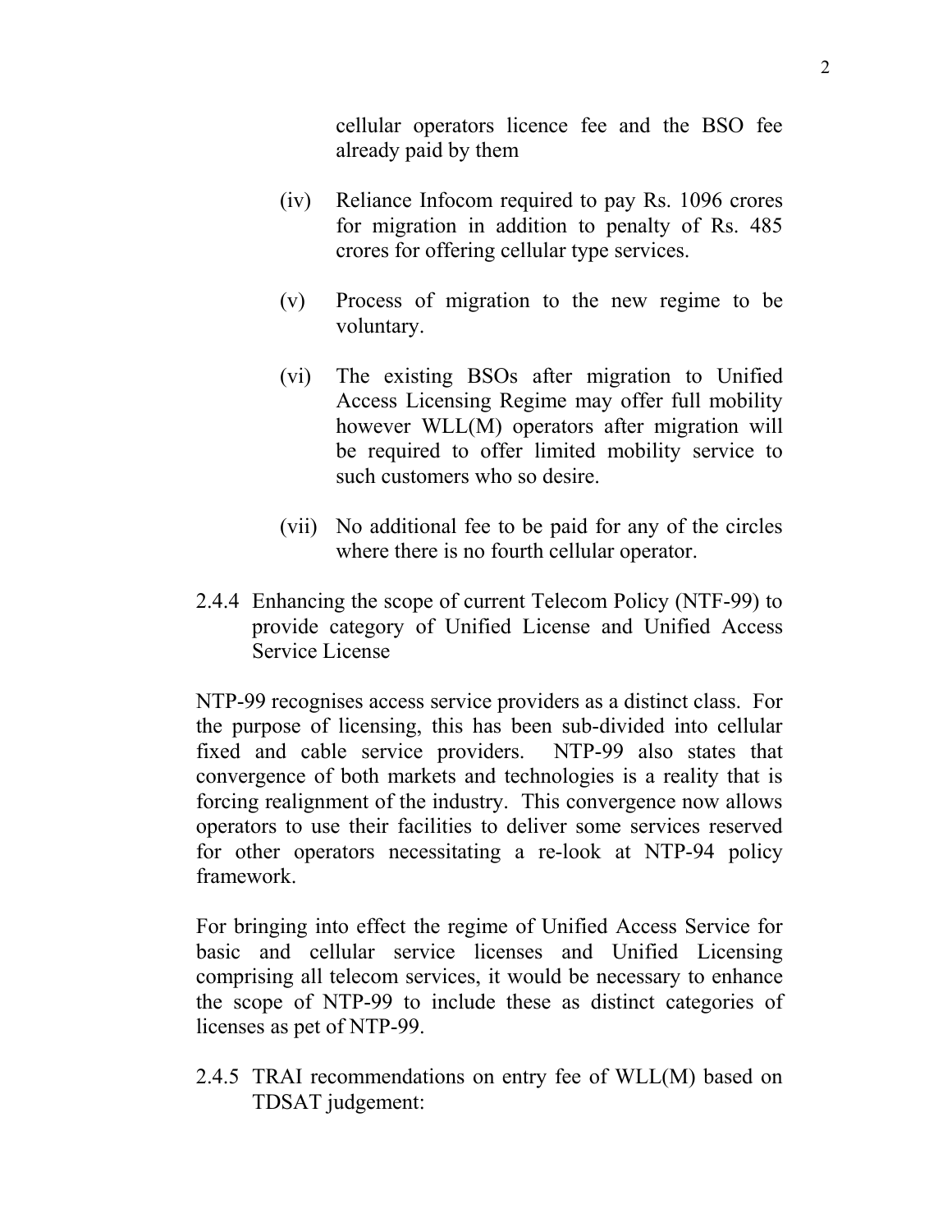cellular operators licence fee and the BSO fee already paid by them

(iv) Reliance Infocom required to pay Rs. 1096 crores for migration in addition to penalty of Rs. 485 crores for offering cellular type services.

(v) Process of migration to the new regime to be voluntary.

(vi) The existing BSOs after migration to Unified Access Licensing Regime may offer full mobility however WLL(M) operators after migration will be required to offer limited mobility service to such customers who so desire.

(vii) No additional fee to be paid for any of the circles where there is no fourth cellular operator.

2.4.4 Enhancing the scope of current Telecom Policy (NTF-99) to provide category of Unified License and Unified Access Service License

NTP-99 recognises access service providers as a distinct class. For the purpose of licensing, this has been sub-divided into cellular fixed and cable service providers. NTP-99 also states that convergence of both markets and technologies is a reality that is forcing realignment of the industry. This convergence now allows operators to use their facilities to deliver some services reserved for other operators necessitating a re-look at NTP-94 policy framework.

For bringing into effect the regime of Unified Access Service for basic and cellular service licenses and Unified Licensing comprising all telecom services, it would be necessary to enhance the scope of NTP-99 to include these as distinct categories of licenses as pet of NTP-99.

2.4.5 TRAI recommendations on entry fee of WLL(M) based on TDSAT judgement: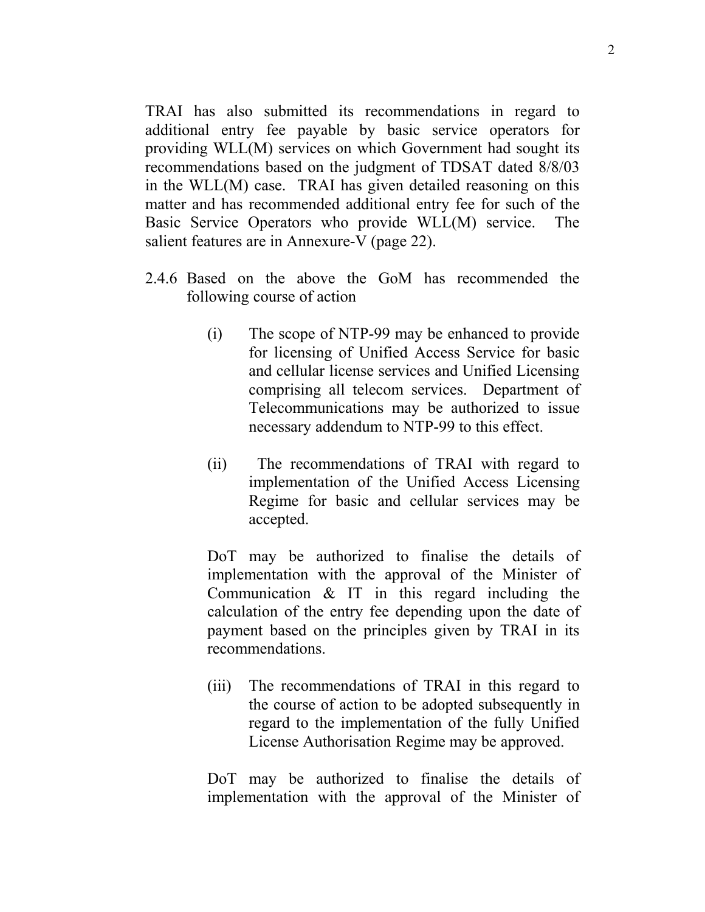TRAI has also submitted its recommendations in regard to additional entry fee payable by basic service operators for providing WLL(M) services on which Government had sought its recommendations based on the judgment of TDSAT dated 8/8/03 in the WLL(M) case. TRAI has given detailed reasoning on this matter and has recommended additional entry fee for such of the Basic Service Operators who provide WLL(M) service. The salient features are in Annexure-V (page 22).

2.4.6 Based on the above the GoM has recommended the following course of action

(i) The scope of NTP-99 may be enhanced to provide for licensing of Unified Access Service for basic and cellular license services and Unified Licensing comprising all telecom services. Department of Telecommunications may be authorized to issue necessary addendum to NTP-99 to this effect.

(ii) The recommendations of TRAI with regard to implementation of the Unified Access Licensing Regime for basic and cellular services may be accepted.

DoT may be authorized to finalise the details of implementation with the approval of the Minister of Communication & IT in this regard including the calculation of the entry fee depending upon the date of payment based on the principles given by TRAI in its recommendations.

(iii) The recommendations of TRAI in this regard to the course of action to be adopted subsequently in regard to the implementation of the fully Unified License Authorisation Regime may be approved.

DoT may be authorized to finalise the details of implementation with the approval of the Minister of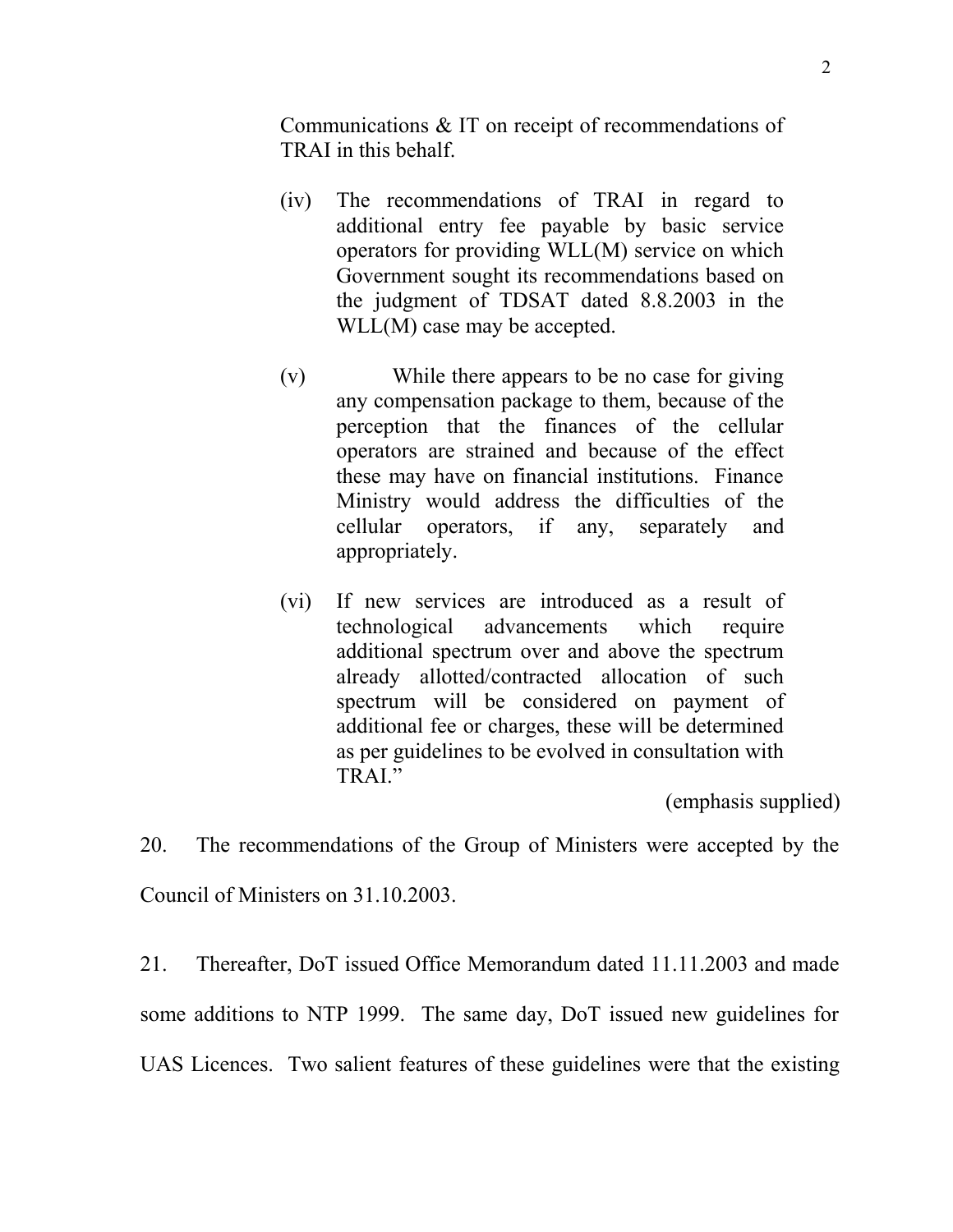Communications & IT on receipt of recommendations of TRAI in this behalf.

(iv) The recommendations of TRAI in regard to additional entry fee payable by basic service operators for providing WLL(M) service on which Government sought its recommendations based on the judgment of TDSAT dated 8.8.2003 in the WLL(M) case may be accepted.

(v) While there appears to be no case for giving any compensation package to them, because of the perception that the finances of the cellular operators are strained and because of the effect these may have on financial institutions. Finance Ministry would address the difficulties of the cellular operators, if any, separately and appropriately.

(vi) If new services are introduced as a result of technological advancements which require additional spectrum over and above the spectrum already allotted/contracted allocation of such spectrum will be considered on payment of additional fee or charges, these will be determined as per guidelines to be evolved in consultation with TRAI."

(emphasis supplied)

20. The recommendations of the Group of Ministers were accepted by the Council of Ministers on 31.10.2003.

21. Thereafter, DoT issued Office Memorandum dated 11.11.2003 and made some additions to NTP 1999. The same day, DoT issued new guidelines for UAS Licences. Two salient features of these guidelines were that the existing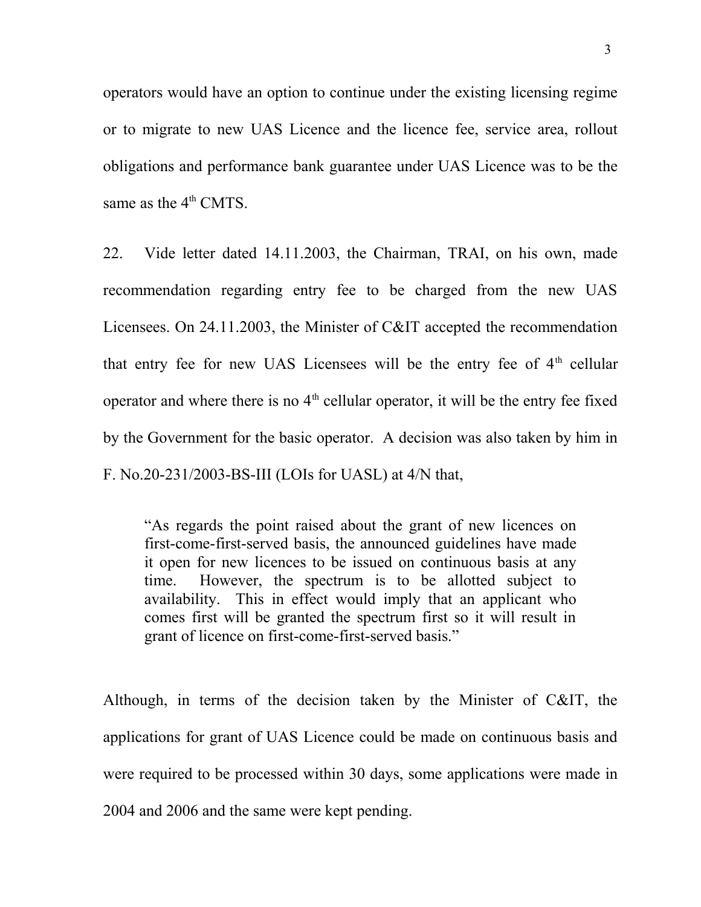operators would have an option to continue under the existing licensing regime or to migrate to new UAS Licence and the licence fee, service area, rollout obligations and performance bank guarantee under UAS Licence was to be the same as the 4th CMTS.

22. Vide letter dated 14.11.2003, the Chairman, TRAI, on his own, made recommendation regarding entry fee to be charged from the new UAS Licensees. On 24.11.2003, the Minister of C&IT accepted the recommendation that entry fee for new UAS Licensees will be the entry fee of 4th cellular operator and where there is no 4th cellular operator, it will be the entry fee fixed by the Government for the basic operator. A decision was also taken by him in F. No.20-231/2003-BS-III (LOIs for UASL) at 4/N that,

> "As regards the point raised about the grant of new licences on first-come-first-served basis, the announced guidelines have made it open for new licences to be issued on continuous basis at any time. However, the spectrum is to be allotted subject to availability. This in effect would imply that an applicant who comes first will be granted the spectrum first so it will result in grant of licence on first-come-first-served basis."

Although, in terms of the decision taken by the Minister of C&IT, the applications for grant of UAS Licence could be made on continuous basis and were required to be processed within 30 days, some applications were made in 2004 and 2006 and the same were kept pending.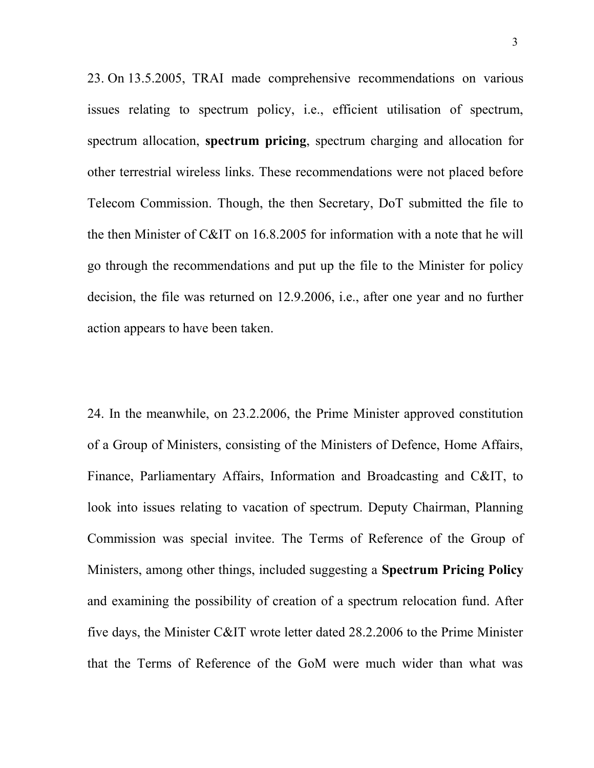23. On 13.5.2005, TRAI made comprehensive recommendations on various issues relating to spectrum policy, i.e., efficient utilisation of spectrum, spectrum allocation, **spectrum pricing**, spectrum charging and allocation for other terrestrial wireless links. These recommendations were not placed before Telecom Commission. Though, the then Secretary, DoT submitted the file to the then Minister of C&IT on 16.8.2005 for information with a note that he will go through the recommendations and put up the file to the Minister for policy decision, the file was returned on 12.9.2006, i.e., after one year and no further action appears to have been taken.

24. In the meanwhile, on 23.2.2006, the Prime Minister approved constitution of a Group of Ministers, consisting of the Ministers of Defence, Home Affairs, Finance, Parliamentary Affairs, Information and Broadcasting and C&IT, to look into issues relating to vacation of spectrum. Deputy Chairman, Planning Commission was special invitee. The Terms of Reference of the Group of Ministers, among other things, included suggesting a **Spectrum Pricing Policy** and examining the possibility of creation of a spectrum relocation fund. After five days, the Minister C&IT wrote letter dated 28.2.2006 to the Prime Minister that the Terms of Reference of the GoM were much wider than what was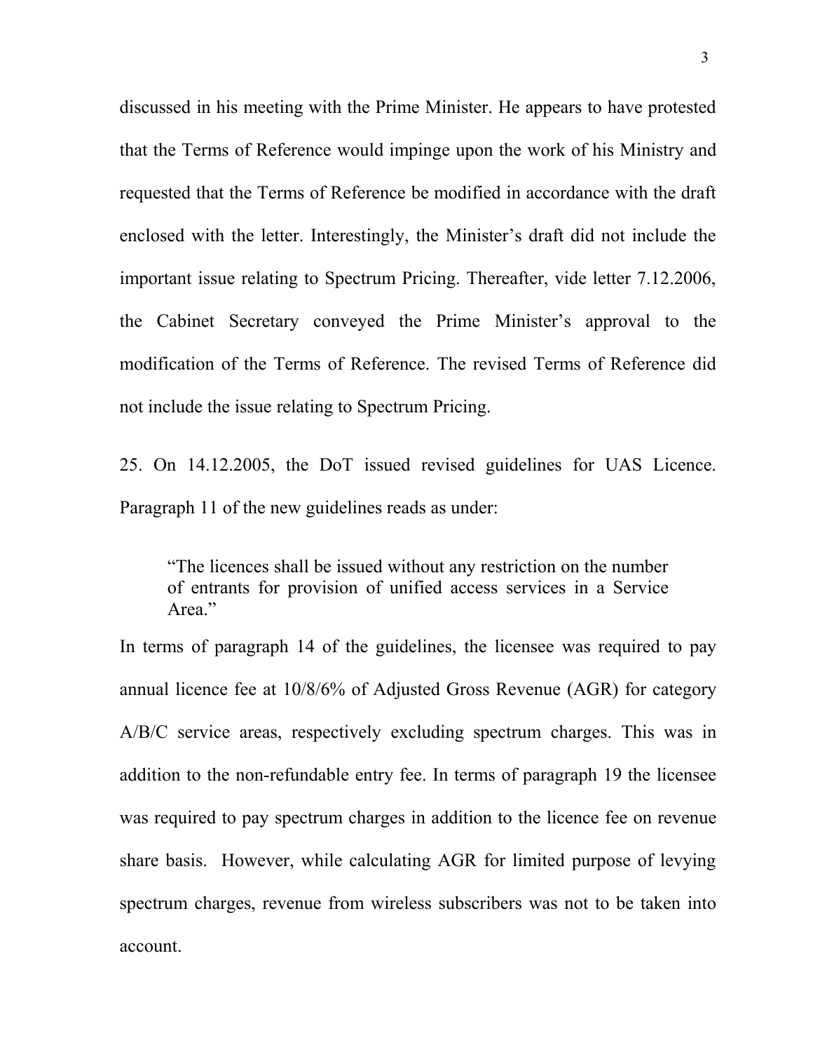discussed in his meeting with the Prime Minister. He appears to have protested that the Terms of Reference would impinge upon the work of his Ministry and requested that the Terms of Reference be modified in accordance with the draft enclosed with the letter. Interestingly, the Minister's draft did not include the important issue relating to Spectrum Pricing. Thereafter, vide letter 7.12.2006, the Cabinet Secretary conveyed the Prime Minister's approval to the modification of the Terms of Reference. The revised Terms of Reference did not include the issue relating to Spectrum Pricing.

25. On 14.12.2005, the DoT issued revised guidelines for UAS Licence. Paragraph 11 of the new guidelines reads as under:

> "The licences shall be issued without any restriction on the number of entrants for provision of unified access services in a Service Area."

In terms of paragraph 14 of the guidelines, the licensee was required to pay annual licence fee at 10/8/6% of Adjusted Gross Revenue (AGR) for category A/B/C service areas, respectively excluding spectrum charges. This was in addition to the non-refundable entry fee. In terms of paragraph 19 the licensee was required to pay spectrum charges in addition to the licence fee on revenue share basis. However, while calculating AGR for limited purpose of levying spectrum charges, revenue from wireless subscribers was not to be taken into account.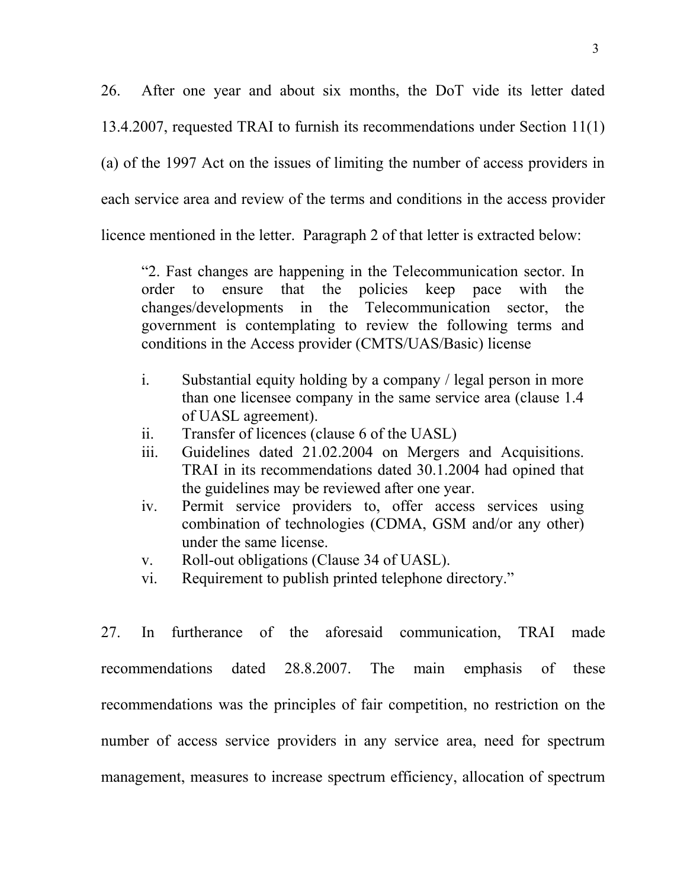26. After one year and about six months, the DoT vide its letter dated 13.4.2007, requested TRAI to furnish its recommendations under Section 11(1)(a) of the 1997 Act on the issues of limiting the number of access providers in each service area and review of the terms and conditions in the access provider licence mentioned in the letter. Paragraph 2 of that letter is extracted below:

> "2. Fast changes are happening in the Telecommunication sector. In order to ensure that the policies keep pace with the changes/developments in the Telecommunication sector, the government is contemplating to review the following terms and conditions in the Access provider (CMTS/UAS/Basic) license
>
> i. Substantial equity holding by a company / legal person in more than one licensee company in the same service area (clause 1.4 of UASL agreement).
> ii. Transfer of licences (clause 6 of the UASL)
> iii. Guidelines dated 21.02.2004 on Mergers and Acquisitions. TRAI in its recommendations dated 30.1.2004 had opined that the guidelines may be reviewed after one year.
> iv. Permit service providers to, offer access services using combination of technologies (CDMA, GSM and/or any other) under the same license.
> v. Roll-out obligations (Clause 34 of UASL).
> vi. Requirement to publish printed telephone directory."

27. In furtherance of the aforesaid communication, TRAI made recommendations dated 28.8.2007. The main emphasis of these recommendations was the principles of fair competition, no restriction on the number of access service providers in any service area, need for spectrum management, measures to increase spectrum efficiency, allocation of spectrum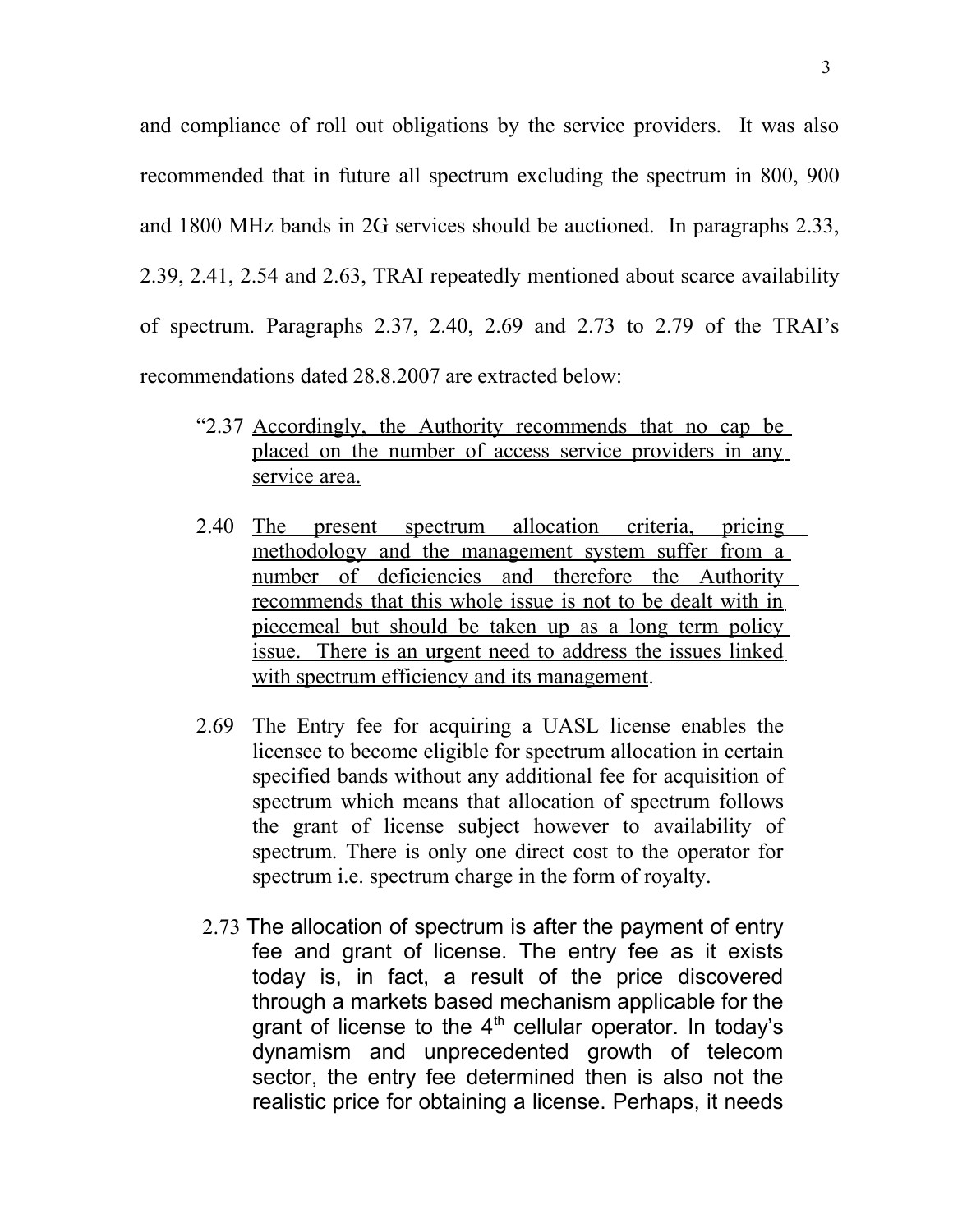and compliance of roll out obligations by the service providers. It was also recommended that in future all spectrum excluding the spectrum in 800, 900 and 1800 MHz bands in 2G services should be auctioned. In paragraphs 2.33, 2.39, 2.41, 2.54 and 2.63, TRAI repeatedly mentioned about scarce availability of spectrum. Paragraphs 2.37, 2.40, 2.69 and 2.73 to 2.79 of the TRAI's recommendations dated 28.8.2007 are extracted below:

> "2.37 <u>Accordingly, the Authority recommends that no cap be placed on the number of access service providers in any service area.</u>
>
> 2.40 <u>The present spectrum allocation criteria, pricing methodology and the management system suffer from a number of deficiencies and therefore the Authority recommends that this whole issue is not to be dealt with in piecemeal but should be taken up as a long term policy issue. There is an urgent need to address the issues linked with spectrum efficiency and its management</u>.
>
> 2.69 The Entry fee for acquiring a UASL license enables the licensee to become eligible for spectrum allocation in certain specified bands without any additional fee for acquisition of spectrum which means that allocation of spectrum follows the grant of license subject however to availability of spectrum. There is only one direct cost to the operator for spectrum i.e. spectrum charge in the form of royalty.
>
> 2.73 The allocation of spectrum is after the payment of entry fee and grant of license. The entry fee as it exists today is, in fact, a result of the price discovered through a markets based mechanism applicable for the grant of license to the 4th cellular operator. In today's dynamism and unprecedented growth of telecom sector, the entry fee determined then is also not the realistic price for obtaining a license. Perhaps, it needs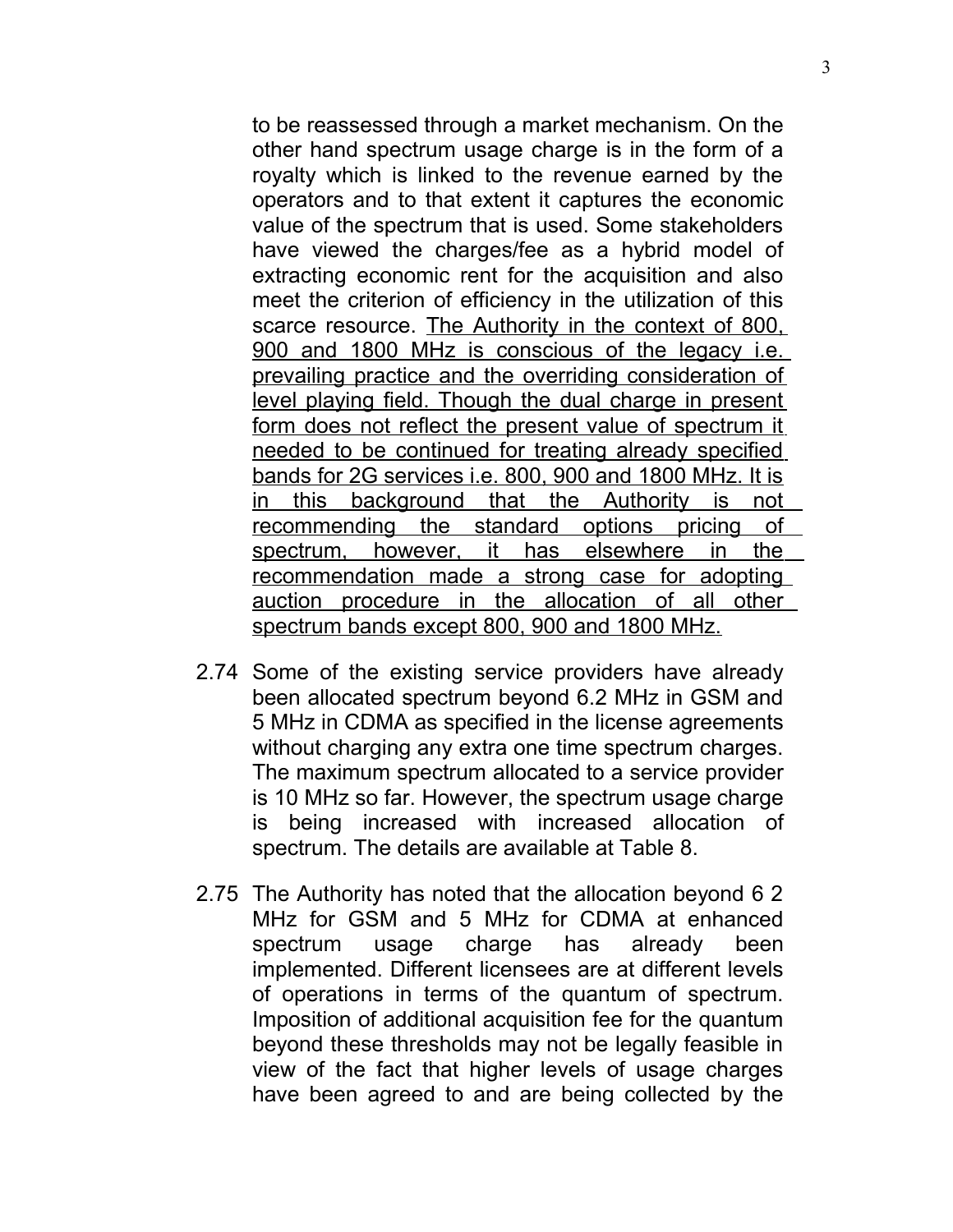to be reassessed through a market mechanism. On the other hand spectrum usage charge is in the form of a royalty which is linked to the revenue earned by the operators and to that extent it captures the economic value of the spectrum that is used. Some stakeholders have viewed the charges/fee as a hybrid model of extracting economic rent for the acquisition and also meet the criterion of efficiency in the utilization of this scarce resource. <u>The Authority in the context of 800, 900 and 1800 MHz is conscious of the legacy i.e. prevailing practice and the overriding consideration of level playing field. Though the dual charge in present form does not reflect the present value of spectrum it needed to be continued for treating already specified bands for 2G services i.e. 800, 900 and 1800 MHz. It is in this background that the Authority is not recommending the standard options pricing of spectrum, however, it has elsewhere in the recommendation made a strong case for adopting auction procedure in the allocation of all other spectrum bands except 800, 900 and 1800 MHz.</u>

2.74 Some of the existing service providers have already been allocated spectrum beyond 6.2 MHz in GSM and 5 MHz in CDMA as specified in the license agreements without charging any extra one time spectrum charges. The maximum spectrum allocated to a service provider is 10 MHz so far. However, the spectrum usage charge is being increased with increased allocation of spectrum. The details are available at Table 8.

2.75 The Authority has noted that the allocation beyond 6 2 MHz for GSM and 5 MHz for CDMA at enhanced spectrum usage charge has already been implemented. Different licensees are at different levels of operations in terms of the quantum of spectrum. Imposition of additional acquisition fee for the quantum beyond these thresholds may not be legally feasible in view of the fact that higher levels of usage charges have been agreed to and are being collected by the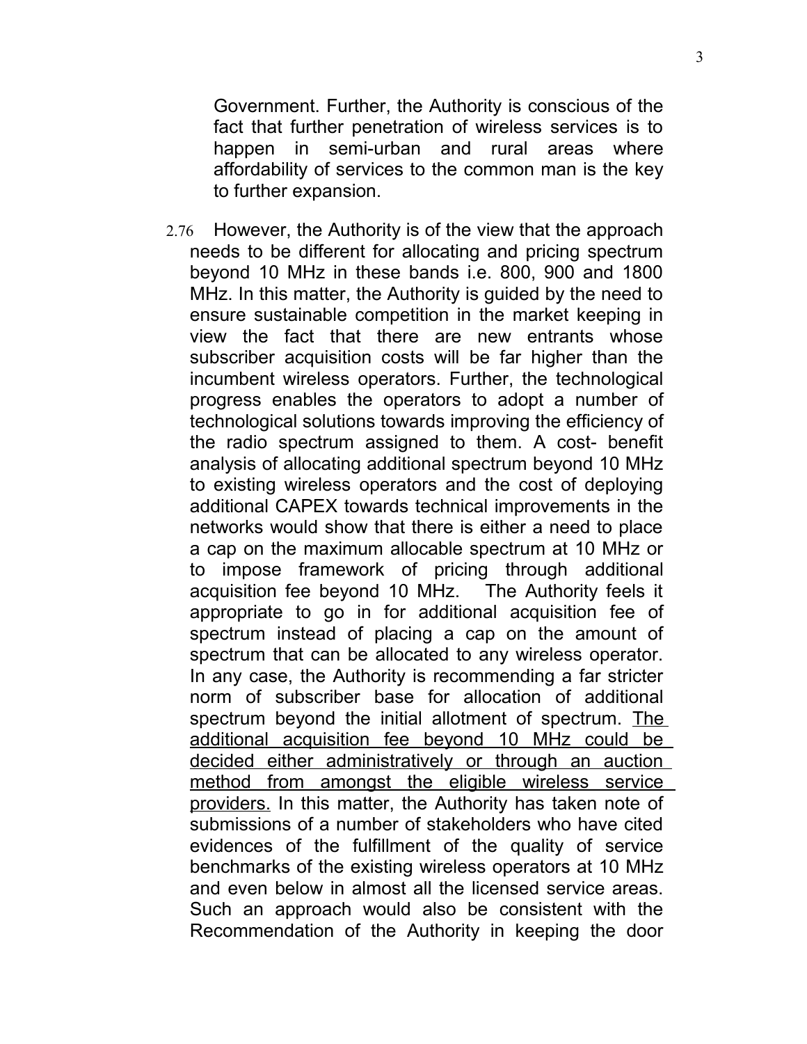Government. Further, the Authority is conscious of the fact that further penetration of wireless services is to happen in semi-urban and rural areas where affordability of services to the common man is the key to further expansion.

2.76 However, the Authority is of the view that the approach needs to be different for allocating and pricing spectrum beyond 10 MHz in these bands i.e. 800, 900 and 1800 MHz. In this matter, the Authority is guided by the need to ensure sustainable competition in the market keeping in view the fact that there are new entrants whose subscriber acquisition costs will be far higher than the incumbent wireless operators. Further, the technological progress enables the operators to adopt a number of technological solutions towards improving the efficiency of the radio spectrum assigned to them. A cost- benefit analysis of allocating additional spectrum beyond 10 MHz to existing wireless operators and the cost of deploying additional CAPEX towards technical improvements in the networks would show that there is either a need to place a cap on the maximum allocable spectrum at 10 MHz or to impose framework of pricing through additional acquisition fee beyond 10 MHz. The Authority feels it appropriate to go in for additional acquisition fee of spectrum instead of placing a cap on the amount of spectrum that can be allocated to any wireless operator. In any case, the Authority is recommending a far stricter norm of subscriber base for allocation of additional spectrum beyond the initial allotment of spectrum. <u>The additional acquisition fee beyond 10 MHz could be decided either administratively or through an auction method from amongst the eligible wireless service providers.</u> In this matter, the Authority has taken note of submissions of a number of stakeholders who have cited evidences of the fulfillment of the quality of service benchmarks of the existing wireless operators at 10 MHz and even below in almost all the licensed service areas. Such an approach would also be consistent with the Recommendation of the Authority in keeping the door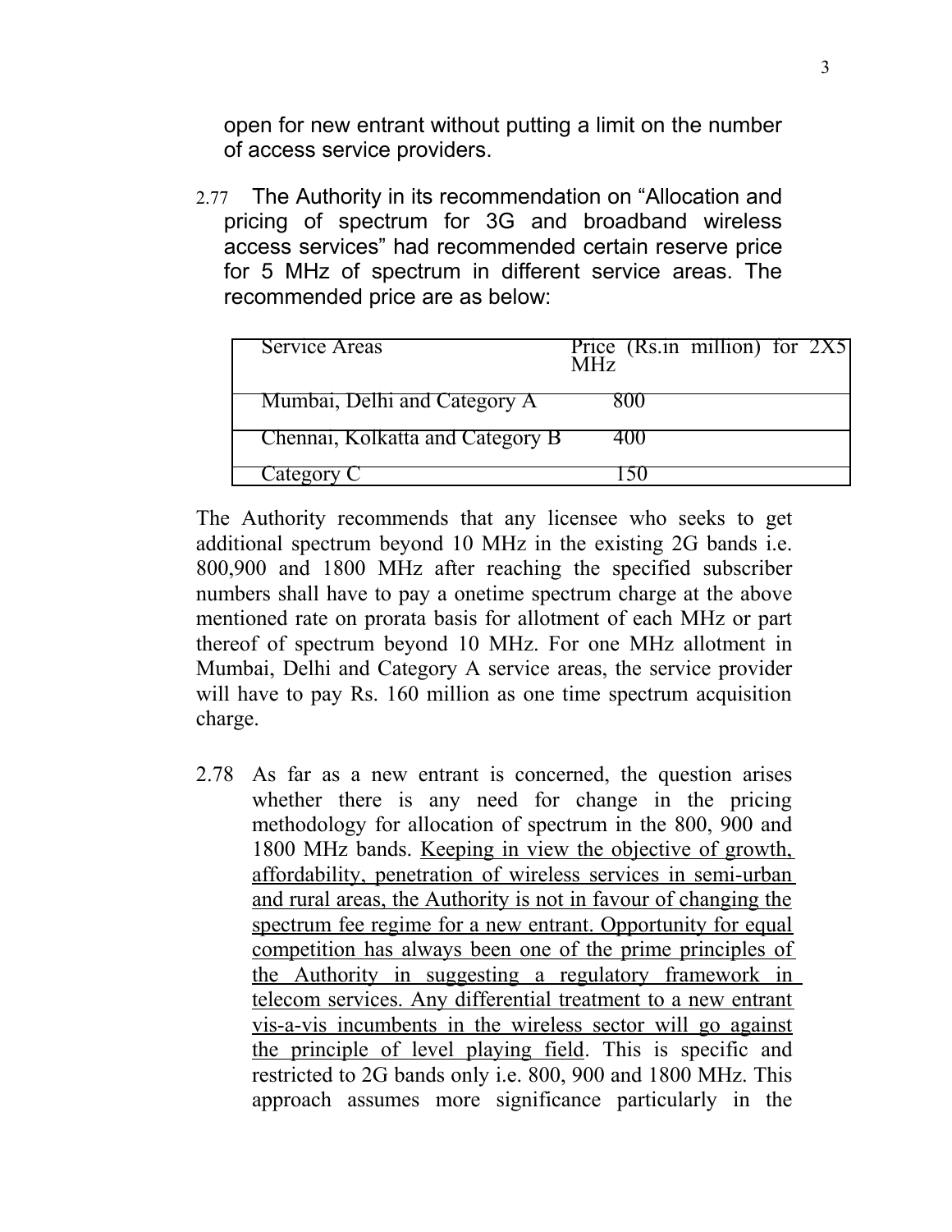open for new entrant without putting a limit on the number of access service providers.

2.77 The Authority in its recommendation on "Allocation and pricing of spectrum for 3G and broadband wireless access services" had recommended certain reserve price for 5 MHz of spectrum in different service areas. The recommended price are as below:

| Service Areas | Price (Rs.in million) for 2X5 MHz |
|---|---|
| Mumbai, Delhi and Category A | 800 |
| Chennai, Kolkatta and Category B | 400 |
| Category C | 150 |

The Authority recommends that any licensee who seeks to get additional spectrum beyond 10 MHz in the existing 2G bands i.e. 800,900 and 1800 MHz after reaching the specified subscriber numbers shall have to pay a onetime spectrum charge at the above mentioned rate on prorata basis for allotment of each MHz or part thereof of spectrum beyond 10 MHz. For one MHz allotment in Mumbai, Delhi and Category A service areas, the service provider will have to pay Rs. 160 million as one time spectrum acquisition charge.

2.78 As far as a new entrant is concerned, the question arises whether there is any need for change in the pricing methodology for allocation of spectrum in the 800, 900 and 1800 MHz bands. <u>Keeping in view the objective of growth, affordability, penetration of wireless services in semi-urban and rural areas, the Authority is not in favour of changing the spectrum fee regime for a new entrant. Opportunity for equal competition has always been one of the prime principles of the Authority in suggesting a regulatory framework in telecom services. Any differential treatment to a new entrant vis-a-vis incumbents in the wireless sector will go against the principle of level playing field</u>. This is specific and restricted to 2G bands only i.e. 800, 900 and 1800 MHz. This approach assumes more significance particularly in the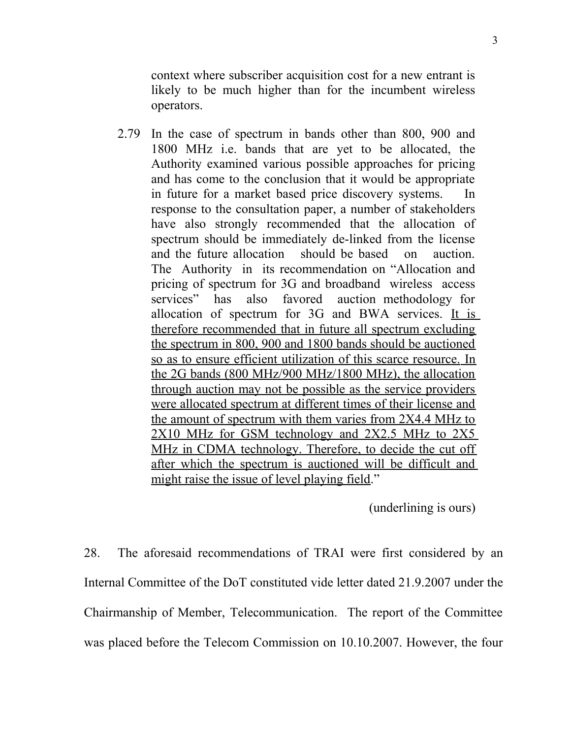context where subscriber acquisition cost for a new entrant is likely to be much higher than for the incumbent wireless operators.

> 2.79 In the case of spectrum in bands other than 800, 900 and 1800 MHz i.e. bands that are yet to be allocated, the Authority examined various possible approaches for pricing and has come to the conclusion that it would be appropriate in future for a market based price discovery systems. In response to the consultation paper, a number of stakeholders have also strongly recommended that the allocation of spectrum should be immediately de-linked from the license and the future allocation should be based on auction. The Authority in its recommendation on "Allocation and pricing of spectrum for 3G and broadband wireless access services" has also favored auction methodology for allocation of spectrum for 3G and BWA services. <u>It is therefore recommended that in future all spectrum excluding the spectrum in 800, 900 and 1800 bands should be auctioned so as to ensure efficient utilization of this scarce resource. In the 2G bands (800 MHz/900 MHz/1800 MHz), the allocation through auction may not be possible as the service providers were allocated spectrum at different times of their license and the amount of spectrum with them varies from 2X4.4 MHz to 2X10 MHz for GSM technology and 2X2.5 MHz to 2X5 MHz in CDMA technology. Therefore, to decide the cut off after which the spectrum is auctioned will be difficult and might raise the issue of level playing field</u>."

(underlining is ours)

28. The aforesaid recommendations of TRAI were first considered by an Internal Committee of the DoT constituted vide letter dated 21.9.2007 under the Chairmanship of Member, Telecommunication. The report of the Committee was placed before the Telecom Commission on 10.10.2007. However, the four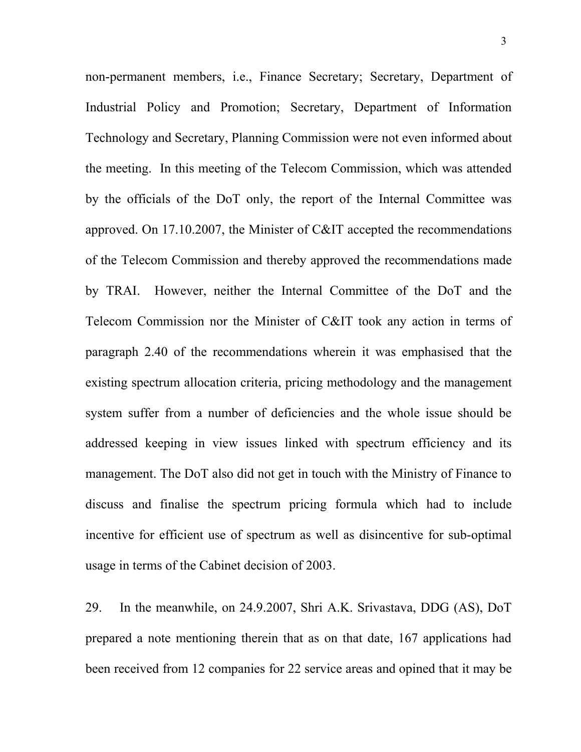non-permanent members, i.e., Finance Secretary; Secretary, Department of Industrial Policy and Promotion; Secretary, Department of Information Technology and Secretary, Planning Commission were not even informed about the meeting. In this meeting of the Telecom Commission, which was attended by the officials of the DoT only, the report of the Internal Committee was approved. On 17.10.2007, the Minister of C&IT accepted the recommendations of the Telecom Commission and thereby approved the recommendations made by TRAI. However, neither the Internal Committee of the DoT and the Telecom Commission nor the Minister of C&IT took any action in terms of paragraph 2.40 of the recommendations wherein it was emphasised that the existing spectrum allocation criteria, pricing methodology and the management system suffer from a number of deficiencies and the whole issue should be addressed keeping in view issues linked with spectrum efficiency and its management. The DoT also did not get in touch with the Ministry of Finance to discuss and finalise the spectrum pricing formula which had to include incentive for efficient use of spectrum as well as disincentive for sub-optimal usage in terms of the Cabinet decision of 2003.

29. In the meanwhile, on 24.9.2007, Shri A.K. Srivastava, DDG (AS), DoT prepared a note mentioning therein that as on that date, 167 applications had been received from 12 companies for 22 service areas and opined that it may be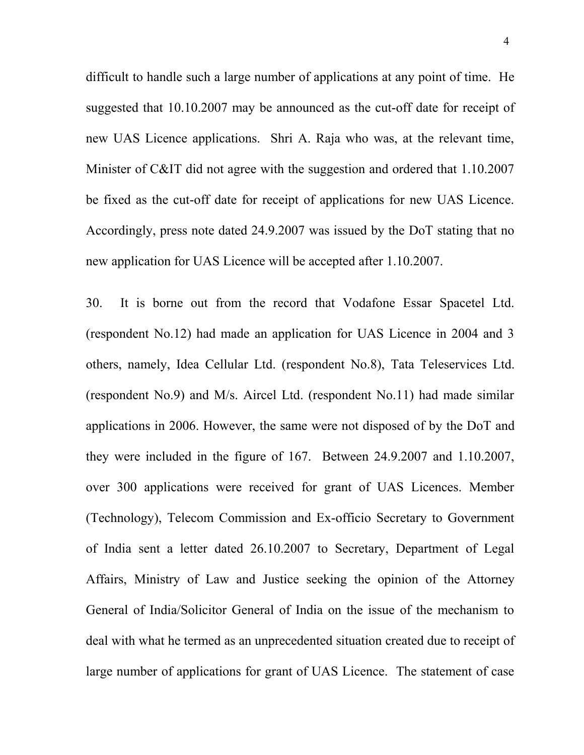difficult to handle such a large number of applications at any point of time. He suggested that 10.10.2007 may be announced as the cut-off date for receipt of new UAS Licence applications. Shri A. Raja who was, at the relevant time, Minister of C&IT did not agree with the suggestion and ordered that 1.10.2007 be fixed as the cut-off date for receipt of applications for new UAS Licence. Accordingly, press note dated 24.9.2007 was issued by the DoT stating that no new application for UAS Licence will be accepted after 1.10.2007.

30. It is borne out from the record that Vodafone Essar Spacetel Ltd. (respondent No.12) had made an application for UAS Licence in 2004 and 3 others, namely, Idea Cellular Ltd. (respondent No.8), Tata Teleservices Ltd. (respondent No.9) and M/s. Aircel Ltd. (respondent No.11) had made similar applications in 2006. However, the same were not disposed of by the DoT and they were included in the figure of 167. Between 24.9.2007 and 1.10.2007, over 300 applications were received for grant of UAS Licences. Member (Technology), Telecom Commission and Ex-officio Secretary to Government of India sent a letter dated 26.10.2007 to Secretary, Department of Legal Affairs, Ministry of Law and Justice seeking the opinion of the Attorney General of India/Solicitor General of India on the issue of the mechanism to deal with what he termed as an unprecedented situation created due to receipt of large number of applications for grant of UAS Licence. The statement of case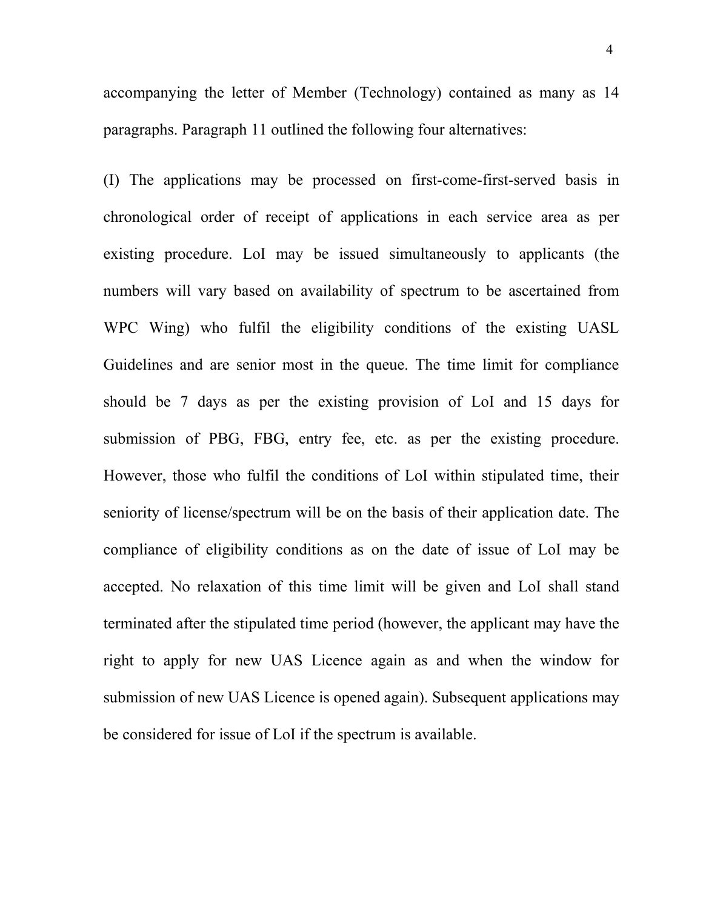accompanying the letter of Member (Technology) contained as many as 14 paragraphs. Paragraph 11 outlined the following four alternatives:

(I) The applications may be processed on first-come-first-served basis in chronological order of receipt of applications in each service area as per existing procedure. LoI may be issued simultaneously to applicants (the numbers will vary based on availability of spectrum to be ascertained from WPC Wing) who fulfil the eligibility conditions of the existing UASL Guidelines and are senior most in the queue. The time limit for compliance should be 7 days as per the existing provision of LoI and 15 days for submission of PBG, FBG, entry fee, etc. as per the existing procedure. However, those who fulfil the conditions of LoI within stipulated time, their seniority of license/spectrum will be on the basis of their application date. The compliance of eligibility conditions as on the date of issue of LoI may be accepted. No relaxation of this time limit will be given and LoI shall stand terminated after the stipulated time period (however, the applicant may have the right to apply for new UAS Licence again as and when the window for submission of new UAS Licence is opened again). Subsequent applications may be considered for issue of LoI if the spectrum is available.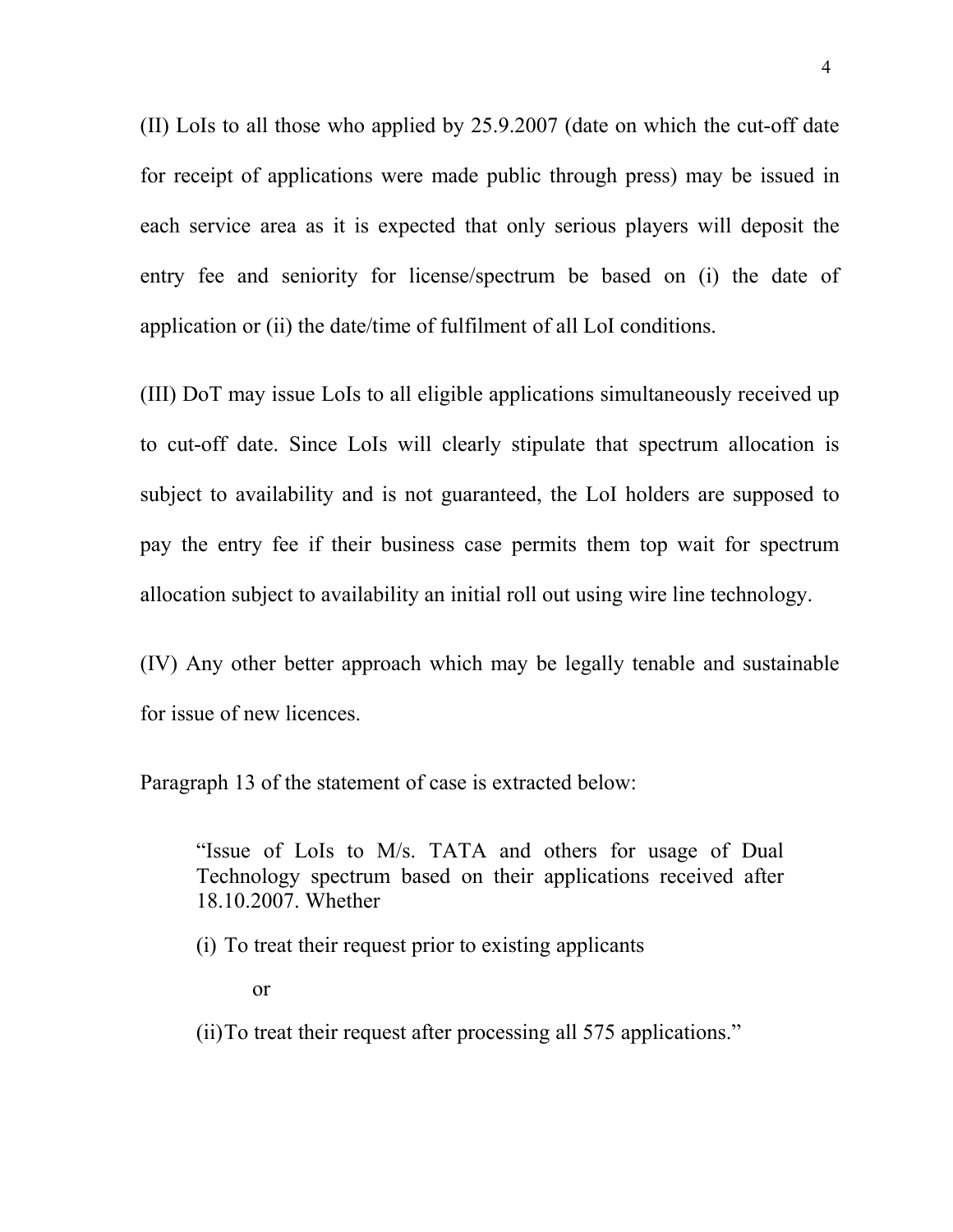(II) LoIs to all those who applied by 25.9.2007 (date on which the cut-off date for receipt of applications were made public through press) may be issued in each service area as it is expected that only serious players will deposit the entry fee and seniority for license/spectrum be based on (i) the date of application or (ii) the date/time of fulfilment of all LoI conditions.

(III) DoT may issue LoIs to all eligible applications simultaneously received up to cut-off date. Since LoIs will clearly stipulate that spectrum allocation is subject to availability and is not guaranteed, the LoI holders are supposed to pay the entry fee if their business case permits them top wait for spectrum allocation subject to availability an initial roll out using wire line technology.

(IV) Any other better approach which may be legally tenable and sustainable for issue of new licences.

Paragraph 13 of the statement of case is extracted below:

> "Issue of LoIs to M/s. TATA and others for usage of Dual Technology spectrum based on their applications received after 18.10.2007. Whether
>
> (i) To treat their request prior to existing applicants
>
> or
>
> (ii) To treat their request after processing all 575 applications."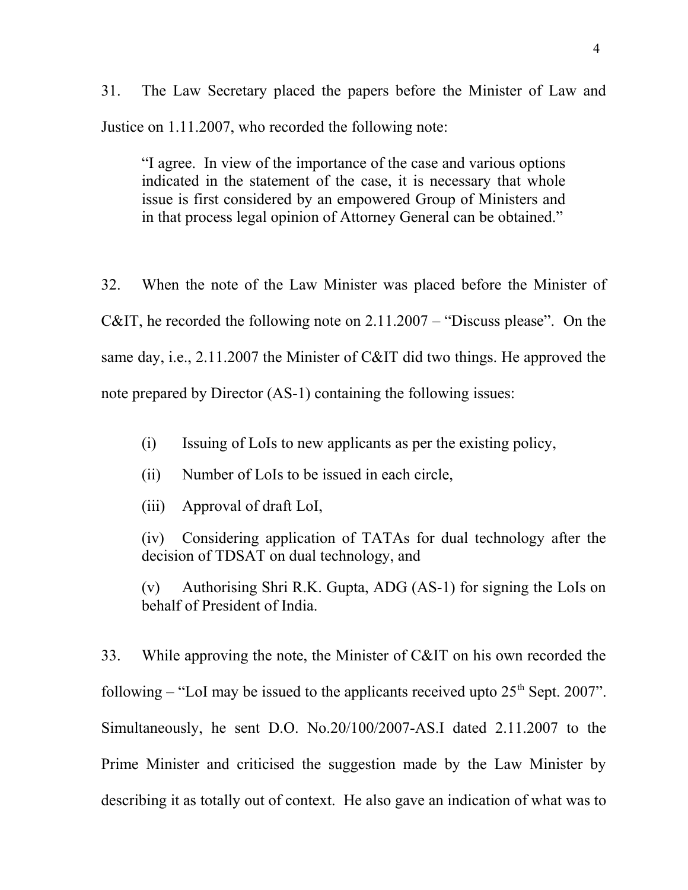31. The Law Secretary placed the papers before the Minister of Law and Justice on 1.11.2007, who recorded the following note:

> "I agree. In view of the importance of the case and various options indicated in the statement of the case, it is necessary that whole issue is first considered by an empowered Group of Ministers and in that process legal opinion of Attorney General can be obtained."

32. When the note of the Law Minister was placed before the Minister of C&IT, he recorded the following note on 2.11.2007 – "Discuss please". On the same day, i.e., 2.11.2007 the Minister of C&IT did two things. He approved the note prepared by Director (AS-1) containing the following issues:

> (i) Issuing of LoIs to new applicants as per the existing policy,
>
> (ii) Number of LoIs to be issued in each circle,
>
> (iii) Approval of draft LoI,
>
> (iv) Considering application of TATAs for dual technology after the decision of TDSAT on dual technology, and
>
> (v) Authorising Shri R.K. Gupta, ADG (AS-1) for signing the LoIs on behalf of President of India.

33. While approving the note, the Minister of C&IT on his own recorded the following – "LoI may be issued to the applicants received upto 25th Sept. 2007". Simultaneously, he sent D.O. No.20/100/2007-AS.I dated 2.11.2007 to the Prime Minister and criticised the suggestion made by the Law Minister by describing it as totally out of context. He also gave an indication of what was to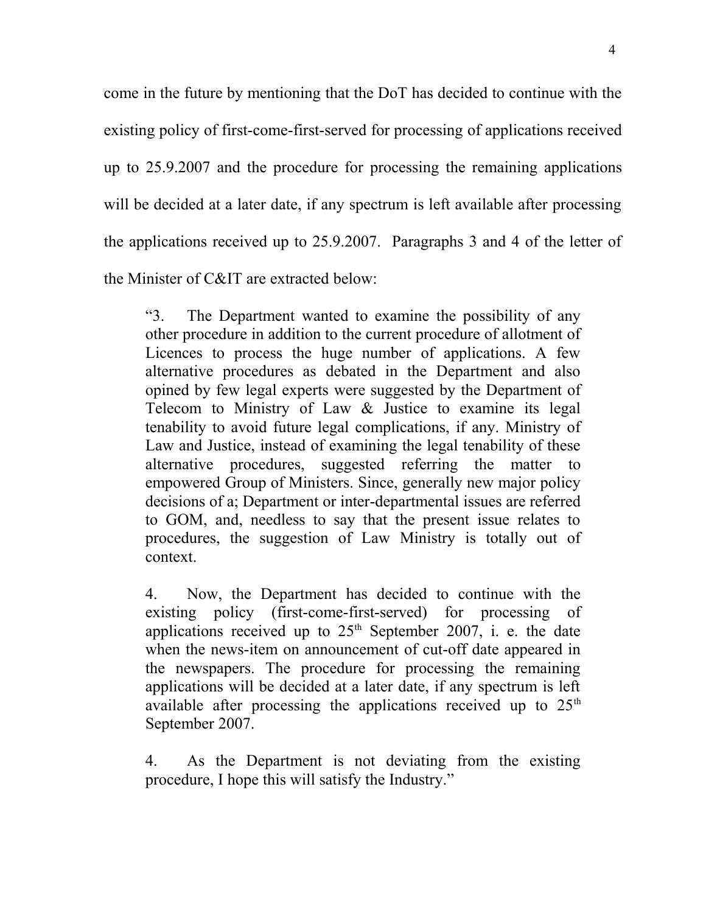come in the future by mentioning that the DoT has decided to continue with the existing policy of first-come-first-served for processing of applications received up to 25.9.2007 and the procedure for processing the remaining applications will be decided at a later date, if any spectrum is left available after processing the applications received up to 25.9.2007. Paragraphs 3 and 4 of the letter of the Minister of C&IT are extracted below:

> "3. The Department wanted to examine the possibility of any other procedure in addition to the current procedure of allotment of Licences to process the huge number of applications. A few alternative procedures as debated in the Department and also opined by few legal experts were suggested by the Department of Telecom to Ministry of Law & Justice to examine its legal tenability to avoid future legal complications, if any. Ministry of Law and Justice, instead of examining the legal tenability of these alternative procedures, suggested referring the matter to empowered Group of Ministers. Since, generally new major policy decisions of a; Department or inter-departmental issues are referred to GOM, and, needless to say that the present issue relates to procedures, the suggestion of Law Ministry is totally out of context.
>
> 4. Now, the Department has decided to continue with the existing policy (first-come-first-served) for processing of applications received up to 25th September 2007, i. e. the date when the news-item on announcement of cut-off date appeared in the newspapers. The procedure for processing the remaining applications will be decided at a later date, if any spectrum is left available after processing the applications received up to 25th September 2007.
>
> 4. As the Department is not deviating from the existing procedure, I hope this will satisfy the Industry."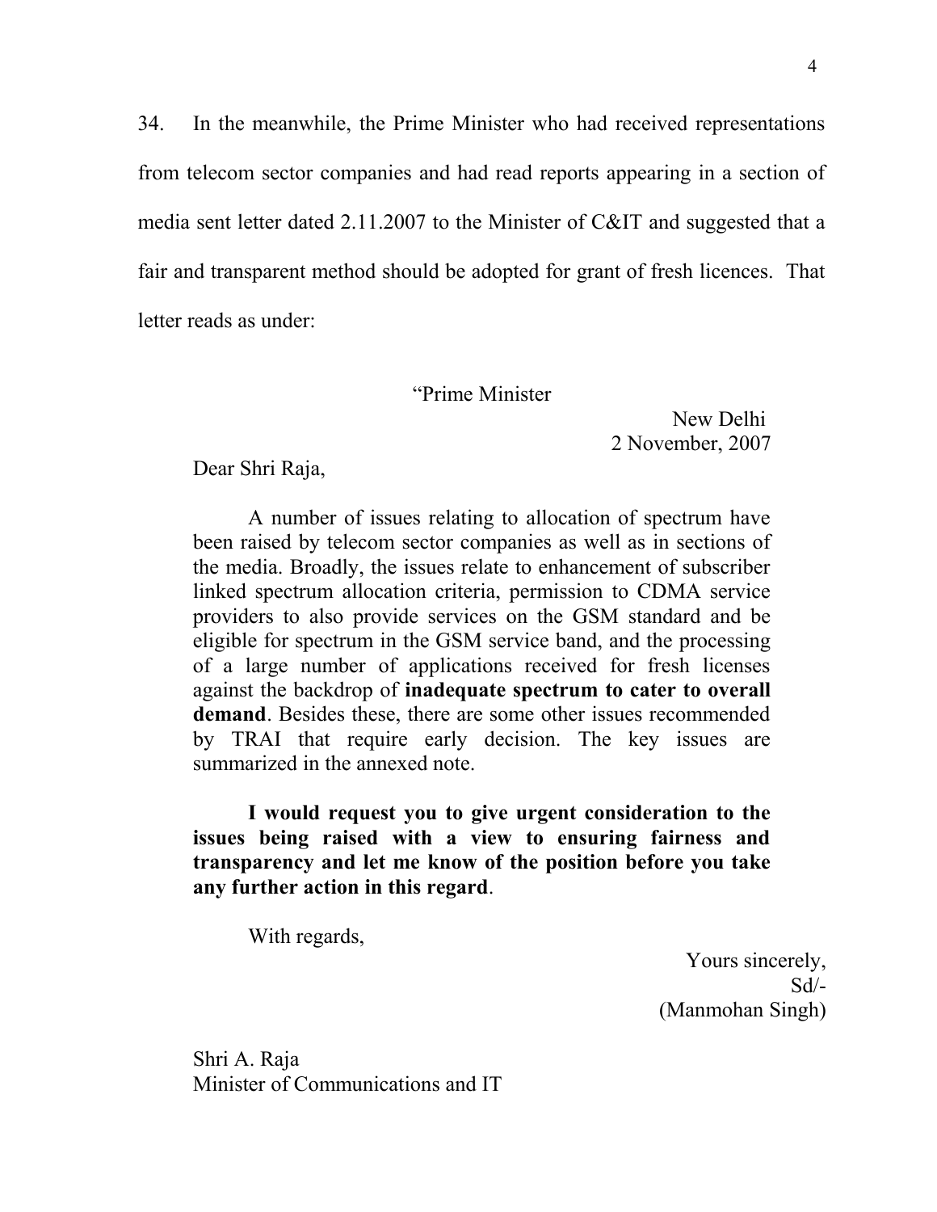34. In the meanwhile, the Prime Minister who had received representations from telecom sector companies and had read reports appearing in a section of media sent letter dated 2.11.2007 to the Minister of C&IT and suggested that a fair and transparent method should be adopted for grant of fresh licences. That letter reads as under:

> "Prime Minister
>
> New Delhi
> 2 November, 2007
>
> Dear Shri Raja,
>
> A number of issues relating to allocation of spectrum have been raised by telecom sector companies as well as in sections of the media. Broadly, the issues relate to enhancement of subscriber linked spectrum allocation criteria, permission to CDMA service providers to also provide services on the GSM standard and be eligible for spectrum in the GSM service band, and the processing of a large number of applications received for fresh licenses against the backdrop of **inadequate spectrum to cater to overall demand**. Besides these, there are some other issues recommended by TRAI that require early decision. The key issues are summarized in the annexed note.
>
> **I would request you to give urgent consideration to the issues being raised with a view to ensuring fairness and transparency and let me know of the position before you take any further action in this regard**.
>
> With regards,
>
> Yours sincerely,
> Sd/-
> (Manmohan Singh)
>
> Shri A. Raja
> Minister of Communications and IT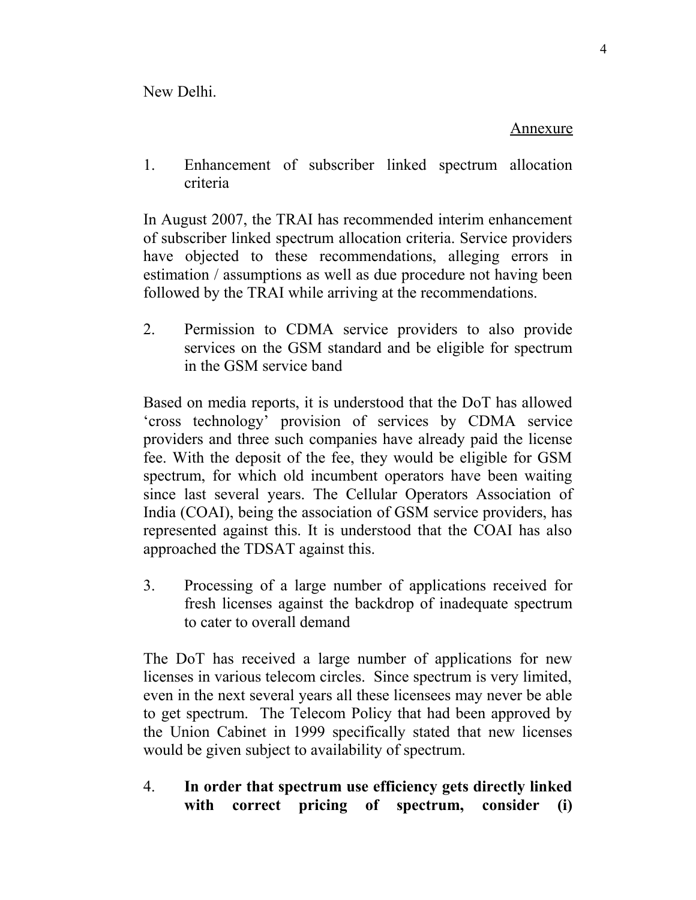New Delhi.

<u>Annexure</u>

1. Enhancement of subscriber linked spectrum allocation criteria

In August 2007, the TRAI has recommended interim enhancement of subscriber linked spectrum allocation criteria. Service providers have objected to these recommendations, alleging errors in estimation / assumptions as well as due procedure not having been followed by the TRAI while arriving at the recommendations.

2. Permission to CDMA service providers to also provide services on the GSM standard and be eligible for spectrum in the GSM service band

Based on media reports, it is understood that the DoT has allowed 'cross technology' provision of services by CDMA service providers and three such companies have already paid the license fee. With the deposit of the fee, they would be eligible for GSM spectrum, for which old incumbent operators have been waiting since last several years. The Cellular Operators Association of India (COAI), being the association of GSM service providers, has represented against this. It is understood that the COAI has also approached the TDSAT against this.

3. Processing of a large number of applications received for fresh licenses against the backdrop of inadequate spectrum to cater to overall demand

The DoT has received a large number of applications for new licenses in various telecom circles. Since spectrum is very limited, even in the next several years all these licensees may never be able to get spectrum. The Telecom Policy that had been approved by the Union Cabinet in 1999 specifically stated that new licenses would be given subject to availability of spectrum.

4. **In order that spectrum use efficiency gets directly linked with correct pricing of spectrum, consider (i)**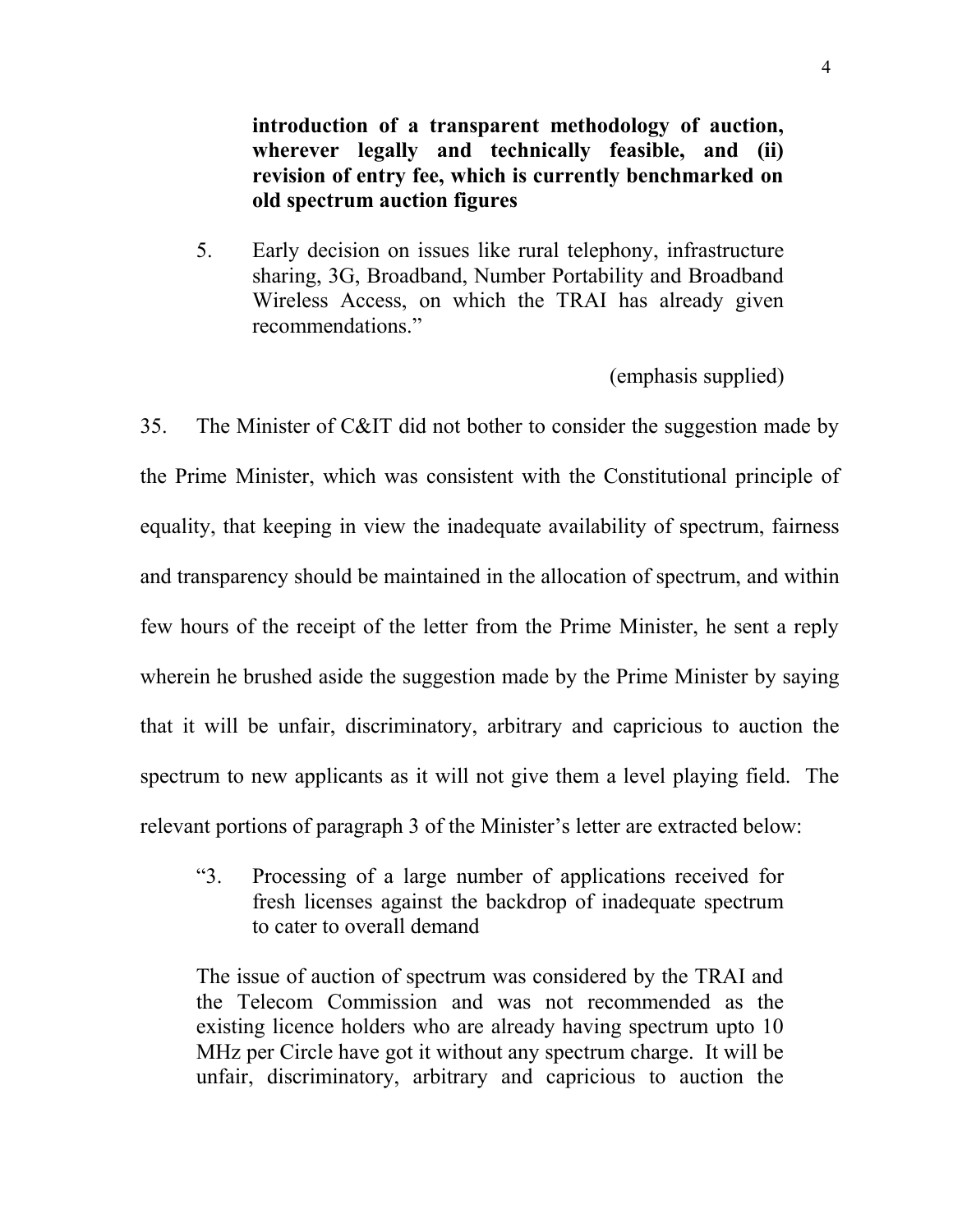**introduction of a transparent methodology of auction, wherever legally and technically feasible, and (ii) revision of entry fee, which is currently benchmarked on old spectrum auction figures**

> 5. Early decision on issues like rural telephony, infrastructure sharing, 3G, Broadband, Number Portability and Broadband Wireless Access, on which the TRAI has already given recommendations."

(emphasis supplied)

35. The Minister of C&IT did not bother to consider the suggestion made by the Prime Minister, which was consistent with the Constitutional principle of equality, that keeping in view the inadequate availability of spectrum, fairness and transparency should be maintained in the allocation of spectrum, and within few hours of the receipt of the letter from the Prime Minister, he sent a reply wherein he brushed aside the suggestion made by the Prime Minister by saying that it will be unfair, discriminatory, arbitrary and capricious to auction the spectrum to new applicants as it will not give them a level playing field. The relevant portions of paragraph 3 of the Minister's letter are extracted below:

> "3. Processing of a large number of applications received for fresh licenses against the backdrop of inadequate spectrum to cater to overall demand
>
> The issue of auction of spectrum was considered by the TRAI and the Telecom Commission and was not recommended as the existing licence holders who are already having spectrum upto 10 MHz per Circle have got it without any spectrum charge. It will be unfair, discriminatory, arbitrary and capricious to auction the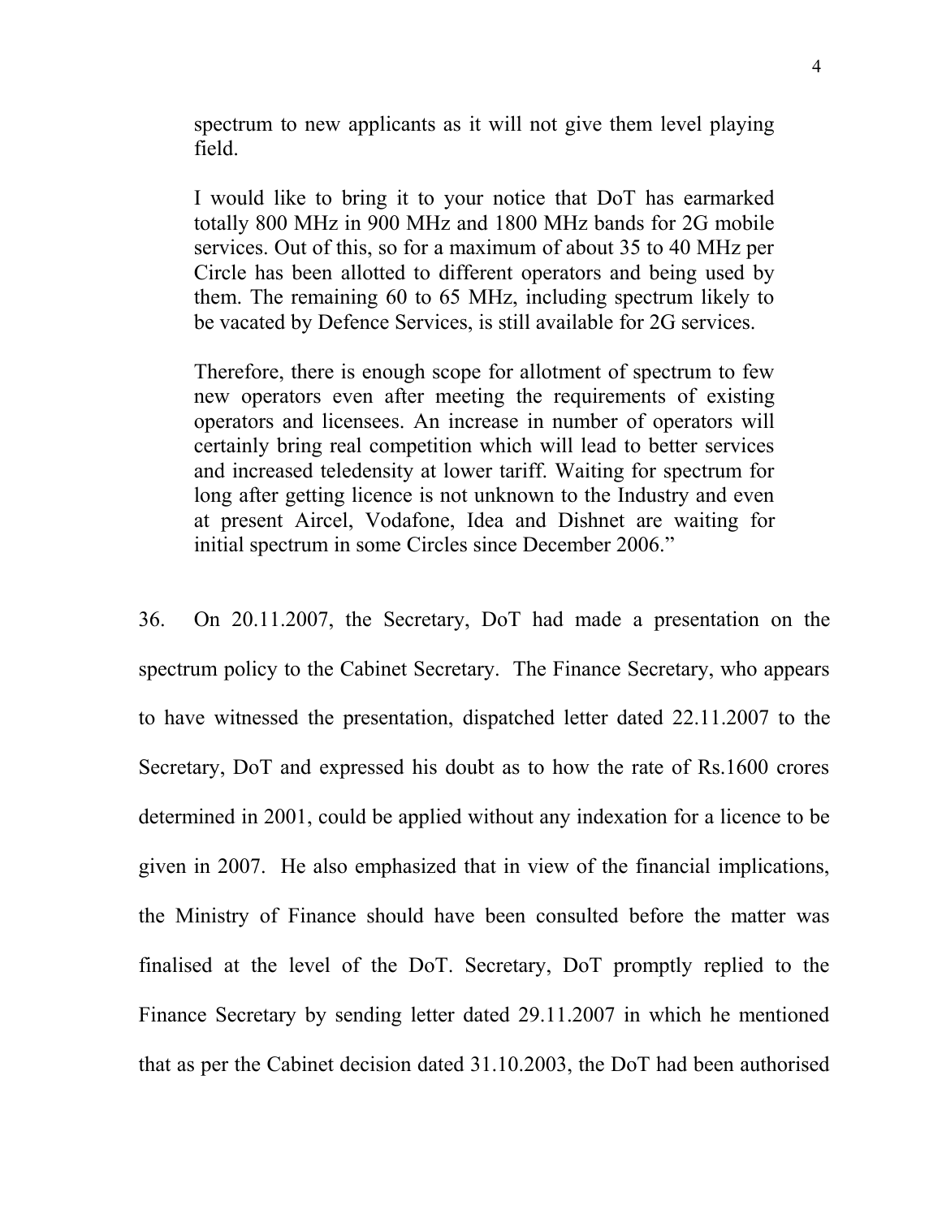> spectrum to new applicants as it will not give them level playing field.
>
> I would like to bring it to your notice that DoT has earmarked totally 800 MHz in 900 MHz and 1800 MHz bands for 2G mobile services. Out of this, so for a maximum of about 35 to 40 MHz per Circle has been allotted to different operators and being used by them. The remaining 60 to 65 MHz, including spectrum likely to be vacated by Defence Services, is still available for 2G services.
>
> Therefore, there is enough scope for allotment of spectrum to few new operators even after meeting the requirements of existing operators and licensees. An increase in number of operators will certainly bring real competition which will lead to better services and increased teledensity at lower tariff. Waiting for spectrum for long after getting licence is not unknown to the Industry and even at present Aircel, Vodafone, Idea and Dishnet are waiting for initial spectrum in some Circles since December 2006."

36. On 20.11.2007, the Secretary, DoT had made a presentation on the spectrum policy to the Cabinet Secretary. The Finance Secretary, who appears to have witnessed the presentation, dispatched letter dated 22.11.2007 to the Secretary, DoT and expressed his doubt as to how the rate of Rs.1600 crores determined in 2001, could be applied without any indexation for a licence to be given in 2007. He also emphasized that in view of the financial implications, the Ministry of Finance should have been consulted before the matter was finalised at the level of the DoT. Secretary, DoT promptly replied to the Finance Secretary by sending letter dated 29.11.2007 in which he mentioned that as per the Cabinet decision dated 31.10.2003, the DoT had been authorised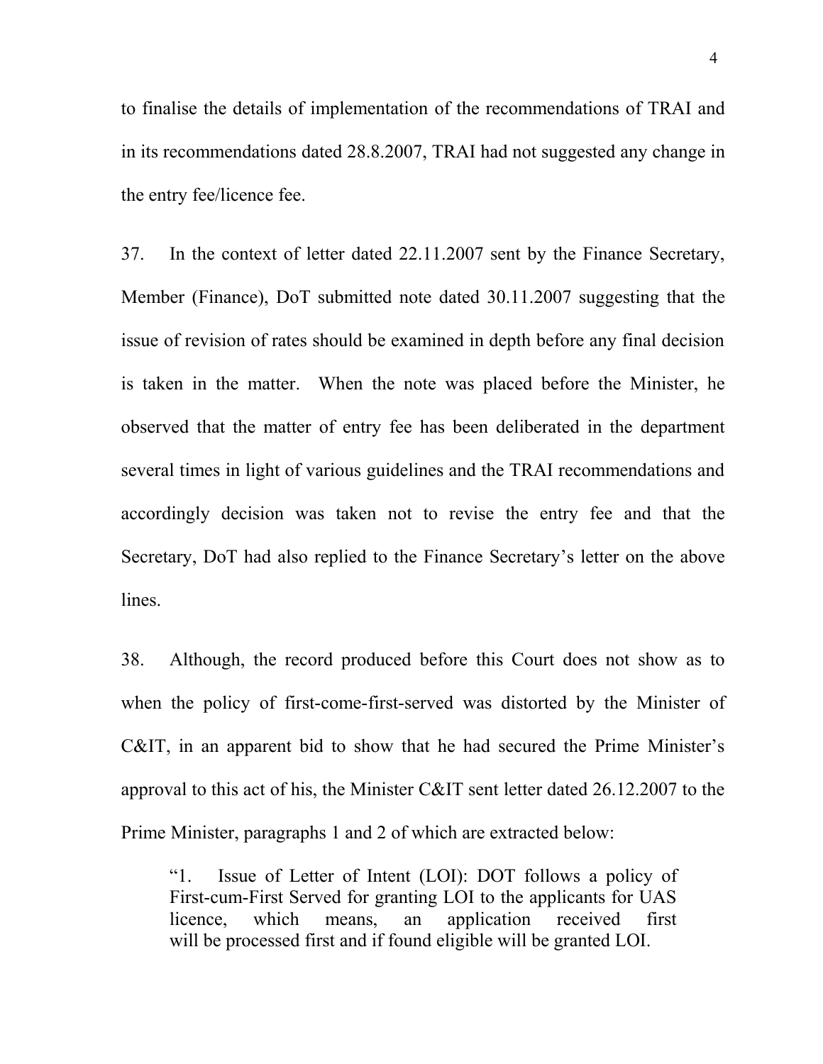to finalise the details of implementation of the recommendations of TRAI and in its recommendations dated 28.8.2007, TRAI had not suggested any change in the entry fee/licence fee.

37. In the context of letter dated 22.11.2007 sent by the Finance Secretary, Member (Finance), DoT submitted note dated 30.11.2007 suggesting that the issue of revision of rates should be examined in depth before any final decision is taken in the matter. When the note was placed before the Minister, he observed that the matter of entry fee has been deliberated in the department several times in light of various guidelines and the TRAI recommendations and accordingly decision was taken not to revise the entry fee and that the Secretary, DoT had also replied to the Finance Secretary's letter on the above lines.

38. Although, the record produced before this Court does not show as to when the policy of first-come-first-served was distorted by the Minister of C&IT, in an apparent bid to show that he had secured the Prime Minister's approval to this act of his, the Minister C&IT sent letter dated 26.12.2007 to the Prime Minister, paragraphs 1 and 2 of which are extracted below:

> "1. Issue of Letter of Intent (LOI): DOT follows a policy of First-cum-First Served for granting LOI to the applicants for UAS licence, which means, an application received first will be processed first and if found eligible will be granted LOI.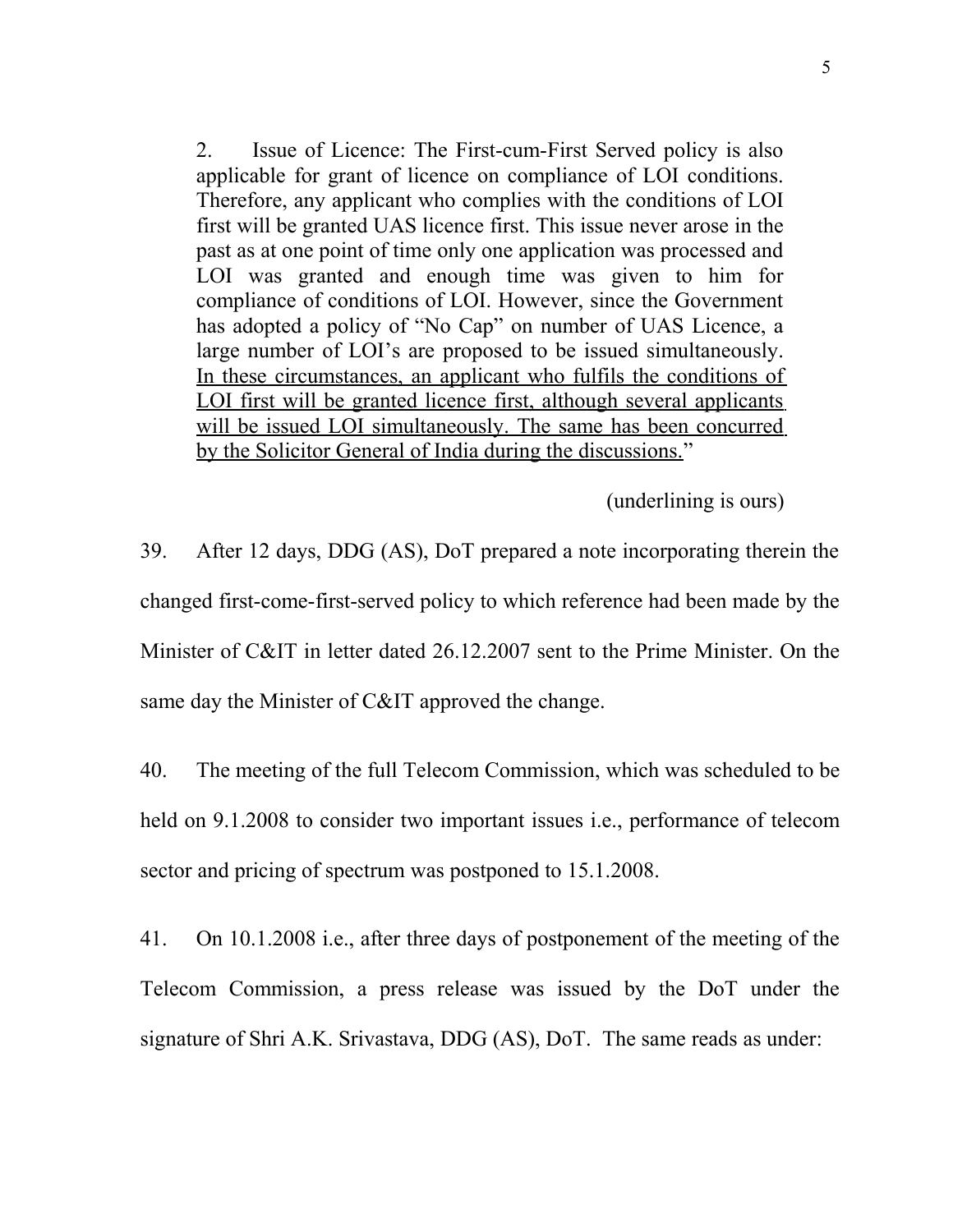> 2. Issue of Licence: The First-cum-First Served policy is also applicable for grant of licence on compliance of LOI conditions. Therefore, any applicant who complies with the conditions of LOI first will be granted UAS licence first. This issue never arose in the past as at one point of time only one application was processed and LOI was granted and enough time was given to him for compliance of conditions of LOI. However, since the Government has adopted a policy of "No Cap" on number of UAS Licence, a large number of LOI's are proposed to be issued simultaneously. <u>In these circumstances, an applicant who fulfils the conditions of LOI first will be granted licence first, although several applicants will be issued LOI simultaneously. The same has been concurred by the Solicitor General of India during the discussions.</u>"

(underlining is ours)

39. After 12 days, DDG (AS), DoT prepared a note incorporating therein the changed first-come-first-served policy to which reference had been made by the Minister of C&IT in letter dated 26.12.2007 sent to the Prime Minister. On the same day the Minister of C&IT approved the change.

40. The meeting of the full Telecom Commission, which was scheduled to be held on 9.1.2008 to consider two important issues i.e., performance of telecom sector and pricing of spectrum was postponed to 15.1.2008.

41. On 10.1.2008 i.e., after three days of postponement of the meeting of the Telecom Commission, a press release was issued by the DoT under the signature of Shri A.K. Srivastava, DDG (AS), DoT. The same reads as under: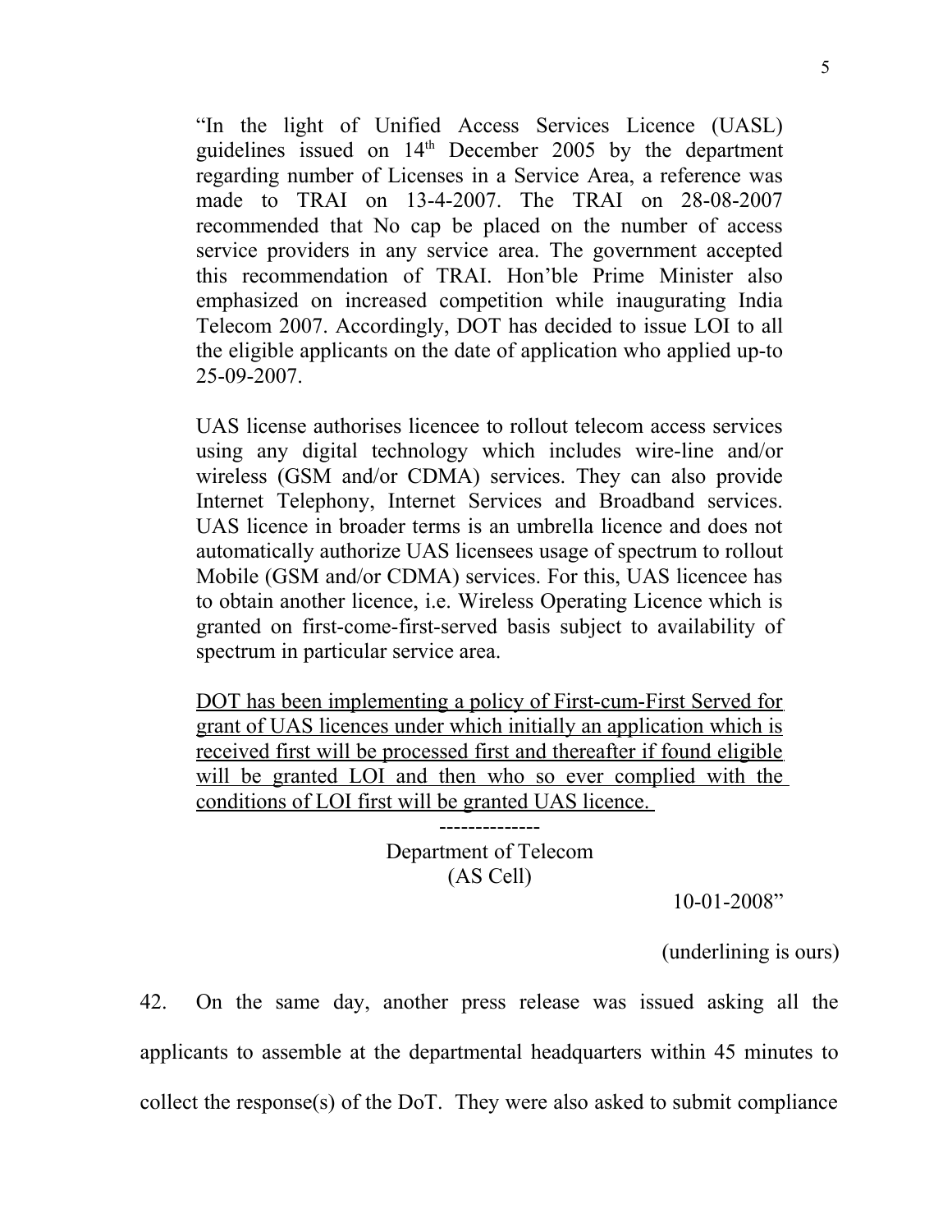"In the light of Unified Access Services Licence (UASL) guidelines issued on 14th December 2005 by the department regarding number of Licenses in a Service Area, a reference was made to TRAI on 13-4-2007. The TRAI on 28-08-2007 recommended that No cap be placed on the number of access service providers in any service area. The government accepted this recommendation of TRAI. Hon'ble Prime Minister also emphasized on increased competition while inaugurating India Telecom 2007. Accordingly, DOT has decided to issue LOI to all the eligible applicants on the date of application who applied up-to 25-09-2007.

UAS license authorises licencee to rollout telecom access services using any digital technology which includes wire-line and/or wireless (GSM and/or CDMA) services. They can also provide Internet Telephony, Internet Services and Broadband services. UAS licence in broader terms is an umbrella licence and does not automatically authorize UAS licensees usage of spectrum to rollout Mobile (GSM and/or CDMA) services. For this, UAS licencee has to obtain another licence, i.e. Wireless Operating Licence which is granted on first-come-first-served basis subject to availability of spectrum in particular service area.

<u>DOT has been implementing a policy of First-cum-First Served for grant of UAS licences under which initially an application which is received first will be processed first and thereafter if found eligible will be granted LOI and then who so ever complied with the conditions of LOI first will be granted UAS licence.</u>

--------------

Department of Telecom
(AS Cell)

10-01-2008"

(underlining is ours)

42. On the same day, another press release was issued asking all the applicants to assemble at the departmental headquarters within 45 minutes to collect the response(s) of the DoT. They were also asked to submit compliance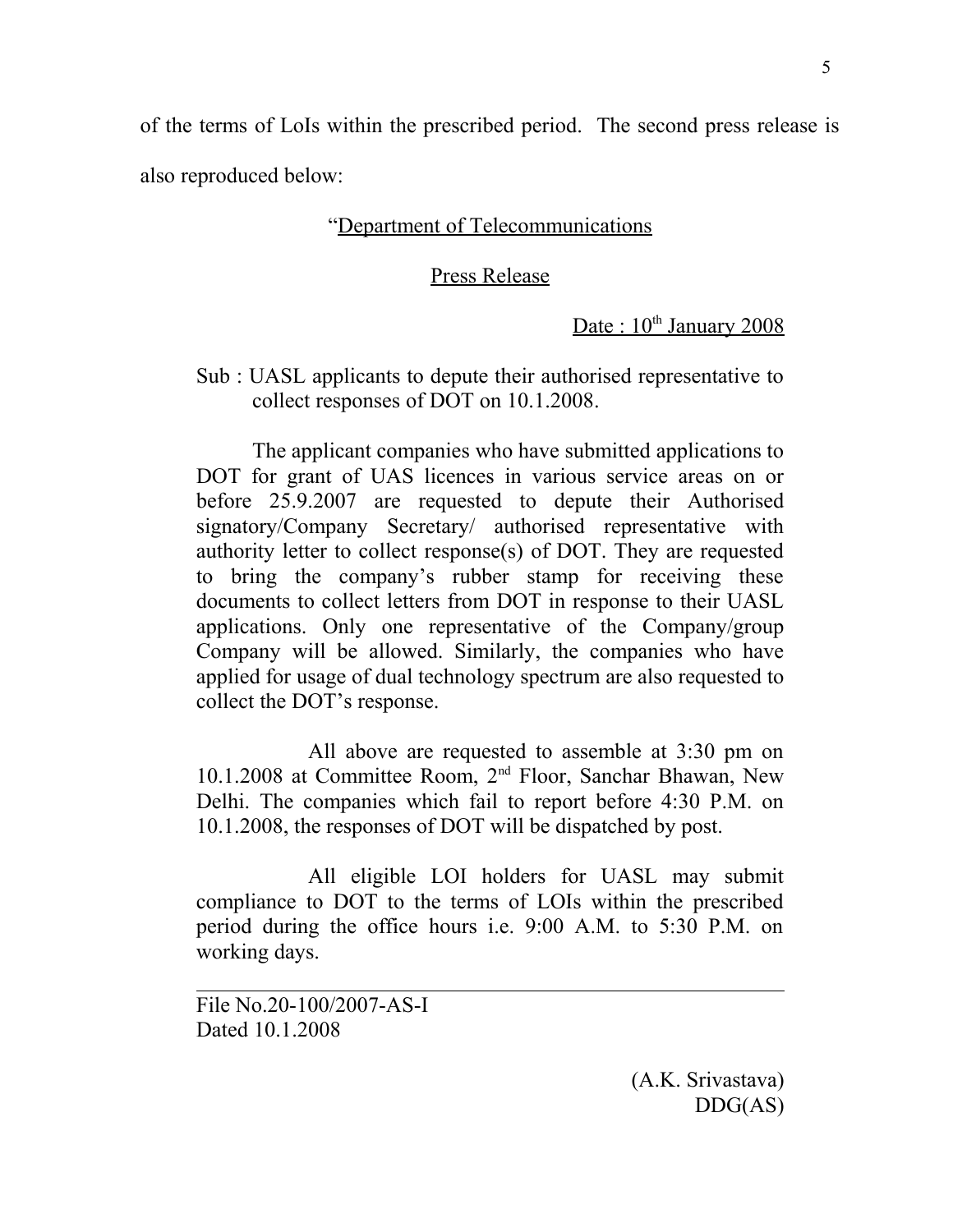of the terms of LoIs within the prescribed period. The second press release is also reproduced below:

> "Department of Telecommunications
>
> Press Release
>
> Date : 10th January 2008
>
> Sub : UASL applicants to depute their authorised representative to collect responses of DOT on 10.1.2008.
>
> The applicant companies who have submitted applications to DOT for grant of UAS licences in various service areas on or before 25.9.2007 are requested to depute their Authorised signatory/Company Secretary/ authorised representative with authority letter to collect response(s) of DOT. They are requested to bring the company's rubber stamp for receiving these documents to collect letters from DOT in response to their UASL applications. Only one representative of the Company/group Company will be allowed. Similarly, the companies who have applied for usage of dual technology spectrum are also requested to collect the DOT's response.
>
> All above are requested to assemble at 3:30 pm on 10.1.2008 at Committee Room, 2nd Floor, Sanchar Bhawan, New Delhi. The companies which fail to report before 4:30 P.M. on 10.1.2008, the responses of DOT will be dispatched by post.
>
> All eligible LOI holders for UASL may submit compliance to DOT to the terms of LOIs within the prescribed period during the office hours i.e. 9:00 A.M. to 5:30 P.M. on working days.
>
> ---
>
> File No.20-100/2007-AS-I
> Dated 10.1.2008
>
> (A.K. Srivastava)
> DDG(AS)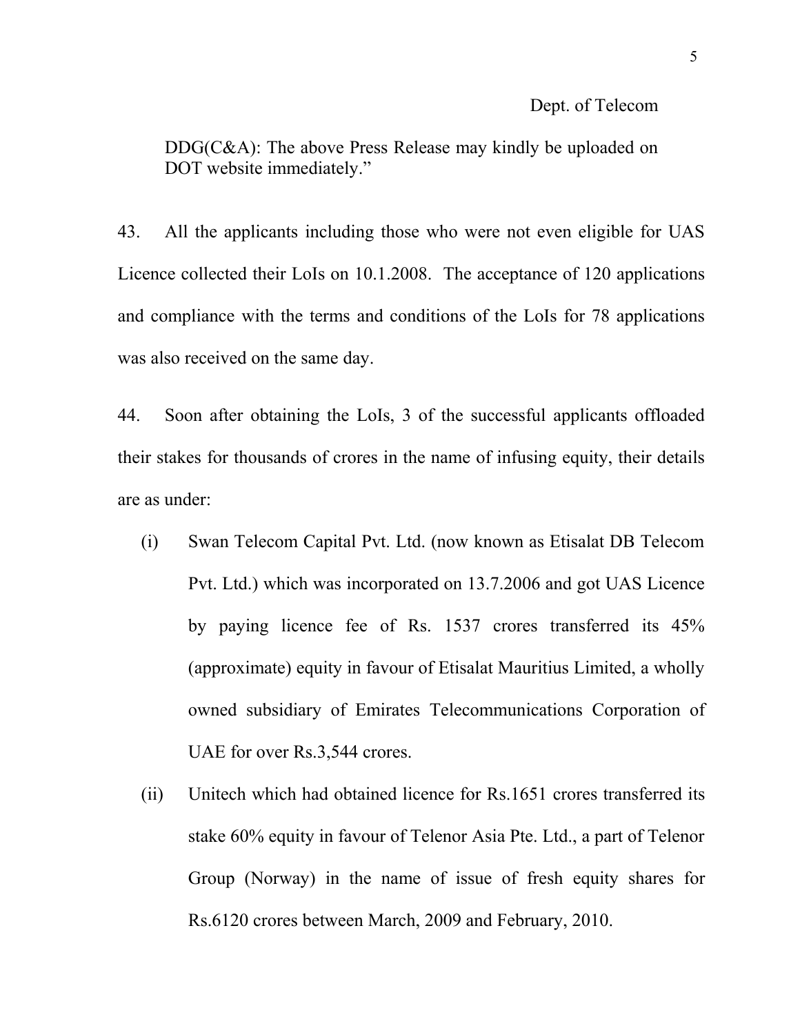Dept. of Telecom

DDG(C&A): The above Press Release may kindly be uploaded on DOT website immediately."

43. All the applicants including those who were not even eligible for UAS Licence collected their LoIs on 10.1.2008. The acceptance of 120 applications and compliance with the terms and conditions of the LoIs for 78 applications was also received on the same day.

44. Soon after obtaining the LoIs, 3 of the successful applicants offloaded their stakes for thousands of crores in the name of infusing equity, their details are as under:

(i) Swan Telecom Capital Pvt. Ltd. (now known as Etisalat DB Telecom Pvt. Ltd.) which was incorporated on 13.7.2006 and got UAS Licence by paying licence fee of Rs. 1537 crores transferred its 45% (approximate) equity in favour of Etisalat Mauritius Limited, a wholly owned subsidiary of Emirates Telecommunications Corporation of UAE for over Rs.3,544 crores.

(ii) Unitech which had obtained licence for Rs.1651 crores transferred its stake 60% equity in favour of Telenor Asia Pte. Ltd., a part of Telenor Group (Norway) in the name of issue of fresh equity shares for Rs.6120 crores between March, 2009 and February, 2010.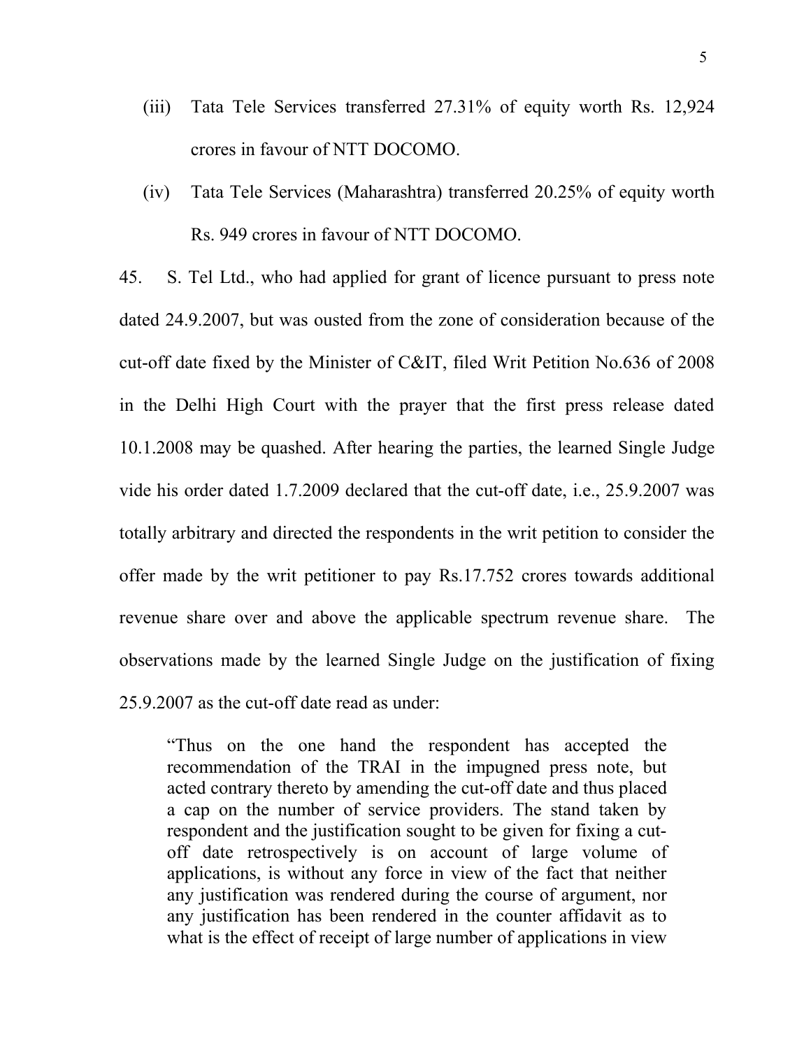(iii) Tata Tele Services transferred 27.31% of equity worth Rs. 12,924 crores in favour of NTT DOCOMO.

(iv) Tata Tele Services (Maharashtra) transferred 20.25% of equity worth Rs. 949 crores in favour of NTT DOCOMO.

45. S. Tel Ltd., who had applied for grant of licence pursuant to press note dated 24.9.2007, but was ousted from the zone of consideration because of the cut-off date fixed by the Minister of C&IT, filed Writ Petition No.636 of 2008 in the Delhi High Court with the prayer that the first press release dated 10.1.2008 may be quashed. After hearing the parties, the learned Single Judge vide his order dated 1.7.2009 declared that the cut-off date, i.e., 25.9.2007 was totally arbitrary and directed the respondents in the writ petition to consider the offer made by the writ petitioner to pay Rs.17.752 crores towards additional revenue share over and above the applicable spectrum revenue share. The observations made by the learned Single Judge on the justification of fixing 25.9.2007 as the cut-off date read as under:

> "Thus on the one hand the respondent has accepted the recommendation of the TRAI in the impugned press note, but acted contrary thereto by amending the cut-off date and thus placed a cap on the number of service providers. The stand taken by respondent and the justification sought to be given for fixing a cut-off date retrospectively is on account of large volume of applications, is without any force in view of the fact that neither any justification was rendered during the course of argument, nor any justification has been rendered in the counter affidavit as to what is the effect of receipt of large number of applications in view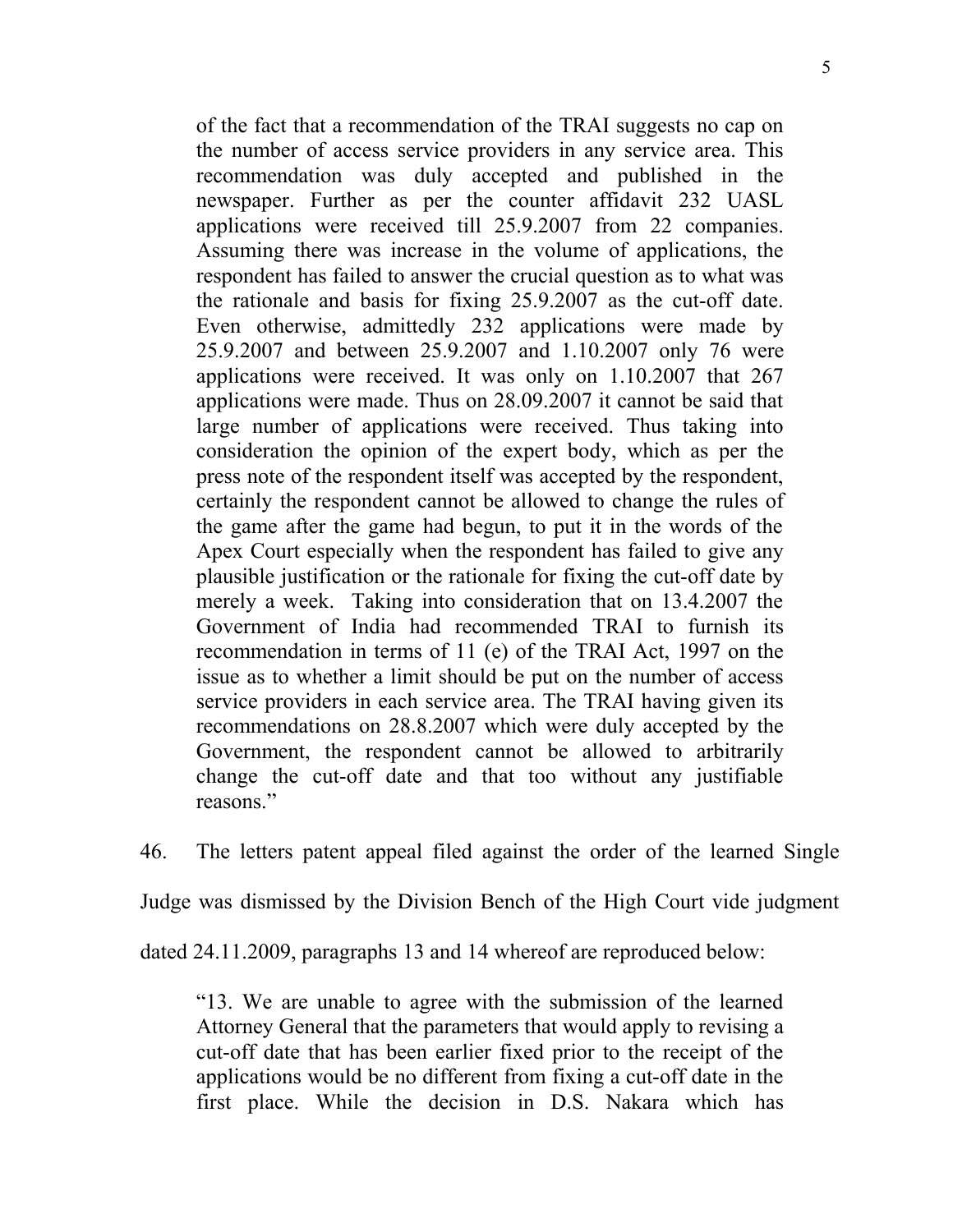> of the fact that a recommendation of the TRAI suggests no cap on the number of access service providers in any service area. This recommendation was duly accepted and published in the newspaper. Further as per the counter affidavit 232 UASL applications were received till 25.9.2007 from 22 companies. Assuming there was increase in the volume of applications, the respondent has failed to answer the crucial question as to what was the rationale and basis for fixing 25.9.2007 as the cut-off date. Even otherwise, admittedly 232 applications were made by 25.9.2007 and between 25.9.2007 and 1.10.2007 only 76 were applications were received. It was only on 1.10.2007 that 267 applications were made. Thus on 28.09.2007 it cannot be said that large number of applications were received. Thus taking into consideration the opinion of the expert body, which as per the press note of the respondent itself was accepted by the respondent, certainly the respondent cannot be allowed to change the rules of the game after the game had begun, to put it in the words of the Apex Court especially when the respondent has failed to give any plausible justification or the rationale for fixing the cut-off date by merely a week. Taking into consideration that on 13.4.2007 the Government of India had recommended TRAI to furnish its recommendation in terms of 11 (e) of the TRAI Act, 1997 on the issue as to whether a limit should be put on the number of access service providers in each service area. The TRAI having given its recommendations on 28.8.2007 which were duly accepted by the Government, the respondent cannot be allowed to arbitrarily change the cut-off date and that too without any justifiable reasons."

46. The letters patent appeal filed against the order of the learned Single Judge was dismissed by the Division Bench of the High Court vide judgment dated 24.11.2009, paragraphs 13 and 14 whereof are reproduced below:

> "13. We are unable to agree with the submission of the learned Attorney General that the parameters that would apply to revising a cut-off date that has been earlier fixed prior to the receipt of the applications would be no different from fixing a cut-off date in the first place. While the decision in D.S. Nakara which has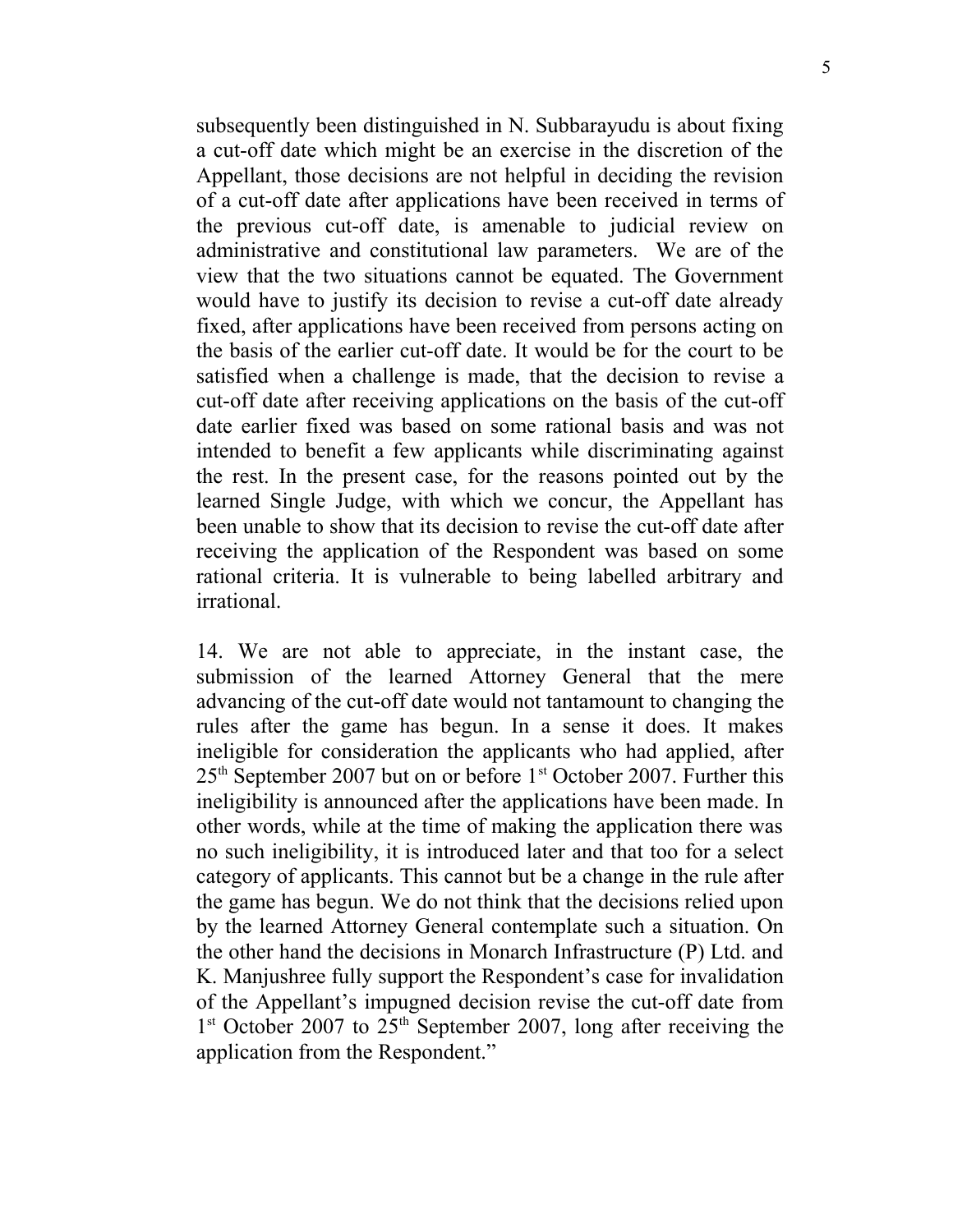subsequently been distinguished in N. Subbarayudu is about fixing a cut-off date which might be an exercise in the discretion of the Appellant, those decisions are not helpful in deciding the revision of a cut-off date after applications have been received in terms of the previous cut-off date, is amenable to judicial review on administrative and constitutional law parameters. We are of the view that the two situations cannot be equated. The Government would have to justify its decision to revise a cut-off date already fixed, after applications have been received from persons acting on the basis of the earlier cut-off date. It would be for the court to be satisfied when a challenge is made, that the decision to revise a cut-off date after receiving applications on the basis of the cut-off date earlier fixed was based on some rational basis and was not intended to benefit a few applicants while discriminating against the rest. In the present case, for the reasons pointed out by the learned Single Judge, with which we concur, the Appellant has been unable to show that its decision to revise the cut-off date after receiving the application of the Respondent was based on some rational criteria. It is vulnerable to being labelled arbitrary and irrational.

14. We are not able to appreciate, in the instant case, the submission of the learned Attorney General that the mere advancing of the cut-off date would not tantamount to changing the rules after the game has begun. In a sense it does. It makes ineligible for consideration the applicants who had applied, after 25th September 2007 but on or before 1st October 2007. Further this ineligibility is announced after the applications have been made. In other words, while at the time of making the application there was no such ineligibility, it is introduced later and that too for a select category of applicants. This cannot but be a change in the rule after the game has begun. We do not think that the decisions relied upon by the learned Attorney General contemplate such a situation. On the other hand the decisions in Monarch Infrastructure (P) Ltd. and K. Manjushree fully support the Respondent's case for invalidation of the Appellant's impugned decision revise the cut-off date from 1st October 2007 to 25th September 2007, long after receiving the application from the Respondent."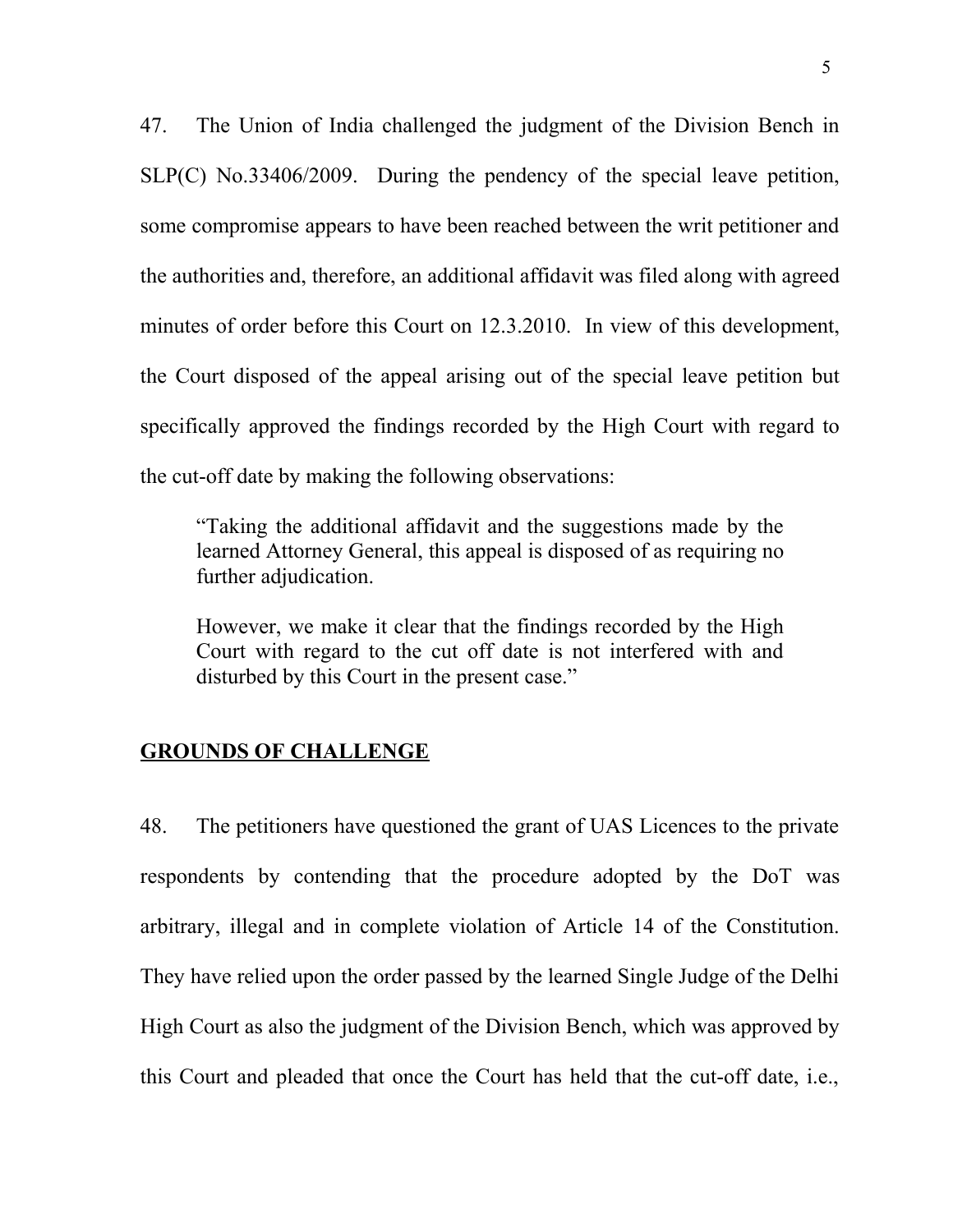47. The Union of India challenged the judgment of the Division Bench in SLP(C) No.33406/2009. During the pendency of the special leave petition, some compromise appears to have been reached between the writ petitioner and the authorities and, therefore, an additional affidavit was filed along with agreed minutes of order before this Court on 12.3.2010. In view of this development, the Court disposed of the appeal arising out of the special leave petition but specifically approved the findings recorded by the High Court with regard to the cut-off date by making the following observations:

> "Taking the additional affidavit and the suggestions made by the learned Attorney General, this appeal is disposed of as requiring no further adjudication.
>
> However, we make it clear that the findings recorded by the High Court with regard to the cut off date is not interfered with and disturbed by this Court in the present case."

## GROUNDS OF CHALLENGE

48. The petitioners have questioned the grant of UAS Licences to the private respondents by contending that the procedure adopted by the DoT was arbitrary, illegal and in complete violation of Article 14 of the Constitution. They have relied upon the order passed by the learned Single Judge of the Delhi High Court as also the judgment of the Division Bench, which was approved by this Court and pleaded that once the Court has held that the cut-off date, i.e.,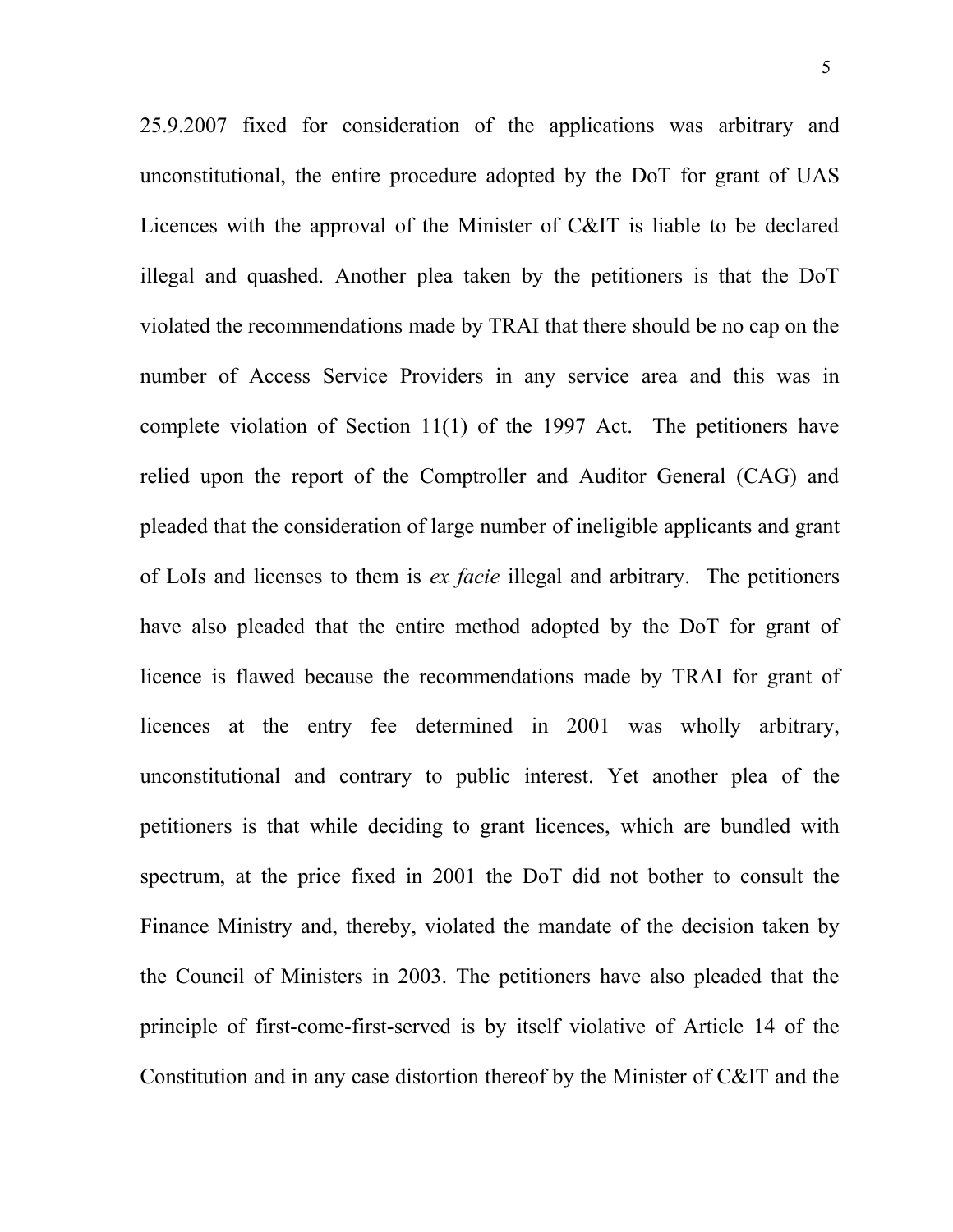25.9.2007 fixed for consideration of the applications was arbitrary and unconstitutional, the entire procedure adopted by the DoT for grant of UAS Licences with the approval of the Minister of C&IT is liable to be declared illegal and quashed. Another plea taken by the petitioners is that the DoT violated the recommendations made by TRAI that there should be no cap on the number of Access Service Providers in any service area and this was in complete violation of Section 11(1) of the 1997 Act. The petitioners have relied upon the report of the Comptroller and Auditor General (CAG) and pleaded that the consideration of large number of ineligible applicants and grant of LoIs and licenses to them is *ex facie* illegal and arbitrary. The petitioners have also pleaded that the entire method adopted by the DoT for grant of licence is flawed because the recommendations made by TRAI for grant of licences at the entry fee determined in 2001 was wholly arbitrary, unconstitutional and contrary to public interest. Yet another plea of the petitioners is that while deciding to grant licences, which are bundled with spectrum, at the price fixed in 2001 the DoT did not bother to consult the Finance Ministry and, thereby, violated the mandate of the decision taken by the Council of Ministers in 2003. The petitioners have also pleaded that the principle of first-come-first-served is by itself violative of Article 14 of the Constitution and in any case distortion thereof by the Minister of C&IT and the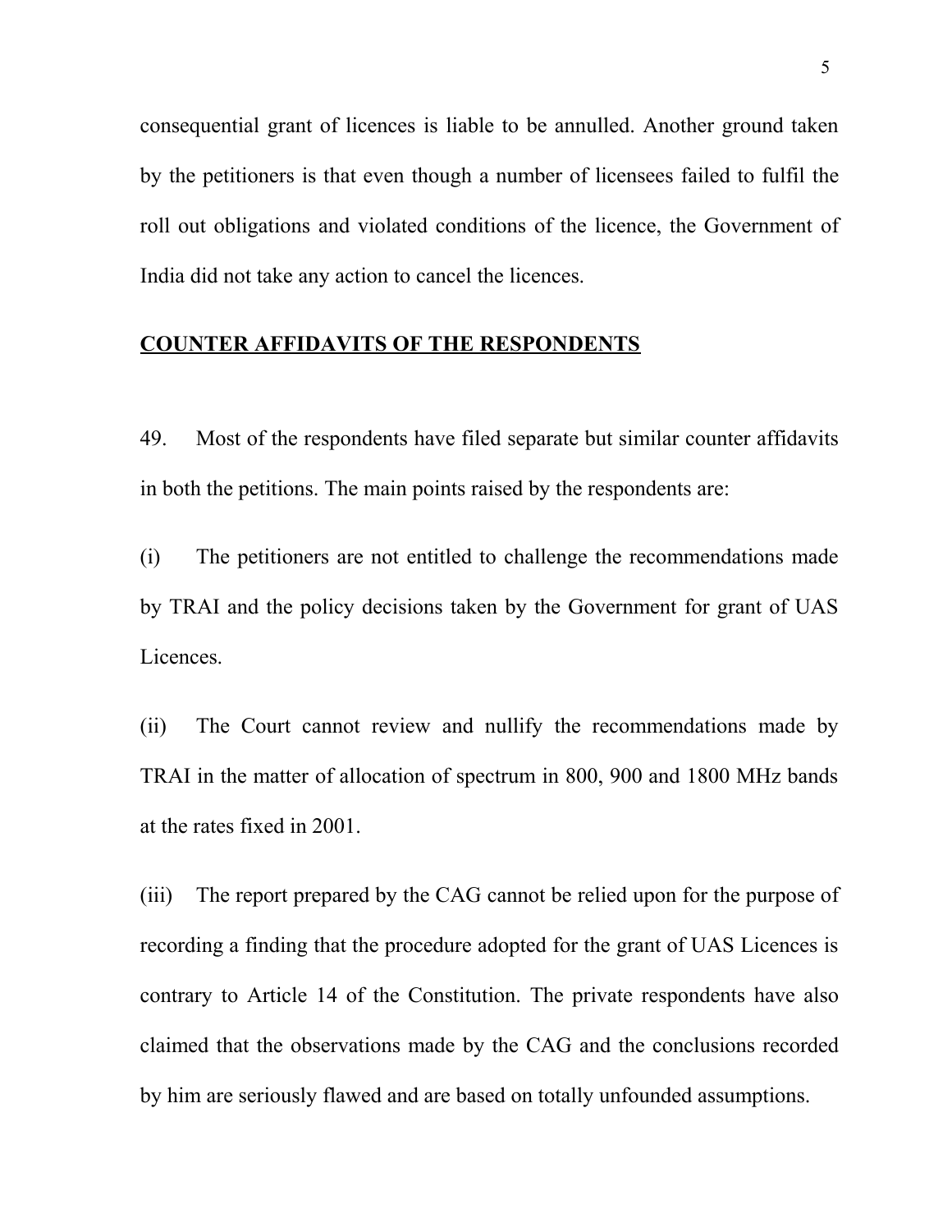consequential grant of licences is liable to be annulled. Another ground taken by the petitioners is that even though a number of licensees failed to fulfil the roll out obligations and violated conditions of the licence, the Government of India did not take any action to cancel the licences.

## COUNTER AFFIDAVITS OF THE RESPONDENTS

49. Most of the respondents have filed separate but similar counter affidavits in both the petitions. The main points raised by the respondents are:

(i) The petitioners are not entitled to challenge the recommendations made by TRAI and the policy decisions taken by the Government for grant of UAS Licences.

(ii) The Court cannot review and nullify the recommendations made by TRAI in the matter of allocation of spectrum in 800, 900 and 1800 MHz bands at the rates fixed in 2001.

(iii) The report prepared by the CAG cannot be relied upon for the purpose of recording a finding that the procedure adopted for the grant of UAS Licences is contrary to Article 14 of the Constitution. The private respondents have also claimed that the observations made by the CAG and the conclusions recorded by him are seriously flawed and are based on totally unfounded assumptions.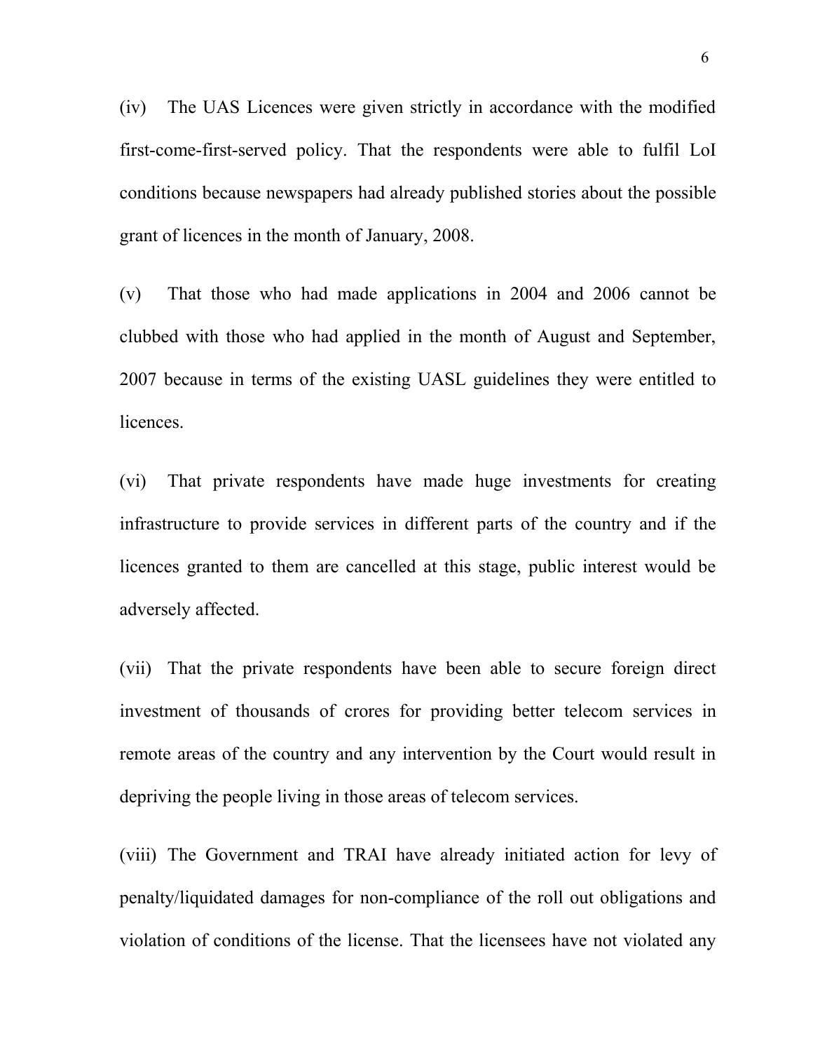(iv) The UAS Licences were given strictly in accordance with the modified first-come-first-served policy. That the respondents were able to fulfil LoI conditions because newspapers had already published stories about the possible grant of licences in the month of January, 2008.

(v) That those who had made applications in 2004 and 2006 cannot be clubbed with those who had applied in the month of August and September, 2007 because in terms of the existing UASL guidelines they were entitled to licences.

(vi) That private respondents have made huge investments for creating infrastructure to provide services in different parts of the country and if the licences granted to them are cancelled at this stage, public interest would be adversely affected.

(vii) That the private respondents have been able to secure foreign direct investment of thousands of crores for providing better telecom services in remote areas of the country and any intervention by the Court would result in depriving the people living in those areas of telecom services.

(viii) The Government and TRAI have already initiated action for levy of penalty/liquidated damages for non-compliance of the roll out obligations and violation of conditions of the license. That the licensees have not violated any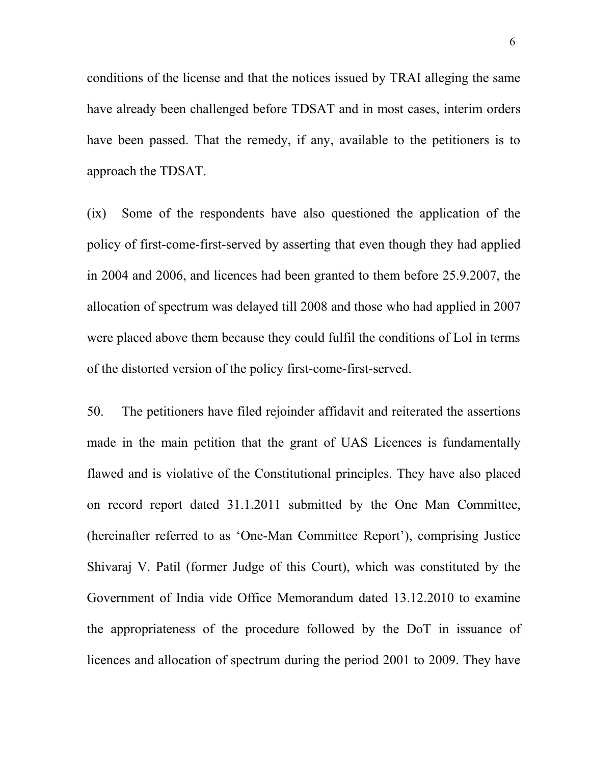conditions of the license and that the notices issued by TRAI alleging the same have already been challenged before TDSAT and in most cases, interim orders have been passed. That the remedy, if any, available to the petitioners is to approach the TDSAT.

(ix) Some of the respondents have also questioned the application of the policy of first-come-first-served by asserting that even though they had applied in 2004 and 2006, and licences had been granted to them before 25.9.2007, the allocation of spectrum was delayed till 2008 and those who had applied in 2007 were placed above them because they could fulfil the conditions of LoI in terms of the distorted version of the policy first-come-first-served.

50. The petitioners have filed rejoinder affidavit and reiterated the assertions made in the main petition that the grant of UAS Licences is fundamentally flawed and is violative of the Constitutional principles. They have also placed on record report dated 31.1.2011 submitted by the One Man Committee, (hereinafter referred to as 'One-Man Committee Report'), comprising Justice Shivaraj V. Patil (former Judge of this Court), which was constituted by the Government of India vide Office Memorandum dated 13.12.2010 to examine the appropriateness of the procedure followed by the DoT in issuance of licences and allocation of spectrum during the period 2001 to 2009. They have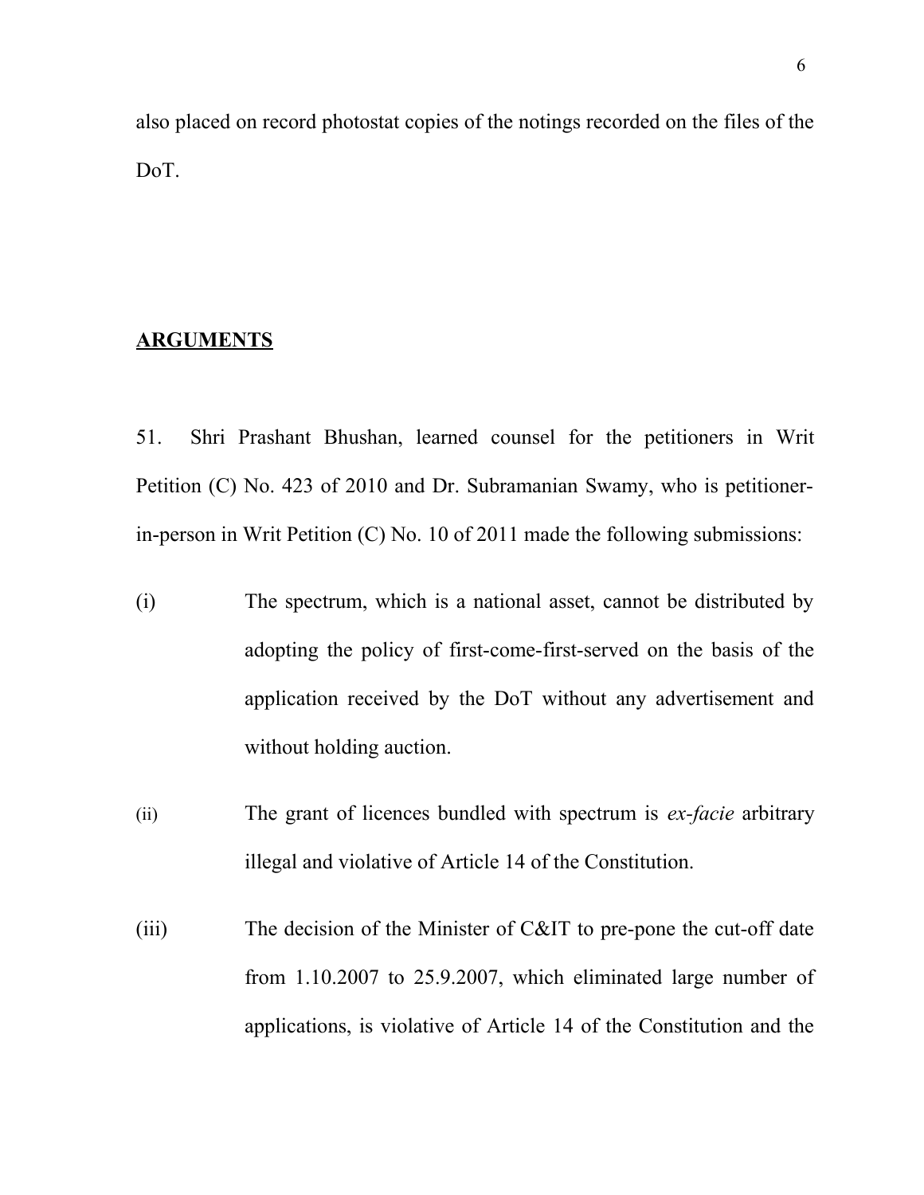also placed on record photostat copies of the notings recorded on the files of the DoT.

**ARGUMENTS**

51. Shri Prashant Bhushan, learned counsel for the petitioners in Writ Petition (C) No. 423 of 2010 and Dr. Subramanian Swamy, who is petitioner-in-person in Writ Petition (C) No. 10 of 2011 made the following submissions:

(i) The spectrum, which is a national asset, cannot be distributed by adopting the policy of first-come-first-served on the basis of the application received by the DoT without any advertisement and without holding auction.

(ii) The grant of licences bundled with spectrum is *ex-facie* arbitrary illegal and violative of Article 14 of the Constitution.

(iii) The decision of the Minister of C&IT to pre-pone the cut-off date from 1.10.2007 to 25.9.2007, which eliminated large number of applications, is violative of Article 14 of the Constitution and the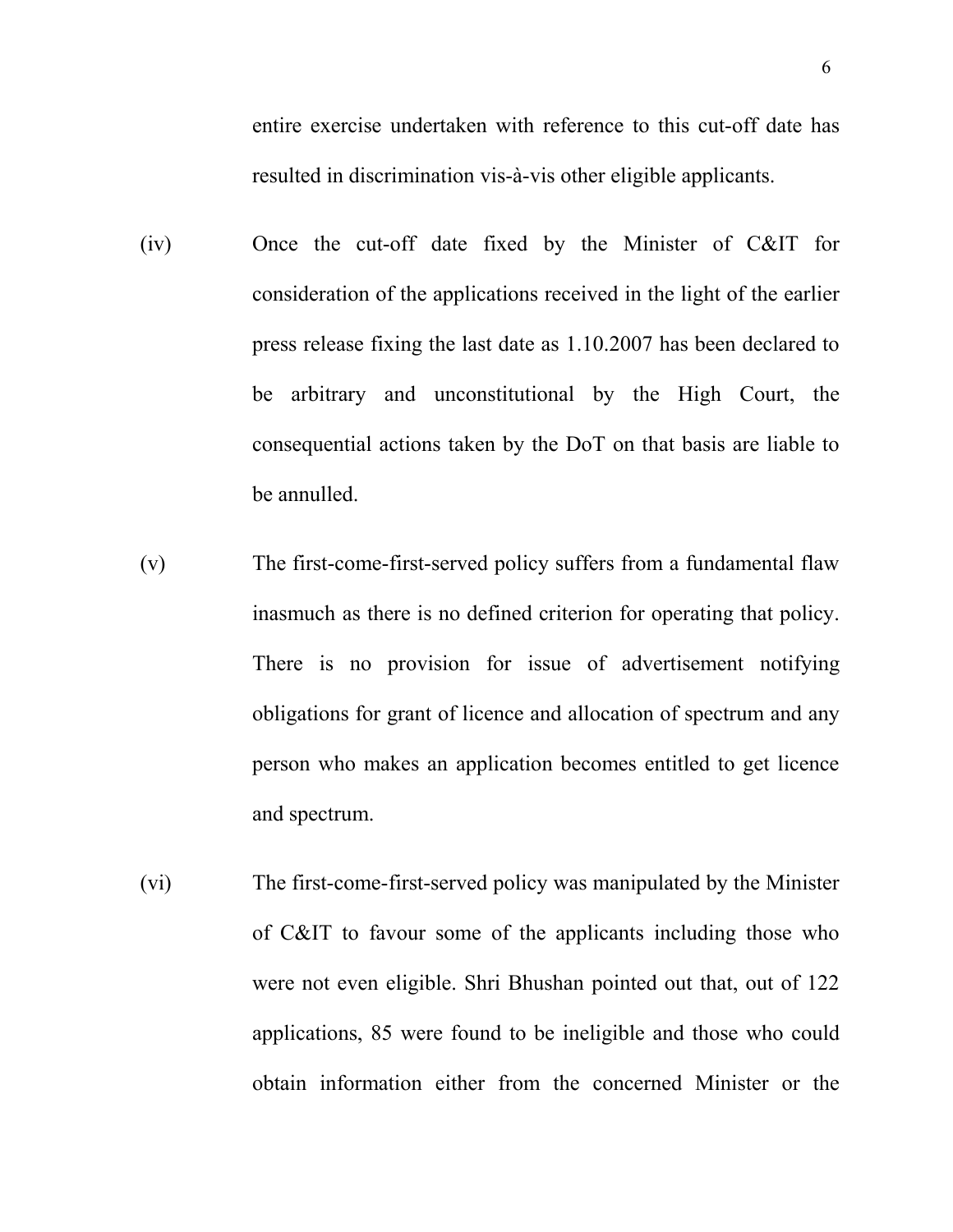entire exercise undertaken with reference to this cut-off date has resulted in discrimination vis-à-vis other eligible applicants.

(iv) Once the cut-off date fixed by the Minister of C&IT for consideration of the applications received in the light of the earlier press release fixing the last date as 1.10.2007 has been declared to be arbitrary and unconstitutional by the High Court, the consequential actions taken by the DoT on that basis are liable to be annulled.

(v) The first-come-first-served policy suffers from a fundamental flaw inasmuch as there is no defined criterion for operating that policy. There is no provision for issue of advertisement notifying obligations for grant of licence and allocation of spectrum and any person who makes an application becomes entitled to get licence and spectrum.

(vi) The first-come-first-served policy was manipulated by the Minister of C&IT to favour some of the applicants including those who were not even eligible. Shri Bhushan pointed out that, out of 122 applications, 85 were found to be ineligible and those who could obtain information either from the concerned Minister or the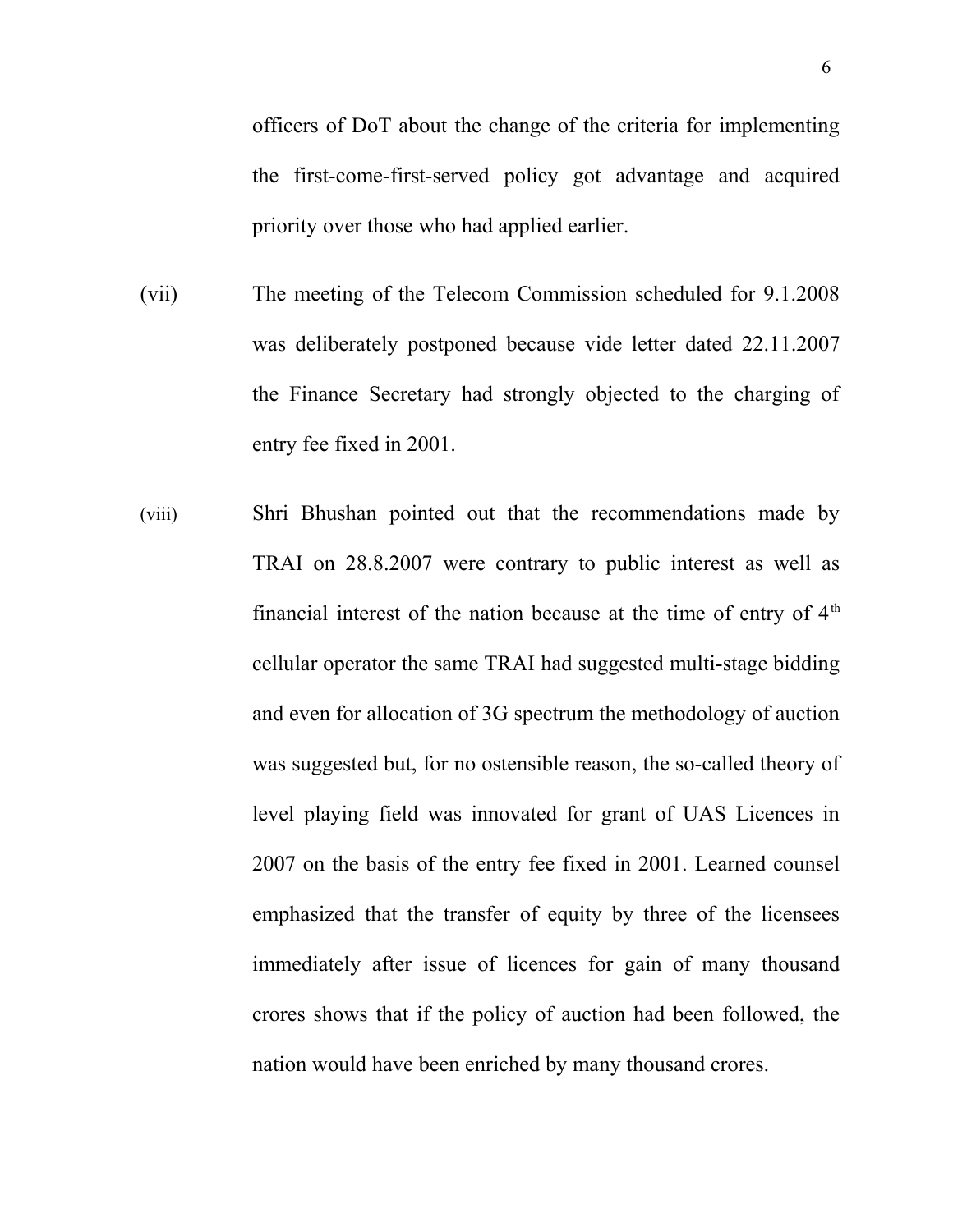officers of DoT about the change of the criteria for implementing the first-come-first-served policy got advantage and acquired priority over those who had applied earlier.

(vii) The meeting of the Telecom Commission scheduled for 9.1.2008 was deliberately postponed because vide letter dated 22.11.2007 the Finance Secretary had strongly objected to the charging of entry fee fixed in 2001.

(viii) Shri Bhushan pointed out that the recommendations made by TRAI on 28.8.2007 were contrary to public interest as well as financial interest of the nation because at the time of entry of 4th cellular operator the same TRAI had suggested multi-stage bidding and even for allocation of 3G spectrum the methodology of auction was suggested but, for no ostensible reason, the so-called theory of level playing field was innovated for grant of UAS Licences in 2007 on the basis of the entry fee fixed in 2001. Learned counsel emphasized that the transfer of equity by three of the licensees immediately after issue of licences for gain of many thousand crores shows that if the policy of auction had been followed, the nation would have been enriched by many thousand crores.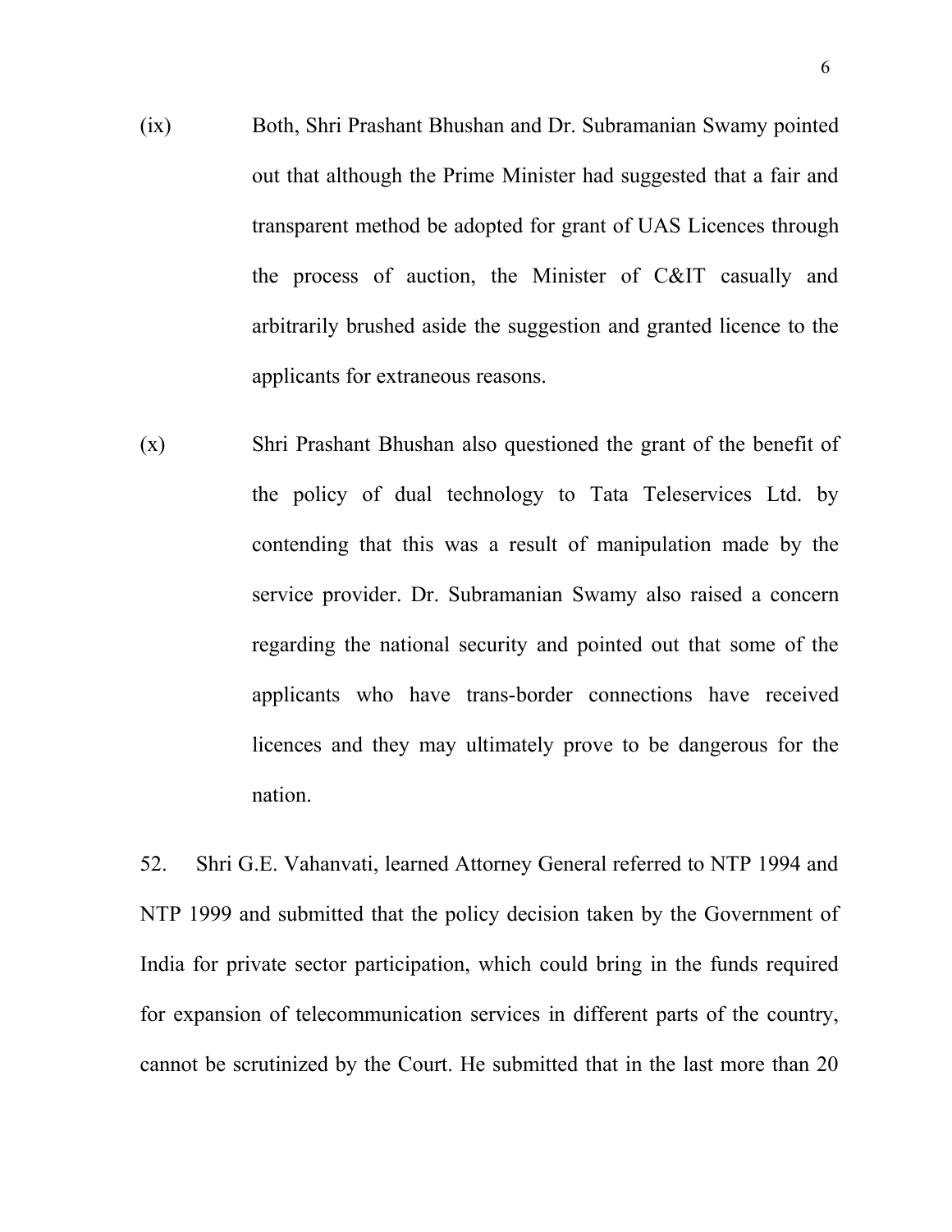(ix) Both, Shri Prashant Bhushan and Dr. Subramanian Swamy pointed out that although the Prime Minister had suggested that a fair and transparent method be adopted for grant of UAS Licences through the process of auction, the Minister of C&IT casually and arbitrarily brushed aside the suggestion and granted licence to the applicants for extraneous reasons.

(x) Shri Prashant Bhushan also questioned the grant of the benefit of the policy of dual technology to Tata Teleservices Ltd. by contending that this was a result of manipulation made by the service provider. Dr. Subramanian Swamy also raised a concern regarding the national security and pointed out that some of the applicants who have trans-border connections have received licences and they may ultimately prove to be dangerous for the nation.

52. Shri G.E. Vahanvati, learned Attorney General referred to NTP 1994 and NTP 1999 and submitted that the policy decision taken by the Government of India for private sector participation, which could bring in the funds required for expansion of telecommunication services in different parts of the country, cannot be scrutinized by the Court. He submitted that in the last more than 20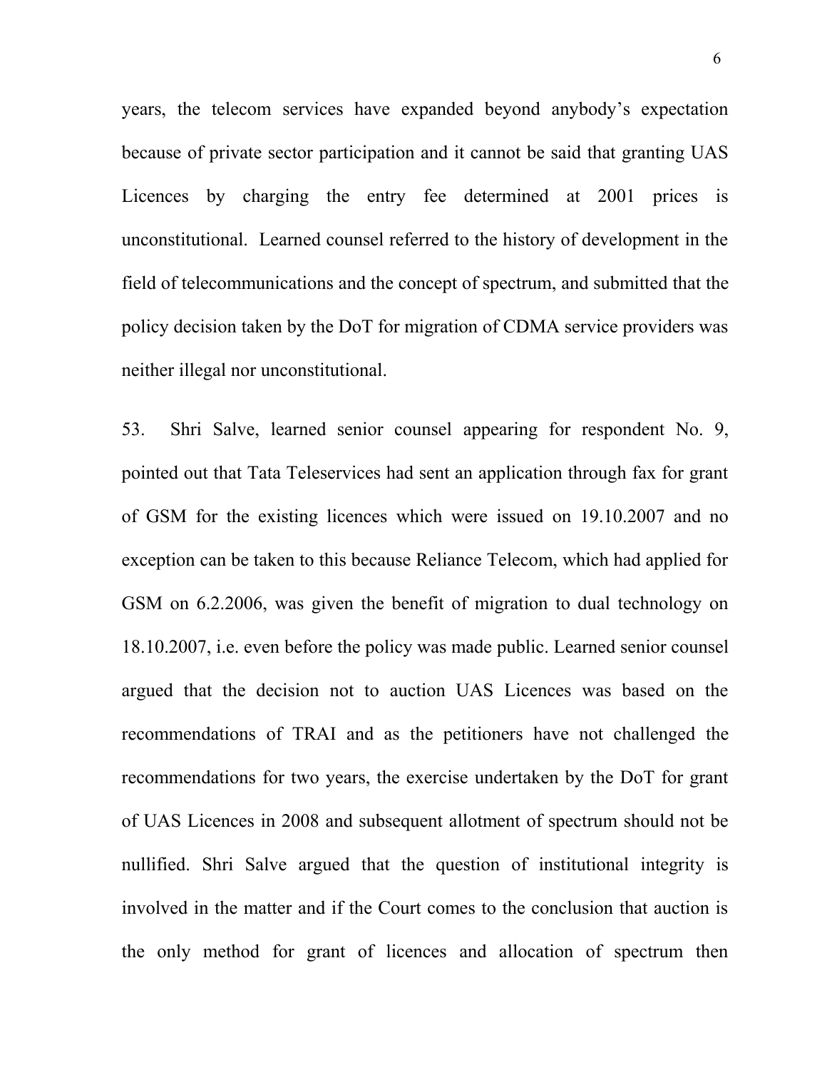years, the telecom services have expanded beyond anybody's expectation because of private sector participation and it cannot be said that granting UAS Licences by charging the entry fee determined at 2001 prices is unconstitutional. Learned counsel referred to the history of development in the field of telecommunications and the concept of spectrum, and submitted that the policy decision taken by the DoT for migration of CDMA service providers was neither illegal nor unconstitutional.

53. Shri Salve, learned senior counsel appearing for respondent No. 9, pointed out that Tata Teleservices had sent an application through fax for grant of GSM for the existing licences which were issued on 19.10.2007 and no exception can be taken to this because Reliance Telecom, which had applied for GSM on 6.2.2006, was given the benefit of migration to dual technology on 18.10.2007, i.e. even before the policy was made public. Learned senior counsel argued that the decision not to auction UAS Licences was based on the recommendations of TRAI and as the petitioners have not challenged the recommendations for two years, the exercise undertaken by the DoT for grant of UAS Licences in 2008 and subsequent allotment of spectrum should not be nullified. Shri Salve argued that the question of institutional integrity is involved in the matter and if the Court comes to the conclusion that auction is the only method for grant of licences and allocation of spectrum then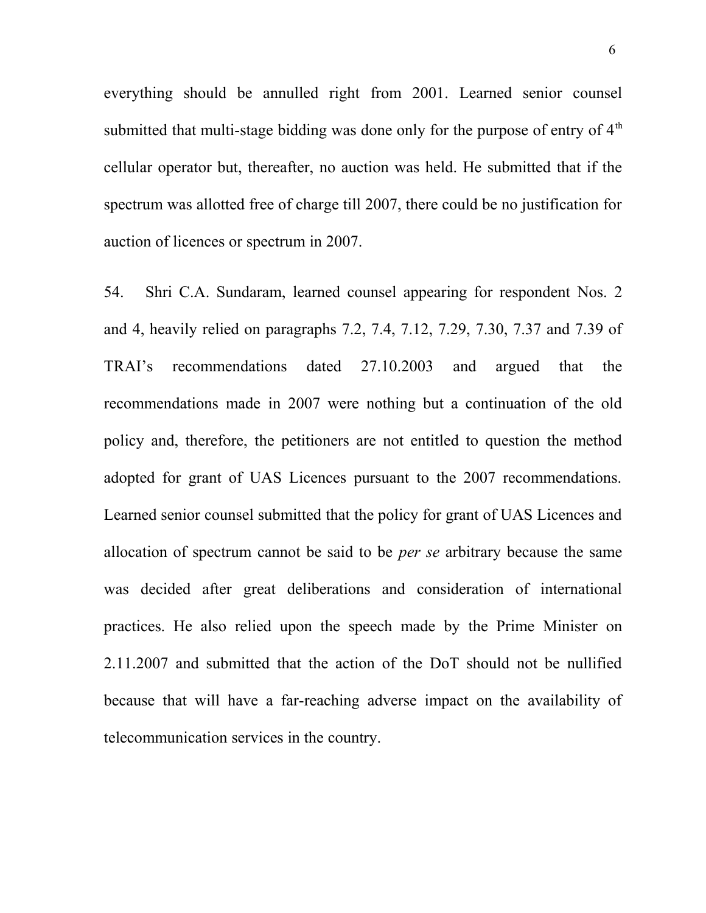everything should be annulled right from 2001. Learned senior counsel submitted that multi-stage bidding was done only for the purpose of entry of 4th cellular operator but, thereafter, no auction was held. He submitted that if the spectrum was allotted free of charge till 2007, there could be no justification for auction of licences or spectrum in 2007.

54. Shri C.A. Sundaram, learned counsel appearing for respondent Nos. 2 and 4, heavily relied on paragraphs 7.2, 7.4, 7.12, 7.29, 7.30, 7.37 and 7.39 of TRAI's recommendations dated 27.10.2003 and argued that the recommendations made in 2007 were nothing but a continuation of the old policy and, therefore, the petitioners are not entitled to question the method adopted for grant of UAS Licences pursuant to the 2007 recommendations. Learned senior counsel submitted that the policy for grant of UAS Licences and allocation of spectrum cannot be said to be *per se* arbitrary because the same was decided after great deliberations and consideration of international practices. He also relied upon the speech made by the Prime Minister on 2.11.2007 and submitted that the action of the DoT should not be nullified because that will have a far-reaching adverse impact on the availability of telecommunication services in the country.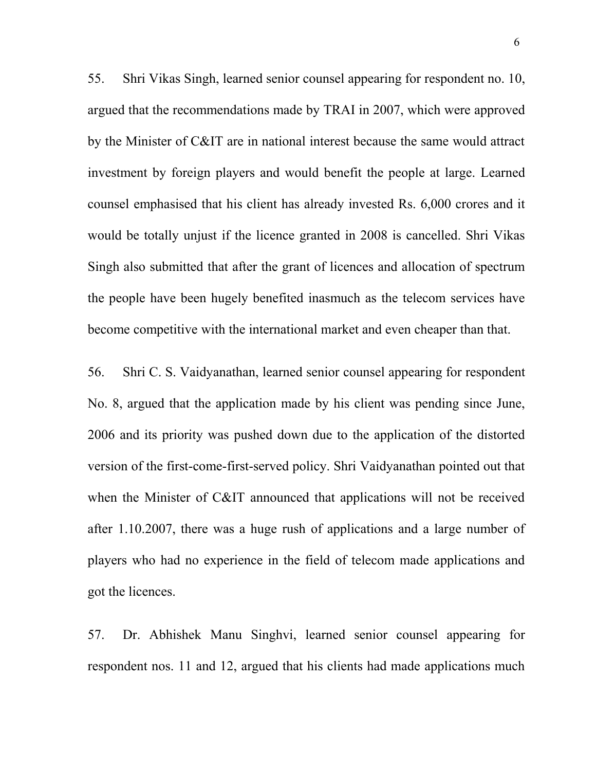55. Shri Vikas Singh, learned senior counsel appearing for respondent no. 10, argued that the recommendations made by TRAI in 2007, which were approved by the Minister of C&IT are in national interest because the same would attract investment by foreign players and would benefit the people at large. Learned counsel emphasised that his client has already invested Rs. 6,000 crores and it would be totally unjust if the licence granted in 2008 is cancelled. Shri Vikas Singh also submitted that after the grant of licences and allocation of spectrum the people have been hugely benefited inasmuch as the telecom services have become competitive with the international market and even cheaper than that.

56. Shri C. S. Vaidyanathan, learned senior counsel appearing for respondent No. 8, argued that the application made by his client was pending since June, 2006 and its priority was pushed down due to the application of the distorted version of the first-come-first-served policy. Shri Vaidyanathan pointed out that when the Minister of C&IT announced that applications will not be received after 1.10.2007, there was a huge rush of applications and a large number of players who had no experience in the field of telecom made applications and got the licences.

57. Dr. Abhishek Manu Singhvi, learned senior counsel appearing for respondent nos. 11 and 12, argued that his clients had made applications much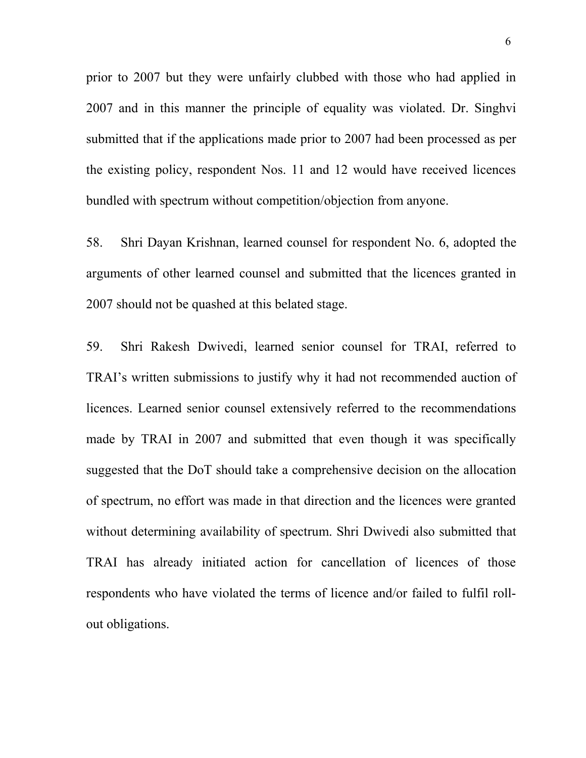prior to 2007 but they were unfairly clubbed with those who had applied in 2007 and in this manner the principle of equality was violated. Dr. Singhvi submitted that if the applications made prior to 2007 had been processed as per the existing policy, respondent Nos. 11 and 12 would have received licences bundled with spectrum without competition/objection from anyone.

58. Shri Dayan Krishnan, learned counsel for respondent No. 6, adopted the arguments of other learned counsel and submitted that the licences granted in 2007 should not be quashed at this belated stage.

59. Shri Rakesh Dwivedi, learned senior counsel for TRAI, referred to TRAI's written submissions to justify why it had not recommended auction of licences. Learned senior counsel extensively referred to the recommendations made by TRAI in 2007 and submitted that even though it was specifically suggested that the DoT should take a comprehensive decision on the allocation of spectrum, no effort was made in that direction and the licences were granted without determining availability of spectrum. Shri Dwivedi also submitted that TRAI has already initiated action for cancellation of licences of those respondents who have violated the terms of licence and/or failed to fulfil roll-out obligations.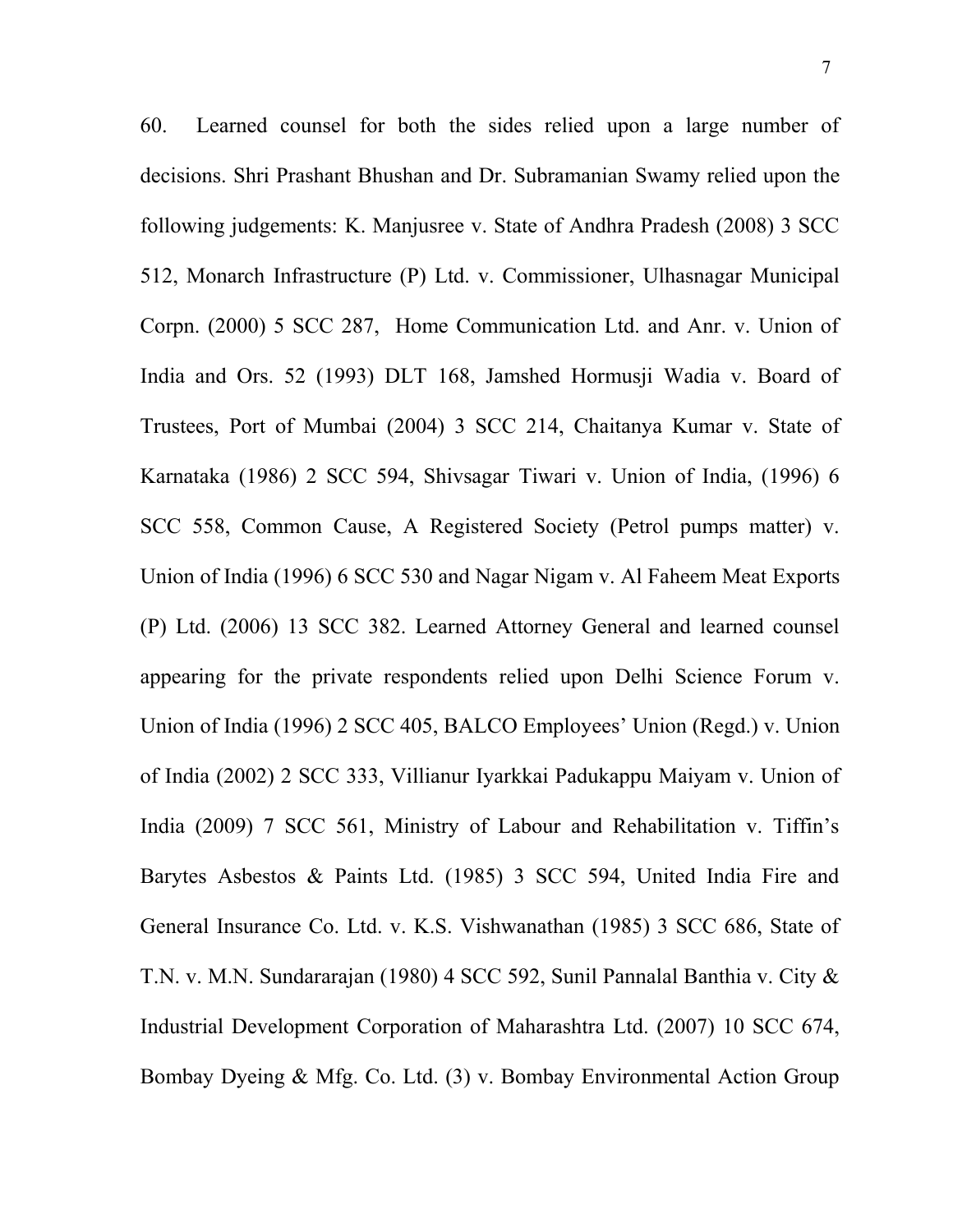60. Learned counsel for both the sides relied upon a large number of decisions. Shri Prashant Bhushan and Dr. Subramanian Swamy relied upon the following judgements: K. Manjusree v. State of Andhra Pradesh (2008) 3 SCC 512, Monarch Infrastructure (P) Ltd. v. Commissioner, Ulhasnagar Municipal Corpn. (2000) 5 SCC 287, Home Communication Ltd. and Anr. v. Union of India and Ors. 52 (1993) DLT 168, Jamshed Hormusji Wadia v. Board of Trustees, Port of Mumbai (2004) 3 SCC 214, Chaitanya Kumar v. State of Karnataka (1986) 2 SCC 594, Shivsagar Tiwari v. Union of India, (1996) 6 SCC 558, Common Cause, A Registered Society (Petrol pumps matter) v. Union of India (1996) 6 SCC 530 and Nagar Nigam v. Al Faheem Meat Exports (P) Ltd. (2006) 13 SCC 382. Learned Attorney General and learned counsel appearing for the private respondents relied upon Delhi Science Forum v. Union of India (1996) 2 SCC 405, BALCO Employees' Union (Regd.) v. Union of India (2002) 2 SCC 333, Villianur Iyarkkai Padukappu Maiyam v. Union of India (2009) 7 SCC 561, Ministry of Labour and Rehabilitation v. Tiffin's Barytes Asbestos & Paints Ltd. (1985) 3 SCC 594, United India Fire and General Insurance Co. Ltd. v. K.S. Vishwanathan (1985) 3 SCC 686, State of T.N. v. M.N. Sundararajan (1980) 4 SCC 592, Sunil Pannalal Banthia v. City & Industrial Development Corporation of Maharashtra Ltd. (2007) 10 SCC 674, Bombay Dyeing & Mfg. Co. Ltd. (3) v. Bombay Environmental Action Group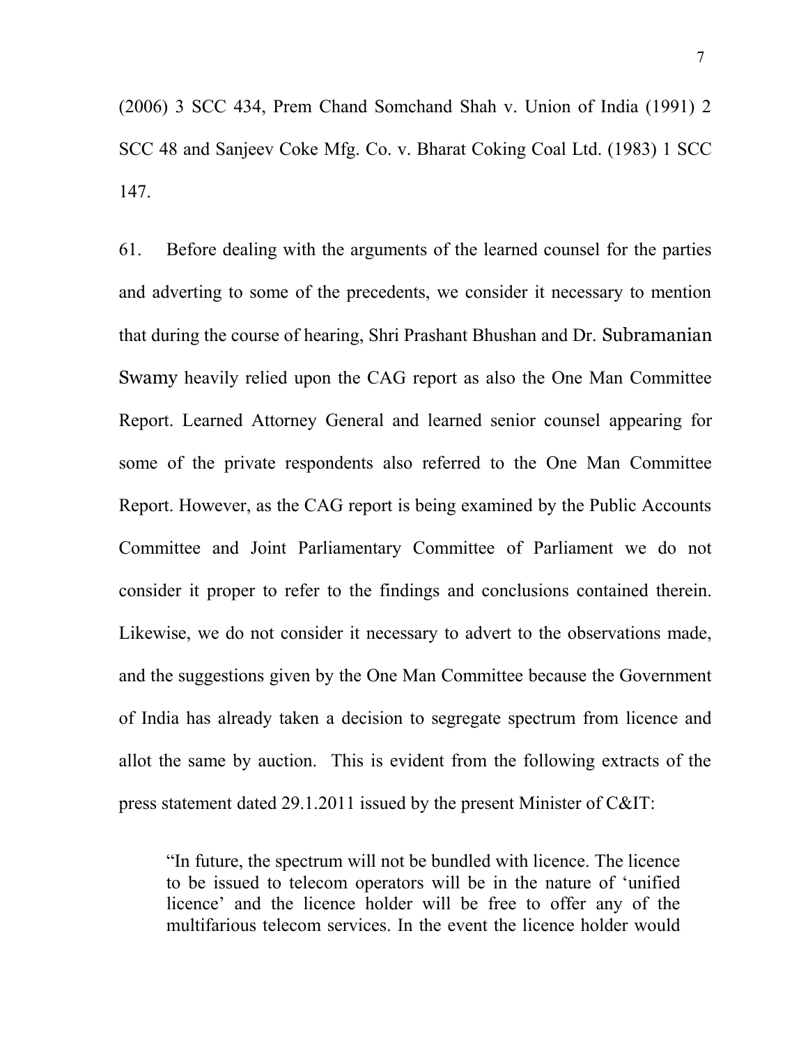(2006) 3 SCC 434, Prem Chand Somchand Shah v. Union of India (1991) 2 SCC 48 and Sanjeev Coke Mfg. Co. v. Bharat Coking Coal Ltd. (1983) 1 SCC 147.

61. Before dealing with the arguments of the learned counsel for the parties and adverting to some of the precedents, we consider it necessary to mention that during the course of hearing, Shri Prashant Bhushan and Dr. Subramanian Swamy heavily relied upon the CAG report as also the One Man Committee Report. Learned Attorney General and learned senior counsel appearing for some of the private respondents also referred to the One Man Committee Report. However, as the CAG report is being examined by the Public Accounts Committee and Joint Parliamentary Committee of Parliament we do not consider it proper to refer to the findings and conclusions contained therein. Likewise, we do not consider it necessary to advert to the observations made, and the suggestions given by the One Man Committee because the Government of India has already taken a decision to segregate spectrum from licence and allot the same by auction. This is evident from the following extracts of the press statement dated 29.1.2011 issued by the present Minister of C&IT:

> "In future, the spectrum will not be bundled with licence. The licence to be issued to telecom operators will be in the nature of 'unified licence' and the licence holder will be free to offer any of the multifarious telecom services. In the event the licence holder would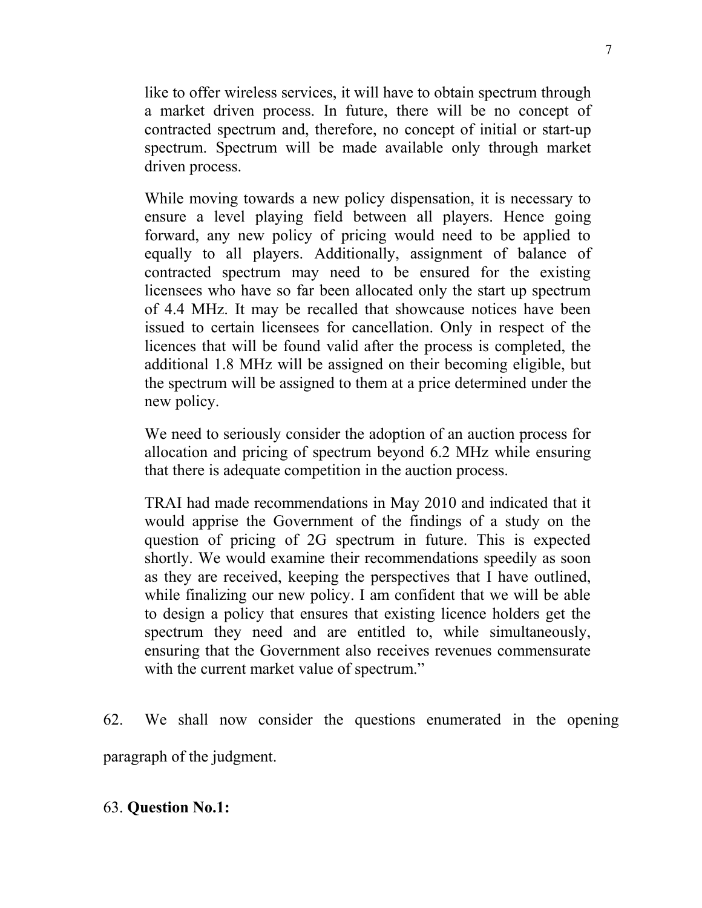like to offer wireless services, it will have to obtain spectrum through a market driven process. In future, there will be no concept of contracted spectrum and, therefore, no concept of initial or start-up spectrum. Spectrum will be made available only through market driven process.

> While moving towards a new policy dispensation, it is necessary to ensure a level playing field between all players. Hence going forward, any new policy of pricing would need to be applied to equally to all players. Additionally, assignment of balance of contracted spectrum may need to be ensured for the existing licensees who have so far been allocated only the start up spectrum of 4.4 MHz. It may be recalled that showcause notices have been issued to certain licensees for cancellation. Only in respect of the licences that will be found valid after the process is completed, the additional 1.8 MHz will be assigned on their becoming eligible, but the spectrum will be assigned to them at a price determined under the new policy.
>
> We need to seriously consider the adoption of an auction process for allocation and pricing of spectrum beyond 6.2 MHz while ensuring that there is adequate competition in the auction process.
>
> TRAI had made recommendations in May 2010 and indicated that it would apprise the Government of the findings of a study on the question of pricing of 2G spectrum in future. This is expected shortly. We would examine their recommendations speedily as soon as they are received, keeping the perspectives that I have outlined, while finalizing our new policy. I am confident that we will be able to design a policy that ensures that existing licence holders get the spectrum they need and are entitled to, while simultaneously, ensuring that the Government also receives revenues commensurate with the current market value of spectrum."

62. We shall now consider the questions enumerated in the opening paragraph of the judgment.

63. **Question No.1:**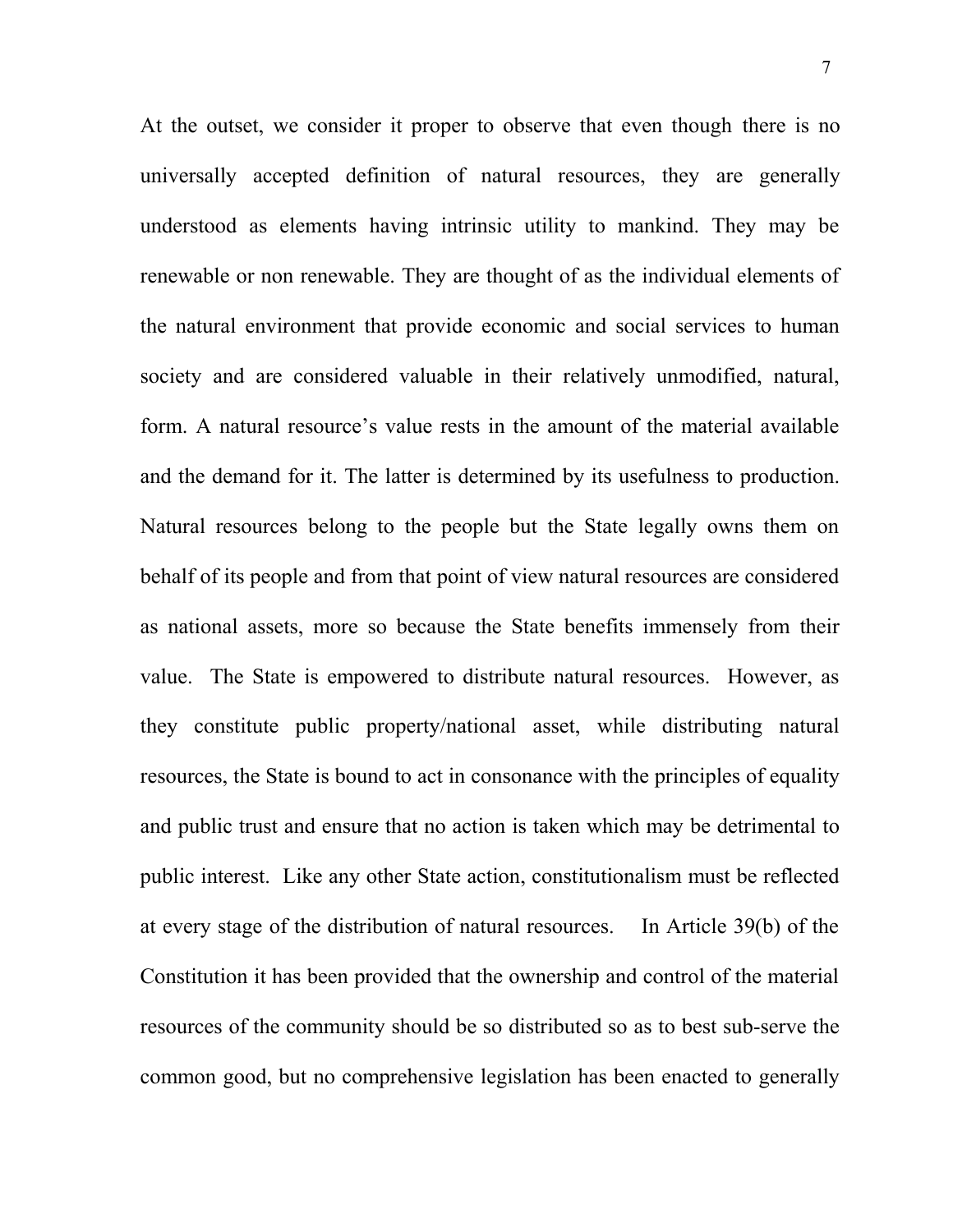At the outset, we consider it proper to observe that even though there is no universally accepted definition of natural resources, they are generally understood as elements having intrinsic utility to mankind. They may be renewable or non renewable. They are thought of as the individual elements of the natural environment that provide economic and social services to human society and are considered valuable in their relatively unmodified, natural, form. A natural resource's value rests in the amount of the material available and the demand for it. The latter is determined by its usefulness to production. Natural resources belong to the people but the State legally owns them on behalf of its people and from that point of view natural resources are considered as national assets, more so because the State benefits immensely from their value. The State is empowered to distribute natural resources. However, as they constitute public property/national asset, while distributing natural resources, the State is bound to act in consonance with the principles of equality and public trust and ensure that no action is taken which may be detrimental to public interest. Like any other State action, constitutionalism must be reflected at every stage of the distribution of natural resources. In Article 39(b) of the Constitution it has been provided that the ownership and control of the material resources of the community should be so distributed so as to best sub-serve the common good, but no comprehensive legislation has been enacted to generally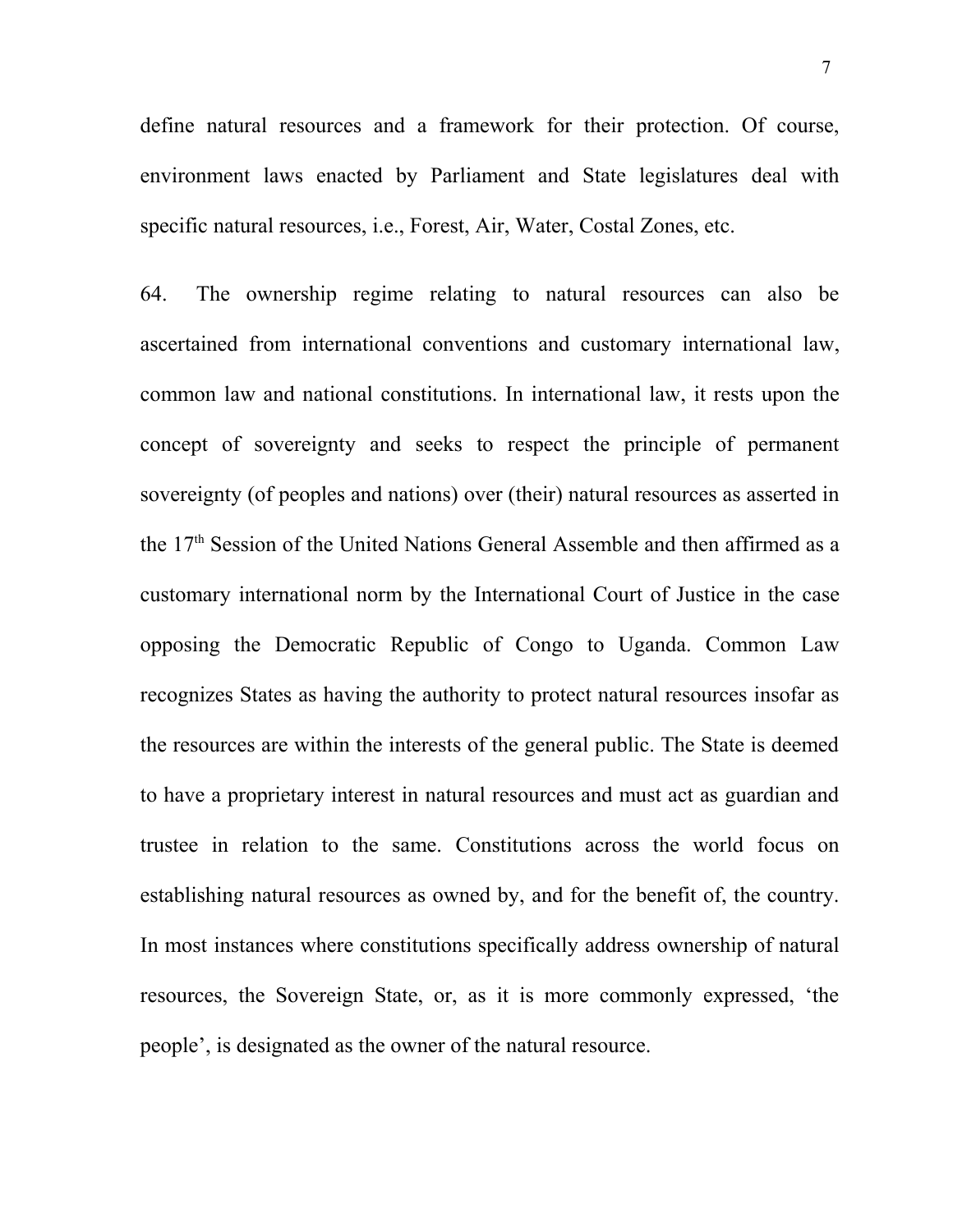define natural resources and a framework for their protection. Of course, environment laws enacted by Parliament and State legislatures deal with specific natural resources, i.e., Forest, Air, Water, Costal Zones, etc.

64. The ownership regime relating to natural resources can also be ascertained from international conventions and customary international law, common law and national constitutions. In international law, it rests upon the concept of sovereignty and seeks to respect the principle of permanent sovereignty (of peoples and nations) over (their) natural resources as asserted in the 17th Session of the United Nations General Assemble and then affirmed as a customary international norm by the International Court of Justice in the case opposing the Democratic Republic of Congo to Uganda. Common Law recognizes States as having the authority to protect natural resources insofar as the resources are within the interests of the general public. The State is deemed to have a proprietary interest in natural resources and must act as guardian and trustee in relation to the same. Constitutions across the world focus on establishing natural resources as owned by, and for the benefit of, the country. In most instances where constitutions specifically address ownership of natural resources, the Sovereign State, or, as it is more commonly expressed, 'the people', is designated as the owner of the natural resource.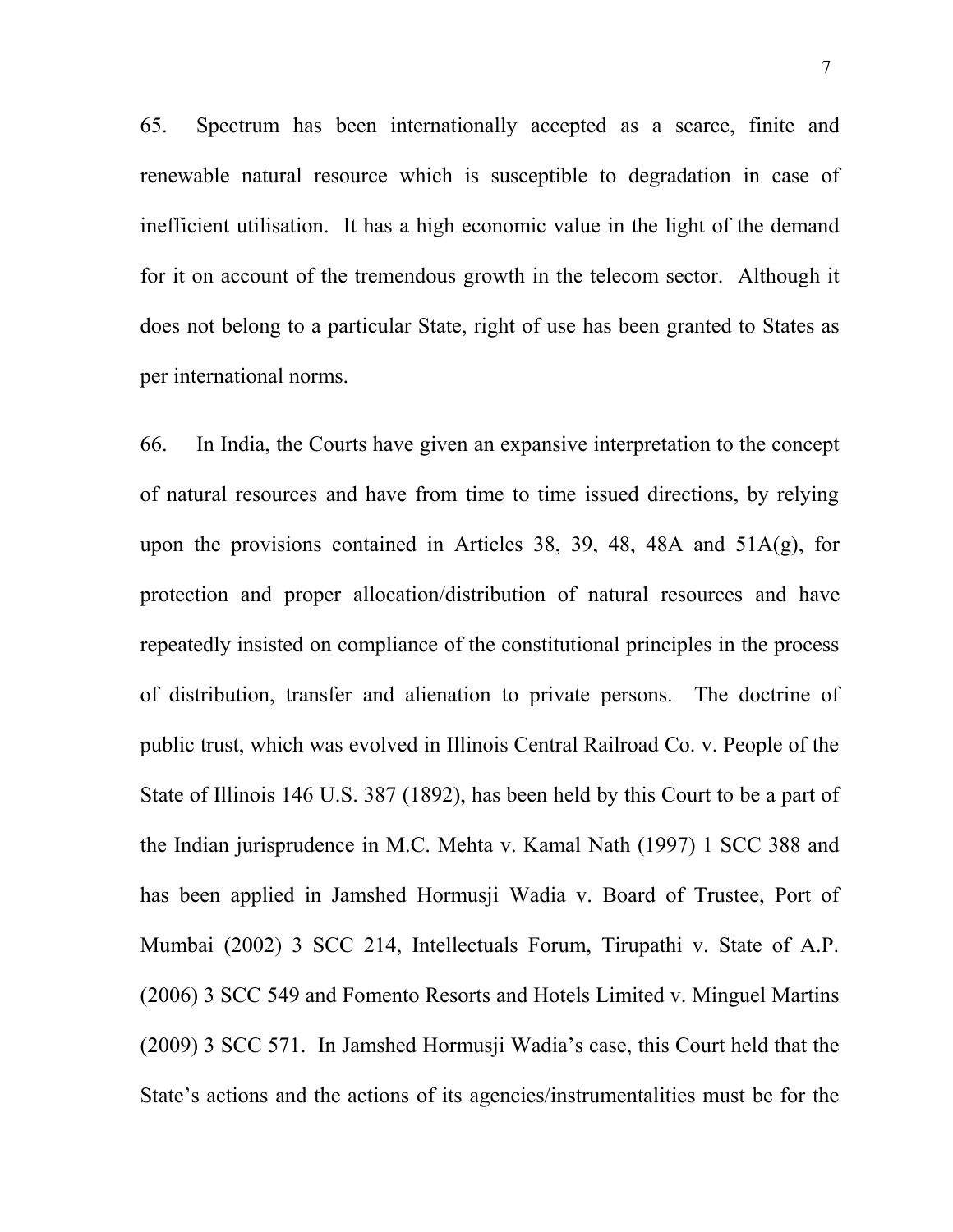65. Spectrum has been internationally accepted as a scarce, finite and renewable natural resource which is susceptible to degradation in case of inefficient utilisation. It has a high economic value in the light of the demand for it on account of the tremendous growth in the telecom sector. Although it does not belong to a particular State, right of use has been granted to States as per international norms.

66. In India, the Courts have given an expansive interpretation to the concept of natural resources and have from time to time issued directions, by relying upon the provisions contained in Articles 38, 39, 48, 48A and 51A(g), for protection and proper allocation/distribution of natural resources and have repeatedly insisted on compliance of the constitutional principles in the process of distribution, transfer and alienation to private persons. The doctrine of public trust, which was evolved in Illinois Central Railroad Co. v. People of the State of Illinois 146 U.S. 387 (1892), has been held by this Court to be a part of the Indian jurisprudence in M.C. Mehta v. Kamal Nath (1997) 1 SCC 388 and has been applied in Jamshed Hormusji Wadia v. Board of Trustee, Port of Mumbai (2002) 3 SCC 214, Intellectuals Forum, Tirupathi v. State of A.P. (2006) 3 SCC 549 and Fomento Resorts and Hotels Limited v. Minguel Martins (2009) 3 SCC 571. In Jamshed Hormusji Wadia's case, this Court held that the State's actions and the actions of its agencies/instrumentalities must be for the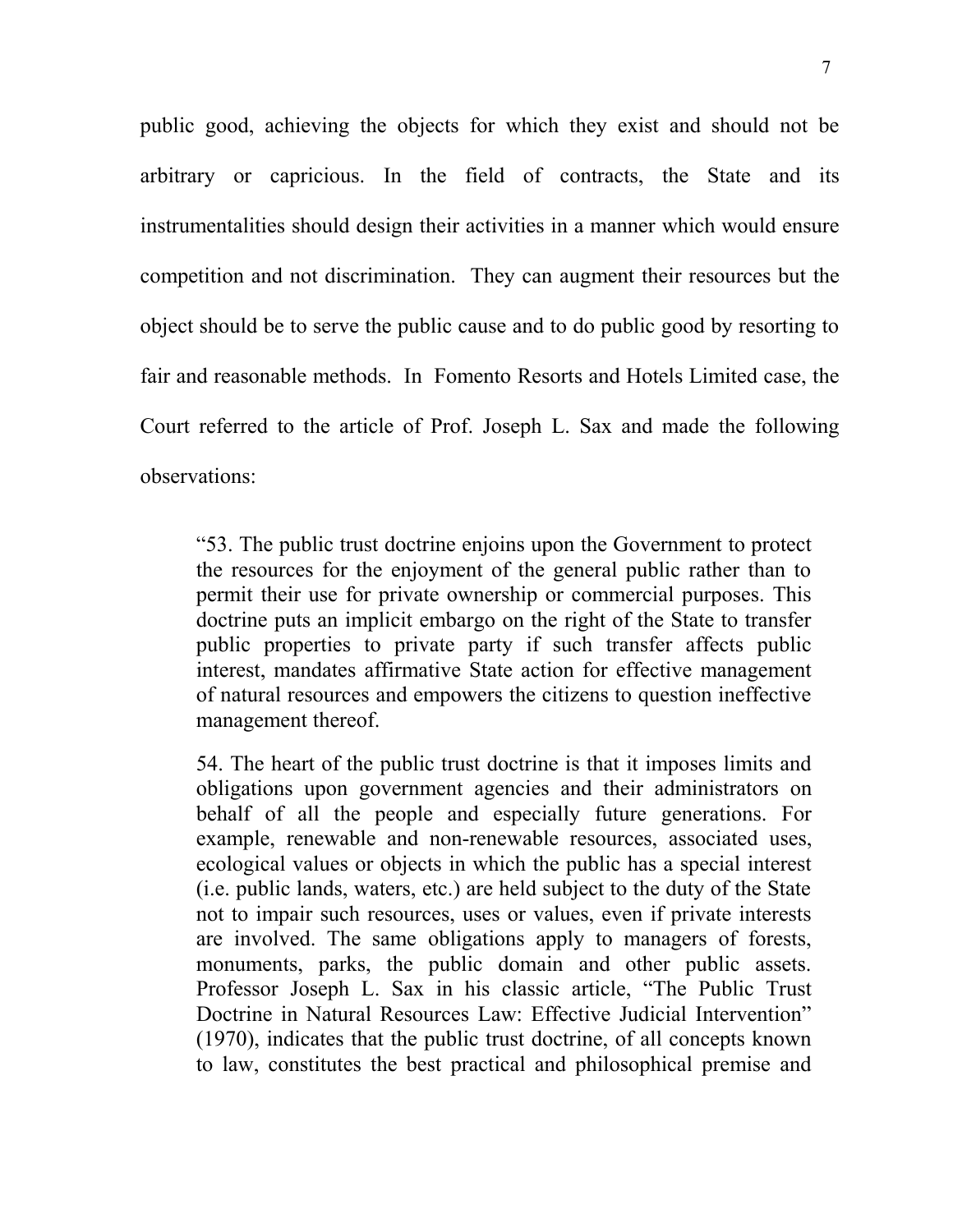public good, achieving the objects for which they exist and should not be arbitrary or capricious. In the field of contracts, the State and its instrumentalities should design their activities in a manner which would ensure competition and not discrimination. They can augment their resources but the object should be to serve the public cause and to do public good by resorting to fair and reasonable methods. In Fomento Resorts and Hotels Limited case, the Court referred to the article of Prof. Joseph L. Sax and made the following observations:

> "53. The public trust doctrine enjoins upon the Government to protect the resources for the enjoyment of the general public rather than to permit their use for private ownership or commercial purposes. This doctrine puts an implicit embargo on the right of the State to transfer public properties to private party if such transfer affects public interest, mandates affirmative State action for effective management of natural resources and empowers the citizens to question ineffective management thereof.
>
> 54. The heart of the public trust doctrine is that it imposes limits and obligations upon government agencies and their administrators on behalf of all the people and especially future generations. For example, renewable and non-renewable resources, associated uses, ecological values or objects in which the public has a special interest (i.e. public lands, waters, etc.) are held subject to the duty of the State not to impair such resources, uses or values, even if private interests are involved. The same obligations apply to managers of forests, monuments, parks, the public domain and other public assets. Professor Joseph L. Sax in his classic article, "The Public Trust Doctrine in Natural Resources Law: Effective Judicial Intervention" (1970), indicates that the public trust doctrine, of all concepts known to law, constitutes the best practical and philosophical premise and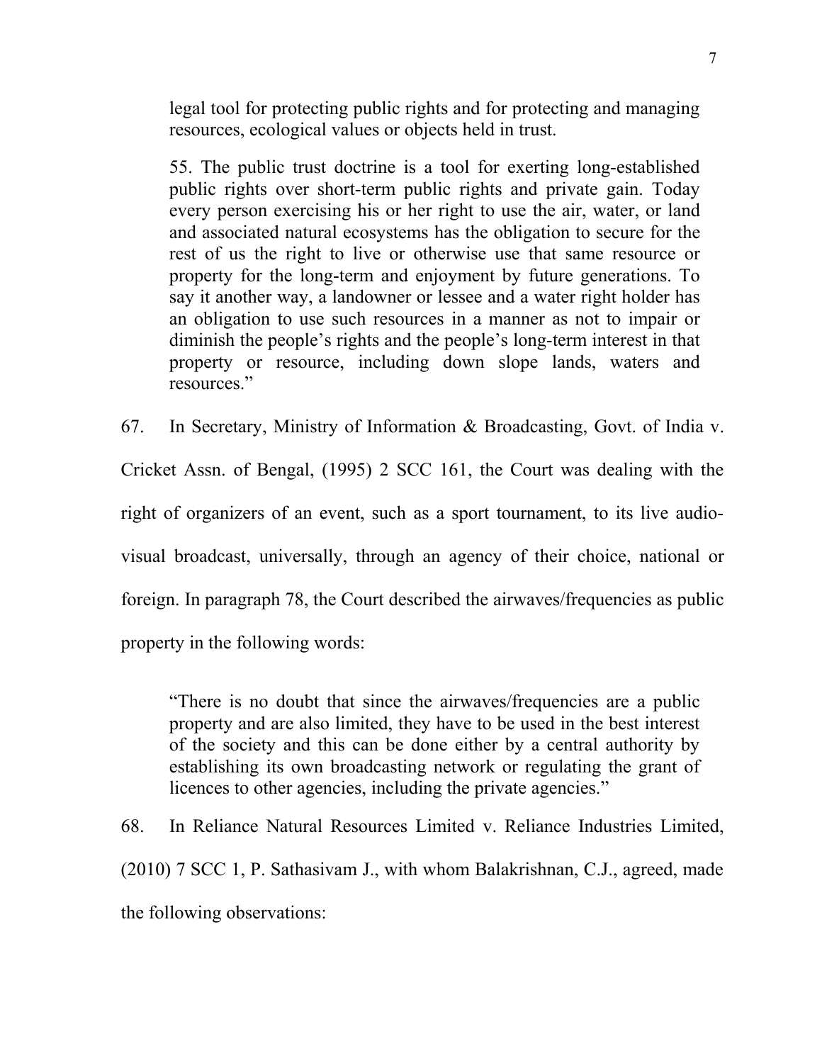> legal tool for protecting public rights and for protecting and managing resources, ecological values or objects held in trust.
>
> 55. The public trust doctrine is a tool for exerting long-established public rights over short-term public rights and private gain. Today every person exercising his or her right to use the air, water, or land and associated natural ecosystems has the obligation to secure for the rest of us the right to live or otherwise use that same resource or property for the long-term and enjoyment by future generations. To say it another way, a landowner or lessee and a water right holder has an obligation to use such resources in a manner as not to impair or diminish the people's rights and the people's long-term interest in that property or resource, including down slope lands, waters and resources."

67. In Secretary, Ministry of Information & Broadcasting, Govt. of India v. Cricket Assn. of Bengal, (1995) 2 SCC 161, the Court was dealing with the right of organizers of an event, such as a sport tournament, to its live audio-visual broadcast, universally, through an agency of their choice, national or foreign. In paragraph 78, the Court described the airwaves/frequencies as public property in the following words:

> "There is no doubt that since the airwaves/frequencies are a public property and are also limited, they have to be used in the best interest of the society and this can be done either by a central authority by establishing its own broadcasting network or regulating the grant of licences to other agencies, including the private agencies."

68. In Reliance Natural Resources Limited v. Reliance Industries Limited, (2010) 7 SCC 1, P. Sathasivam J., with whom Balakrishnan, C.J., agreed, made the following observations: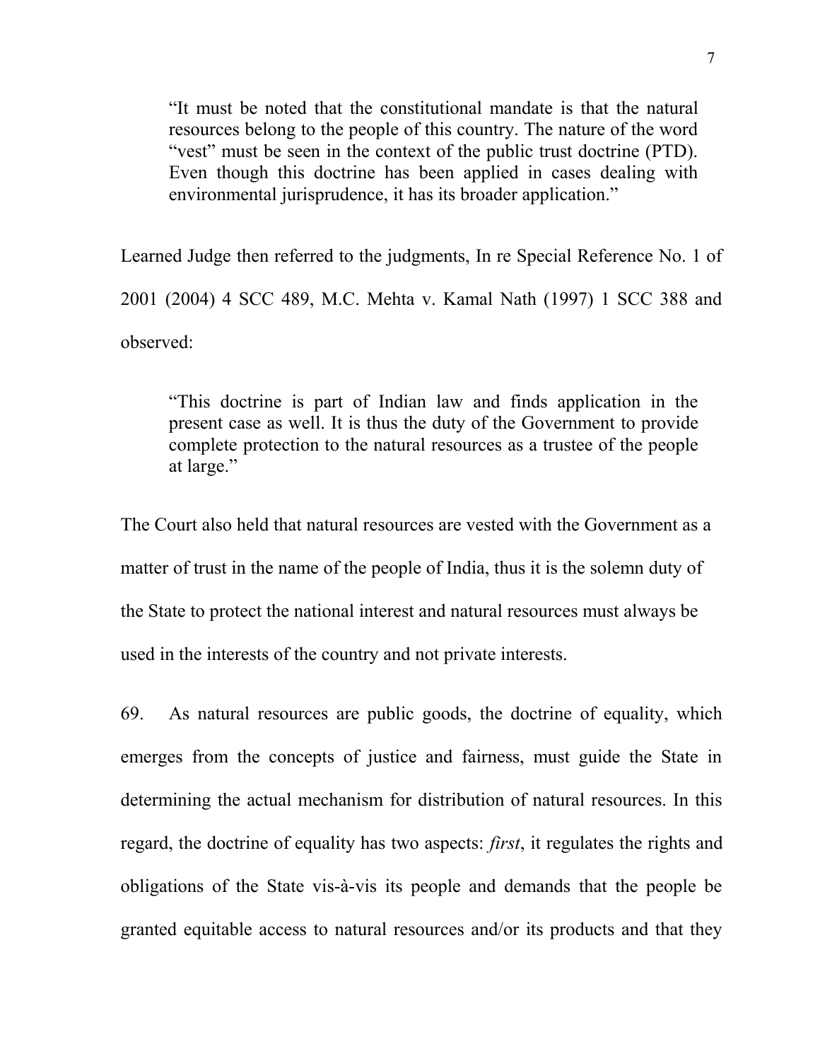> "It must be noted that the constitutional mandate is that the natural resources belong to the people of this country. The nature of the word "vest" must be seen in the context of the public trust doctrine (PTD). Even though this doctrine has been applied in cases dealing with environmental jurisprudence, it has its broader application."

Learned Judge then referred to the judgments, In re Special Reference No. 1 of 2001 (2004) 4 SCC 489, M.C. Mehta v. Kamal Nath (1997) 1 SCC 388 and observed:

> "This doctrine is part of Indian law and finds application in the present case as well. It is thus the duty of the Government to provide complete protection to the natural resources as a trustee of the people at large."

The Court also held that natural resources are vested with the Government as a matter of trust in the name of the people of India, thus it is the solemn duty of the State to protect the national interest and natural resources must always be used in the interests of the country and not private interests.

69. As natural resources are public goods, the doctrine of equality, which emerges from the concepts of justice and fairness, must guide the State in determining the actual mechanism for distribution of natural resources. In this regard, the doctrine of equality has two aspects: *first*, it regulates the rights and obligations of the State vis-à-vis its people and demands that the people be granted equitable access to natural resources and/or its products and that they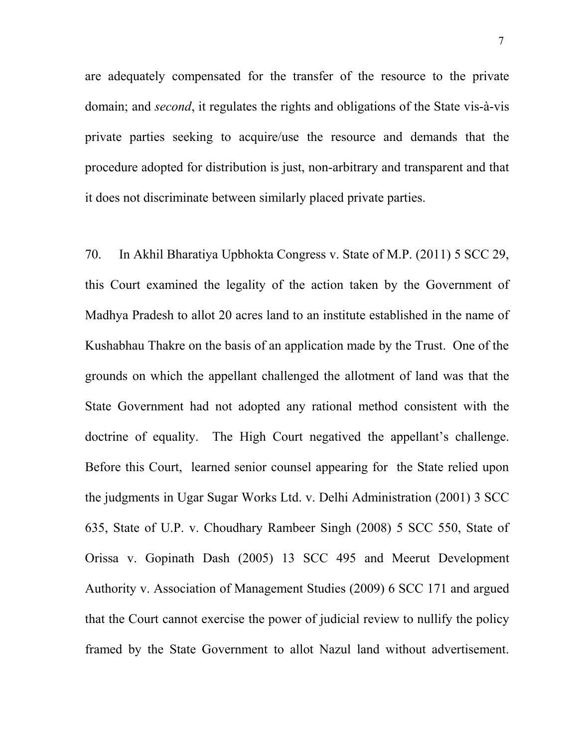are adequately compensated for the transfer of the resource to the private domain; and *second*, it regulates the rights and obligations of the State vis-à-vis private parties seeking to acquire/use the resource and demands that the procedure adopted for distribution is just, non-arbitrary and transparent and that it does not discriminate between similarly placed private parties.

70. In Akhil Bharatiya Upbhokta Congress v. State of M.P. (2011) 5 SCC 29, this Court examined the legality of the action taken by the Government of Madhya Pradesh to allot 20 acres land to an institute established in the name of Kushabhau Thakre on the basis of an application made by the Trust. One of the grounds on which the appellant challenged the allotment of land was that the State Government had not adopted any rational method consistent with the doctrine of equality. The High Court negatived the appellant's challenge. Before this Court, learned senior counsel appearing for the State relied upon the judgments in Ugar Sugar Works Ltd. v. Delhi Administration (2001) 3 SCC 635, State of U.P. v. Choudhary Rambeer Singh (2008) 5 SCC 550, State of Orissa v. Gopinath Dash (2005) 13 SCC 495 and Meerut Development Authority v. Association of Management Studies (2009) 6 SCC 171 and argued that the Court cannot exercise the power of judicial review to nullify the policy framed by the State Government to allot Nazul land without advertisement.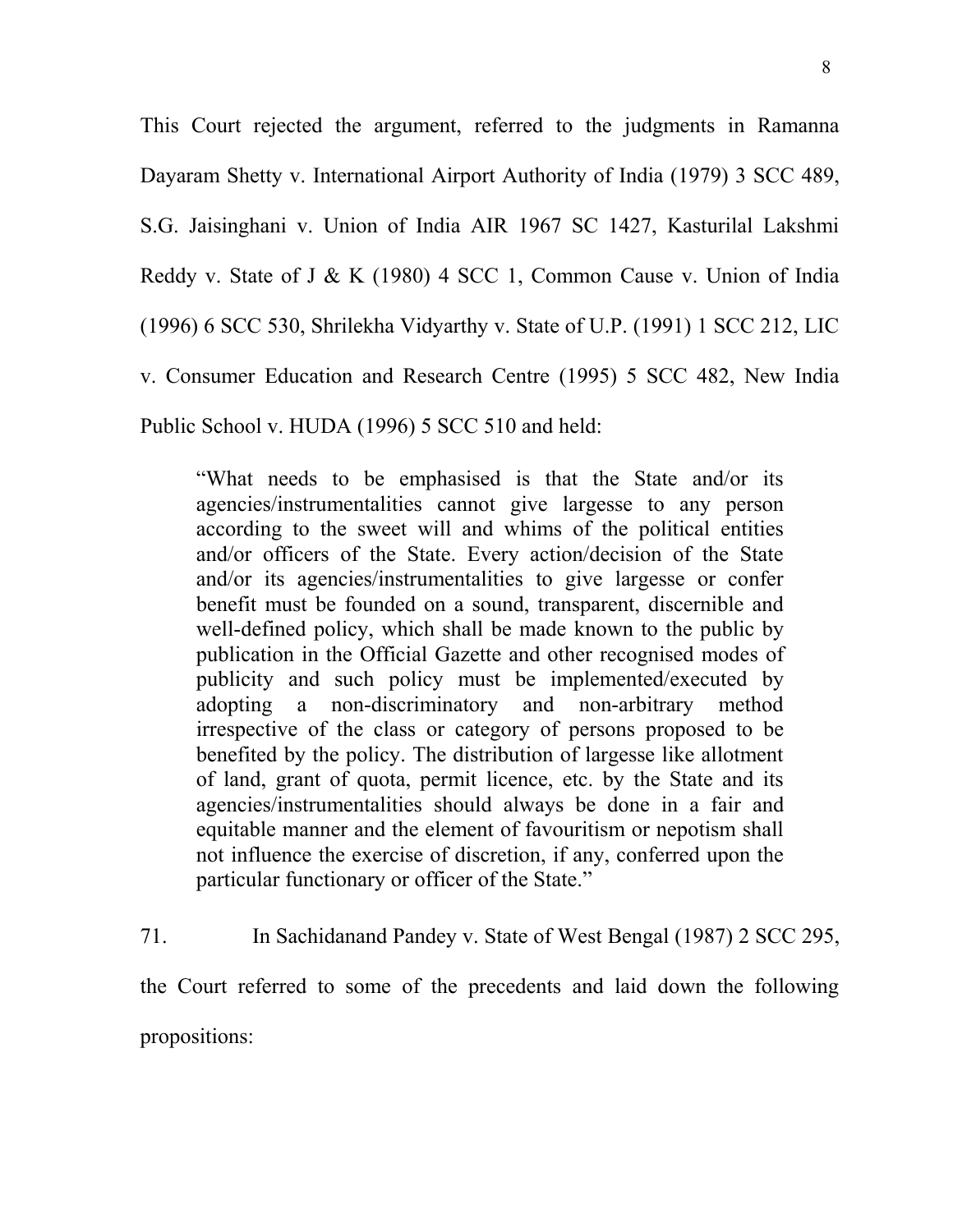This Court rejected the argument, referred to the judgments in Ramanna Dayaram Shetty v. International Airport Authority of India (1979) 3 SCC 489, S.G. Jaisinghani v. Union of India AIR 1967 SC 1427, Kasturilal Lakshmi Reddy v. State of J & K (1980) 4 SCC 1, Common Cause v. Union of India (1996) 6 SCC 530, Shrilekha Vidyarthy v. State of U.P. (1991) 1 SCC 212, LIC v. Consumer Education and Research Centre (1995) 5 SCC 482, New India Public School v. HUDA (1996) 5 SCC 510 and held:

> "What needs to be emphasised is that the State and/or its agencies/instrumentalities cannot give largesse to any person according to the sweet will and whims of the political entities and/or officers of the State. Every action/decision of the State and/or its agencies/instrumentalities to give largesse or confer benefit must be founded on a sound, transparent, discernible and well-defined policy, which shall be made known to the public by publication in the Official Gazette and other recognised modes of publicity and such policy must be implemented/executed by adopting a non-discriminatory and non-arbitrary method irrespective of the class or category of persons proposed to be benefited by the policy. The distribution of largesse like allotment of land, grant of quota, permit licence, etc. by the State and its agencies/instrumentalities should always be done in a fair and equitable manner and the element of favouritism or nepotism shall not influence the exercise of discretion, if any, conferred upon the particular functionary or officer of the State."

71. In Sachidanand Pandey v. State of West Bengal (1987) 2 SCC 295, the Court referred to some of the precedents and laid down the following propositions: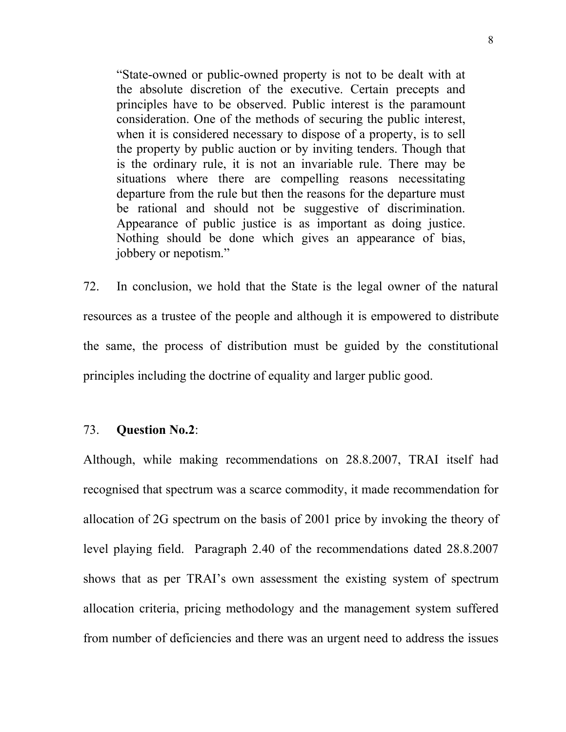> "State-owned or public-owned property is not to be dealt with at the absolute discretion of the executive. Certain precepts and principles have to be observed. Public interest is the paramount consideration. One of the methods of securing the public interest, when it is considered necessary to dispose of a property, is to sell the property by public auction or by inviting tenders. Though that is the ordinary rule, it is not an invariable rule. There may be situations where there are compelling reasons necessitating departure from the rule but then the reasons for the departure must be rational and should not be suggestive of discrimination. Appearance of public justice is as important as doing justice. Nothing should be done which gives an appearance of bias, jobbery or nepotism."

72. In conclusion, we hold that the State is the legal owner of the natural resources as a trustee of the people and although it is empowered to distribute the same, the process of distribution must be guided by the constitutional principles including the doctrine of equality and larger public good.

73. **Question No.2**:

Although, while making recommendations on 28.8.2007, TRAI itself had recognised that spectrum was a scarce commodity, it made recommendation for allocation of 2G spectrum on the basis of 2001 price by invoking the theory of level playing field. Paragraph 2.40 of the recommendations dated 28.8.2007 shows that as per TRAI's own assessment the existing system of spectrum allocation criteria, pricing methodology and the management system suffered from number of deficiencies and there was an urgent need to address the issues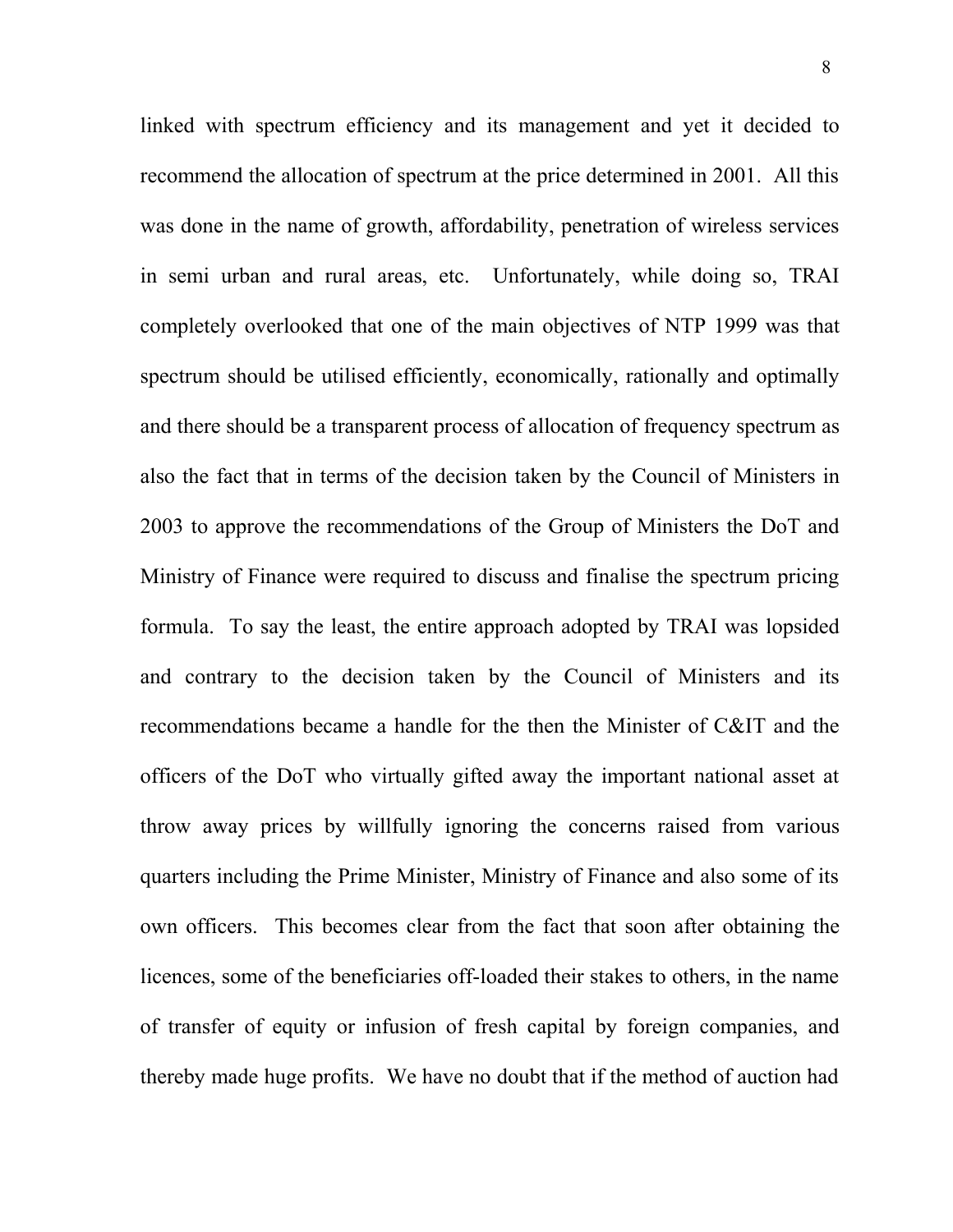linked with spectrum efficiency and its management and yet it decided to recommend the allocation of spectrum at the price determined in 2001. All this was done in the name of growth, affordability, penetration of wireless services in semi urban and rural areas, etc. Unfortunately, while doing so, TRAI completely overlooked that one of the main objectives of NTP 1999 was that spectrum should be utilised efficiently, economically, rationally and optimally and there should be a transparent process of allocation of frequency spectrum as also the fact that in terms of the decision taken by the Council of Ministers in 2003 to approve the recommendations of the Group of Ministers the DoT and Ministry of Finance were required to discuss and finalise the spectrum pricing formula. To say the least, the entire approach adopted by TRAI was lopsided and contrary to the decision taken by the Council of Ministers and its recommendations became a handle for the then the Minister of C&IT and the officers of the DoT who virtually gifted away the important national asset at throw away prices by willfully ignoring the concerns raised from various quarters including the Prime Minister, Ministry of Finance and also some of its own officers. This becomes clear from the fact that soon after obtaining the licences, some of the beneficiaries off-loaded their stakes to others, in the name of transfer of equity or infusion of fresh capital by foreign companies, and thereby made huge profits. We have no doubt that if the method of auction had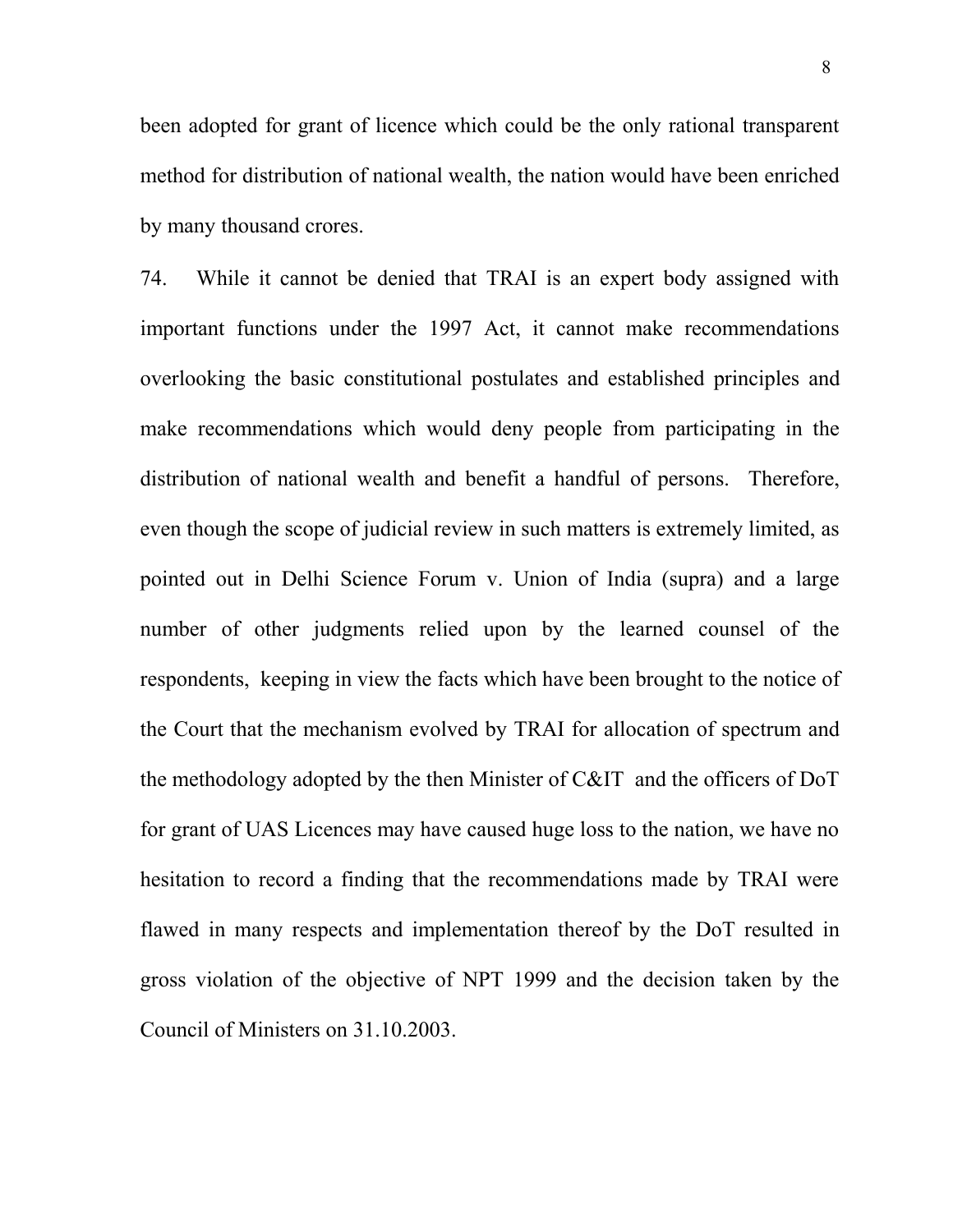been adopted for grant of licence which could be the only rational transparent method for distribution of national wealth, the nation would have been enriched by many thousand crores.

74. While it cannot be denied that TRAI is an expert body assigned with important functions under the 1997 Act, it cannot make recommendations overlooking the basic constitutional postulates and established principles and make recommendations which would deny people from participating in the distribution of national wealth and benefit a handful of persons. Therefore, even though the scope of judicial review in such matters is extremely limited, as pointed out in Delhi Science Forum v. Union of India (supra) and a large number of other judgments relied upon by the learned counsel of the respondents, keeping in view the facts which have been brought to the notice of the Court that the mechanism evolved by TRAI for allocation of spectrum and the methodology adopted by the then Minister of C&IT and the officers of DoT for grant of UAS Licences may have caused huge loss to the nation, we have no hesitation to record a finding that the recommendations made by TRAI were flawed in many respects and implementation thereof by the DoT resulted in gross violation of the objective of NPT 1999 and the decision taken by the Council of Ministers on 31.10.2003.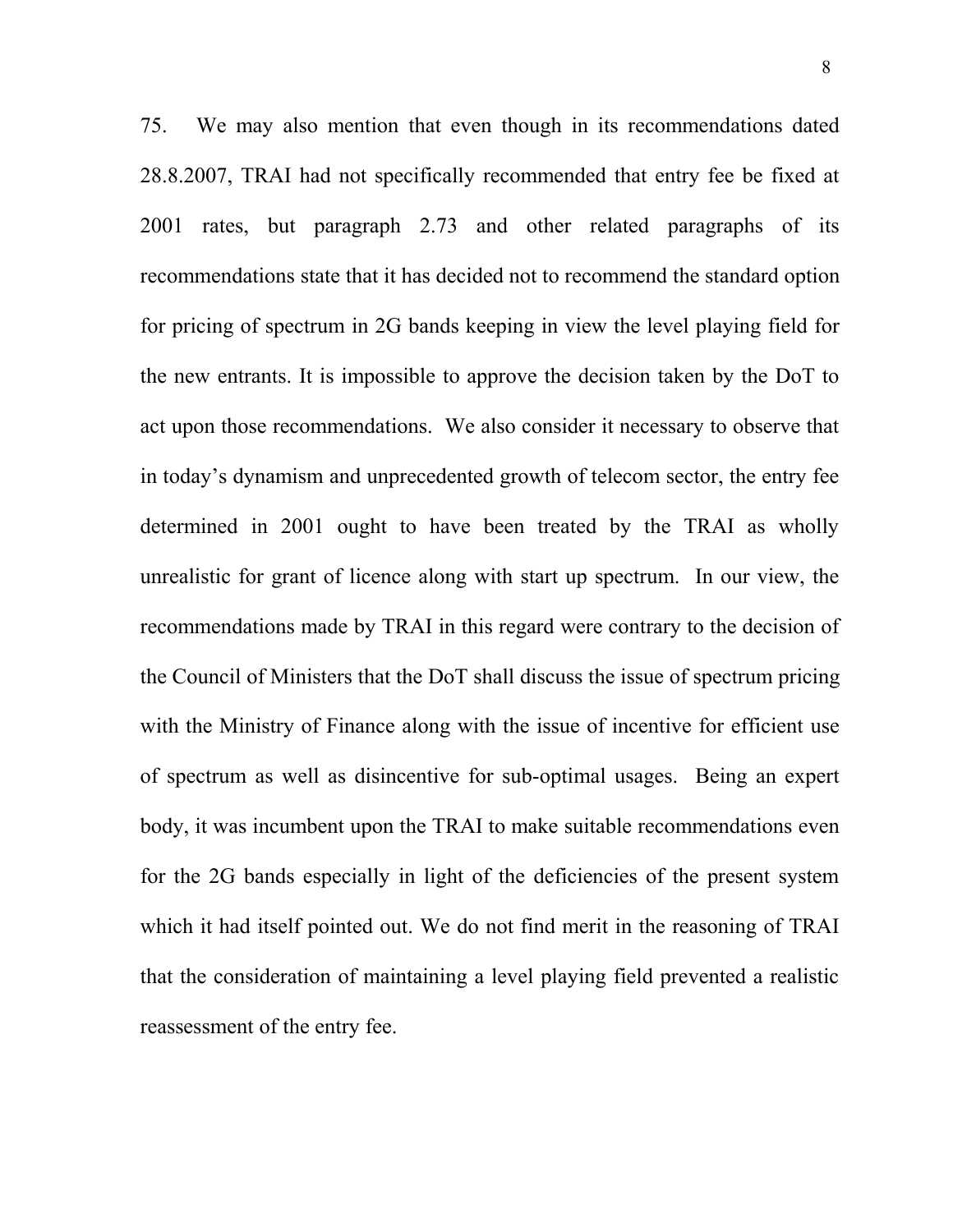75. We may also mention that even though in its recommendations dated 28.8.2007, TRAI had not specifically recommended that entry fee be fixed at 2001 rates, but paragraph 2.73 and other related paragraphs of its recommendations state that it has decided not to recommend the standard option for pricing of spectrum in 2G bands keeping in view the level playing field for the new entrants. It is impossible to approve the decision taken by the DoT to act upon those recommendations. We also consider it necessary to observe that in today's dynamism and unprecedented growth of telecom sector, the entry fee determined in 2001 ought to have been treated by the TRAI as wholly unrealistic for grant of licence along with start up spectrum. In our view, the recommendations made by TRAI in this regard were contrary to the decision of the Council of Ministers that the DoT shall discuss the issue of spectrum pricing with the Ministry of Finance along with the issue of incentive for efficient use of spectrum as well as disincentive for sub-optimal usages. Being an expert body, it was incumbent upon the TRAI to make suitable recommendations even for the 2G bands especially in light of the deficiencies of the present system which it had itself pointed out. We do not find merit in the reasoning of TRAI that the consideration of maintaining a level playing field prevented a realistic reassessment of the entry fee.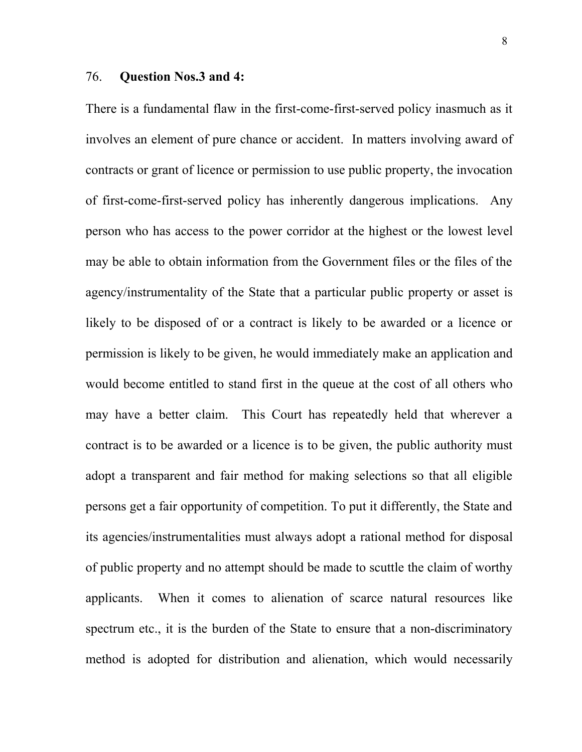76. **Question Nos.3 and 4:**

There is a fundamental flaw in the first-come-first-served policy inasmuch as it involves an element of pure chance or accident. In matters involving award of contracts or grant of licence or permission to use public property, the invocation of first-come-first-served policy has inherently dangerous implications. Any person who has access to the power corridor at the highest or the lowest level may be able to obtain information from the Government files or the files of the agency/instrumentality of the State that a particular public property or asset is likely to be disposed of or a contract is likely to be awarded or a licence or permission is likely to be given, he would immediately make an application and would become entitled to stand first in the queue at the cost of all others who may have a better claim. This Court has repeatedly held that wherever a contract is to be awarded or a licence is to be given, the public authority must adopt a transparent and fair method for making selections so that all eligible persons get a fair opportunity of competition. To put it differently, the State and its agencies/instrumentalities must always adopt a rational method for disposal of public property and no attempt should be made to scuttle the claim of worthy applicants. When it comes to alienation of scarce natural resources like spectrum etc., it is the burden of the State to ensure that a non-discriminatory method is adopted for distribution and alienation, which would necessarily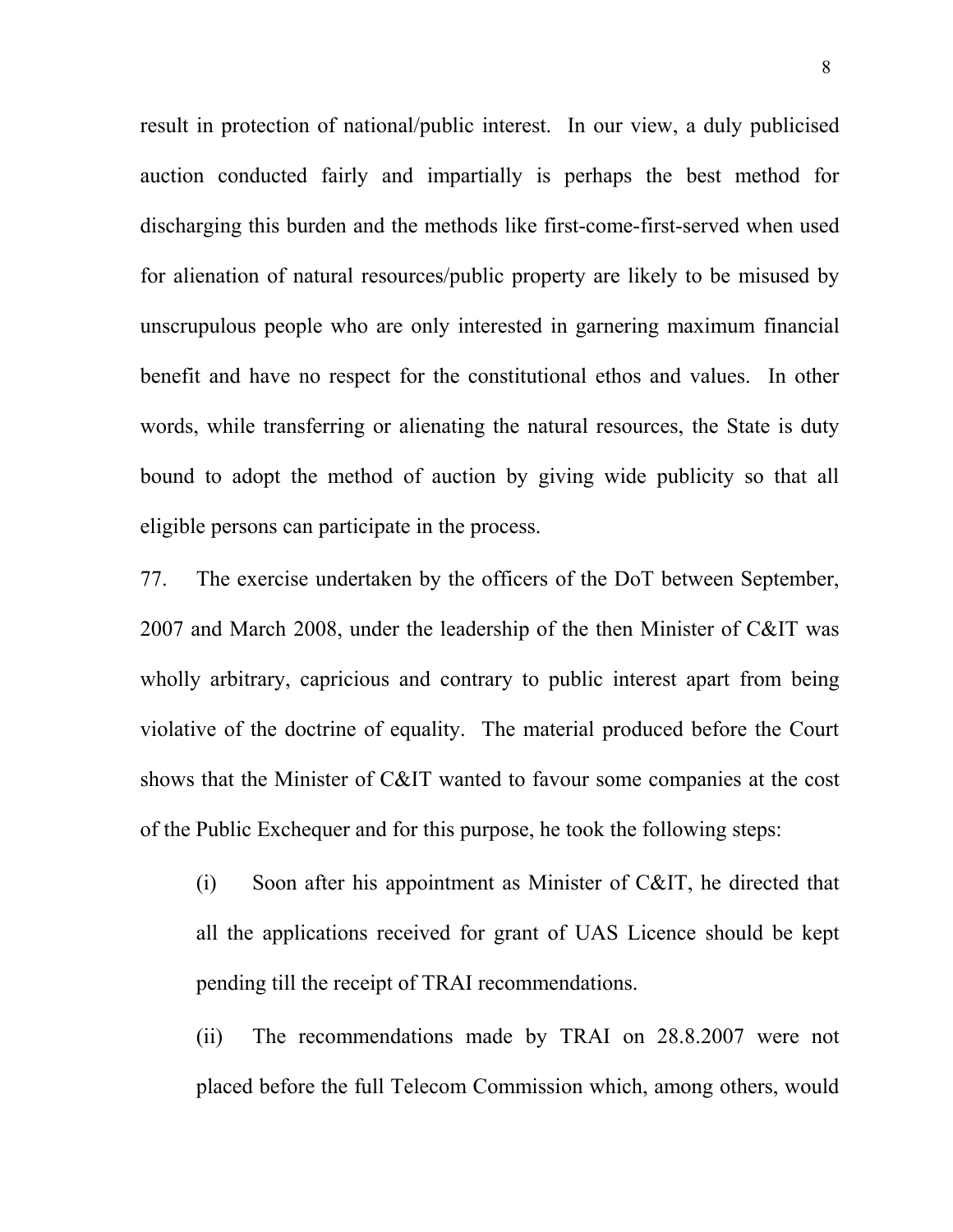result in protection of national/public interest. In our view, a duly publicised auction conducted fairly and impartially is perhaps the best method for discharging this burden and the methods like first-come-first-served when used for alienation of natural resources/public property are likely to be misused by unscrupulous people who are only interested in garnering maximum financial benefit and have no respect for the constitutional ethos and values. In other words, while transferring or alienating the natural resources, the State is duty bound to adopt the method of auction by giving wide publicity so that all eligible persons can participate in the process.

77. The exercise undertaken by the officers of the DoT between September, 2007 and March 2008, under the leadership of the then Minister of C&IT was wholly arbitrary, capricious and contrary to public interest apart from being violative of the doctrine of equality. The material produced before the Court shows that the Minister of C&IT wanted to favour some companies at the cost of the Public Exchequer and for this purpose, he took the following steps:

(i) Soon after his appointment as Minister of C&IT, he directed that all the applications received for grant of UAS Licence should be kept pending till the receipt of TRAI recommendations.

(ii) The recommendations made by TRAI on 28.8.2007 were not placed before the full Telecom Commission which, among others, would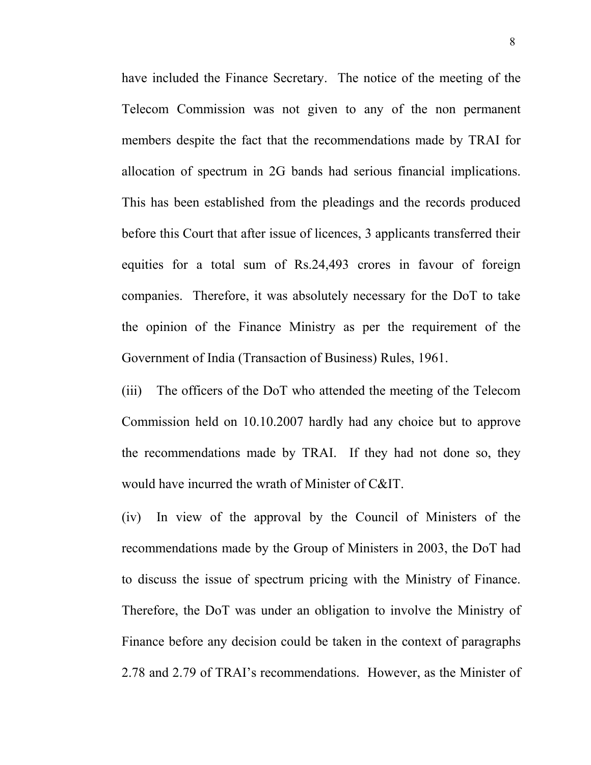have included the Finance Secretary. The notice of the meeting of the Telecom Commission was not given to any of the non permanent members despite the fact that the recommendations made by TRAI for allocation of spectrum in 2G bands had serious financial implications. This has been established from the pleadings and the records produced before this Court that after issue of licences, 3 applicants transferred their equities for a total sum of Rs.24,493 crores in favour of foreign companies. Therefore, it was absolutely necessary for the DoT to take the opinion of the Finance Ministry as per the requirement of the Government of India (Transaction of Business) Rules, 1961.

(iii) The officers of the DoT who attended the meeting of the Telecom Commission held on 10.10.2007 hardly had any choice but to approve the recommendations made by TRAI. If they had not done so, they would have incurred the wrath of Minister of C&IT.

(iv) In view of the approval by the Council of Ministers of the recommendations made by the Group of Ministers in 2003, the DoT had to discuss the issue of spectrum pricing with the Ministry of Finance. Therefore, the DoT was under an obligation to involve the Ministry of Finance before any decision could be taken in the context of paragraphs 2.78 and 2.79 of TRAI's recommendations. However, as the Minister of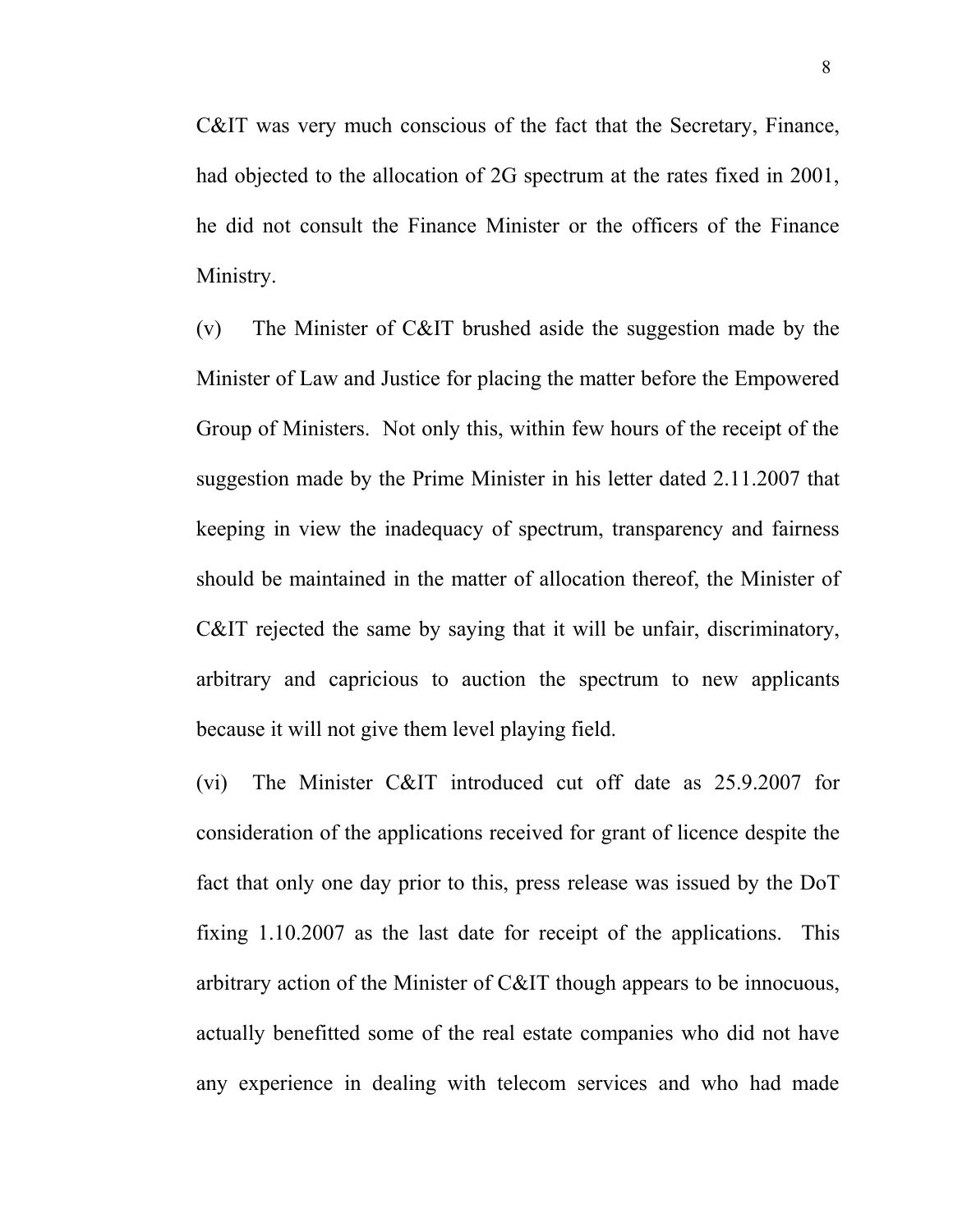C&IT was very much conscious of the fact that the Secretary, Finance, had objected to the allocation of 2G spectrum at the rates fixed in 2001, he did not consult the Finance Minister or the officers of the Finance Ministry.

(v) The Minister of C&IT brushed aside the suggestion made by the Minister of Law and Justice for placing the matter before the Empowered Group of Ministers. Not only this, within few hours of the receipt of the suggestion made by the Prime Minister in his letter dated 2.11.2007 that keeping in view the inadequacy of spectrum, transparency and fairness should be maintained in the matter of allocation thereof, the Minister of C&IT rejected the same by saying that it will be unfair, discriminatory, arbitrary and capricious to auction the spectrum to new applicants because it will not give them level playing field.

(vi) The Minister C&IT introduced cut off date as 25.9.2007 for consideration of the applications received for grant of licence despite the fact that only one day prior to this, press release was issued by the DoT fixing 1.10.2007 as the last date for receipt of the applications. This arbitrary action of the Minister of C&IT though appears to be innocuous, actually benefitted some of the real estate companies who did not have any experience in dealing with telecom services and who had made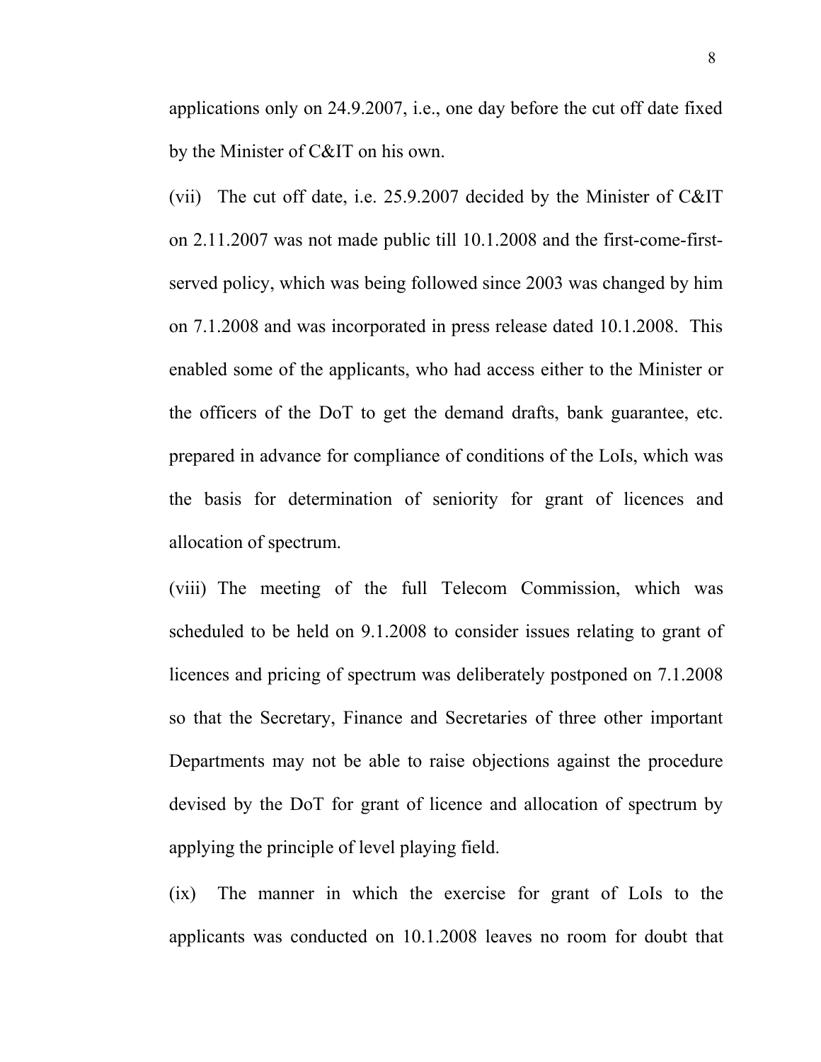applications only on 24.9.2007, i.e., one day before the cut off date fixed by the Minister of C&IT on his own.

(vii) The cut off date, i.e. 25.9.2007 decided by the Minister of C&IT on 2.11.2007 was not made public till 10.1.2008 and the first-come-first-served policy, which was being followed since 2003 was changed by him on 7.1.2008 and was incorporated in press release dated 10.1.2008. This enabled some of the applicants, who had access either to the Minister or the officers of the DoT to get the demand drafts, bank guarantee, etc. prepared in advance for compliance of conditions of the LoIs, which was the basis for determination of seniority for grant of licences and allocation of spectrum.

(viii) The meeting of the full Telecom Commission, which was scheduled to be held on 9.1.2008 to consider issues relating to grant of licences and pricing of spectrum was deliberately postponed on 7.1.2008 so that the Secretary, Finance and Secretaries of three other important Departments may not be able to raise objections against the procedure devised by the DoT for grant of licence and allocation of spectrum by applying the principle of level playing field.

(ix) The manner in which the exercise for grant of LoIs to the applicants was conducted on 10.1.2008 leaves no room for doubt that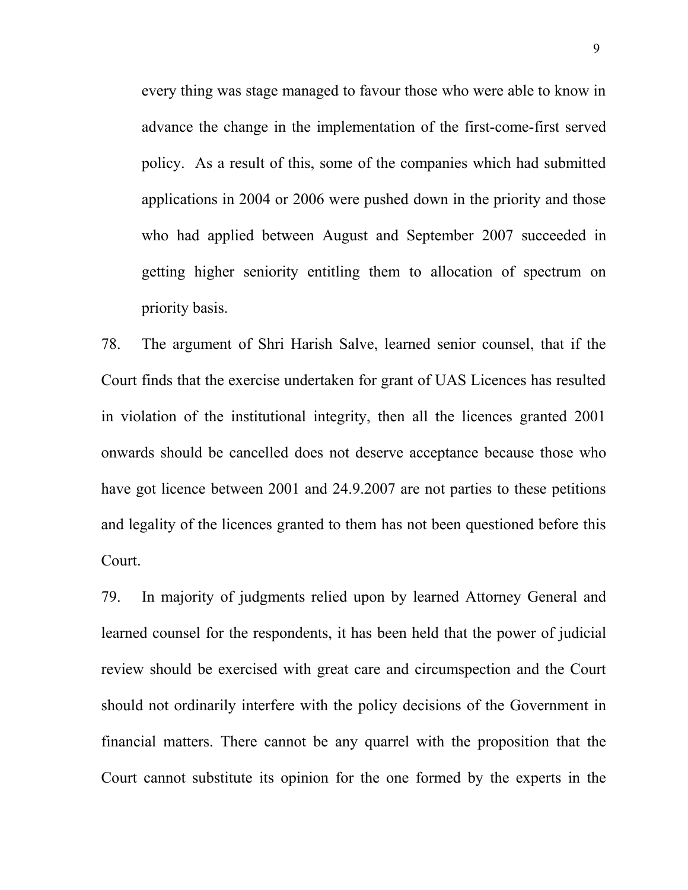every thing was stage managed to favour those who were able to know in advance the change in the implementation of the first-come-first served policy. As a result of this, some of the companies which had submitted applications in 2004 or 2006 were pushed down in the priority and those who had applied between August and September 2007 succeeded in getting higher seniority entitling them to allocation of spectrum on priority basis.

78. The argument of Shri Harish Salve, learned senior counsel, that if the Court finds that the exercise undertaken for grant of UAS Licences has resulted in violation of the institutional integrity, then all the licences granted 2001 onwards should be cancelled does not deserve acceptance because those who have got licence between 2001 and 24.9.2007 are not parties to these petitions and legality of the licences granted to them has not been questioned before this Court.

79. In majority of judgments relied upon by learned Attorney General and learned counsel for the respondents, it has been held that the power of judicial review should be exercised with great care and circumspection and the Court should not ordinarily interfere with the policy decisions of the Government in financial matters. There cannot be any quarrel with the proposition that the Court cannot substitute its opinion for the one formed by the experts in the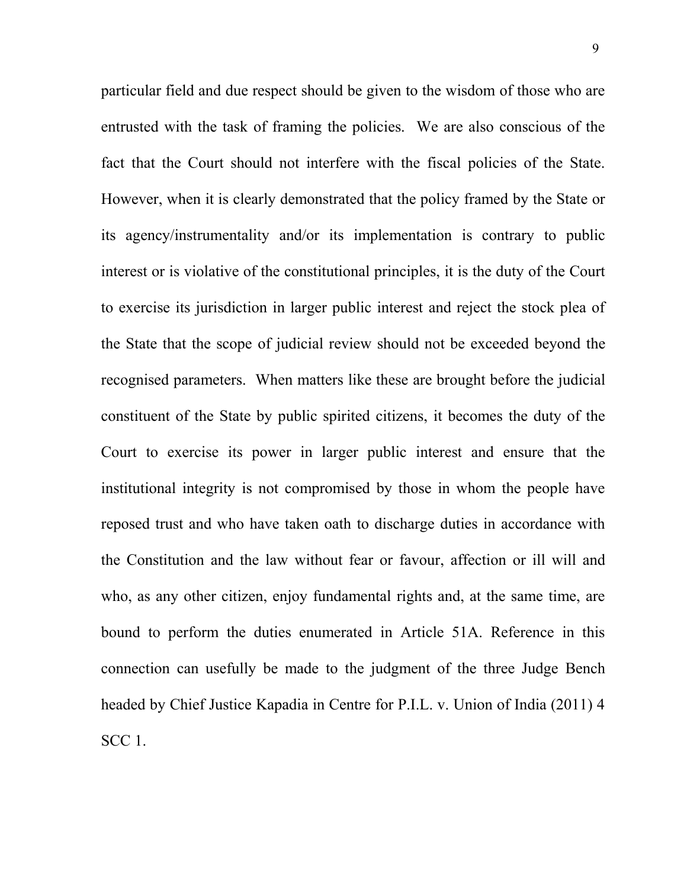particular field and due respect should be given to the wisdom of those who are entrusted with the task of framing the policies. We are also conscious of the fact that the Court should not interfere with the fiscal policies of the State. However, when it is clearly demonstrated that the policy framed by the State or its agency/instrumentality and/or its implementation is contrary to public interest or is violative of the constitutional principles, it is the duty of the Court to exercise its jurisdiction in larger public interest and reject the stock plea of the State that the scope of judicial review should not be exceeded beyond the recognised parameters. When matters like these are brought before the judicial constituent of the State by public spirited citizens, it becomes the duty of the Court to exercise its power in larger public interest and ensure that the institutional integrity is not compromised by those in whom the people have reposed trust and who have taken oath to discharge duties in accordance with the Constitution and the law without fear or favour, affection or ill will and who, as any other citizen, enjoy fundamental rights and, at the same time, are bound to perform the duties enumerated in Article 51A. Reference in this connection can usefully be made to the judgment of the three Judge Bench headed by Chief Justice Kapadia in Centre for P.I.L. v. Union of India (2011) 4 SCC 1.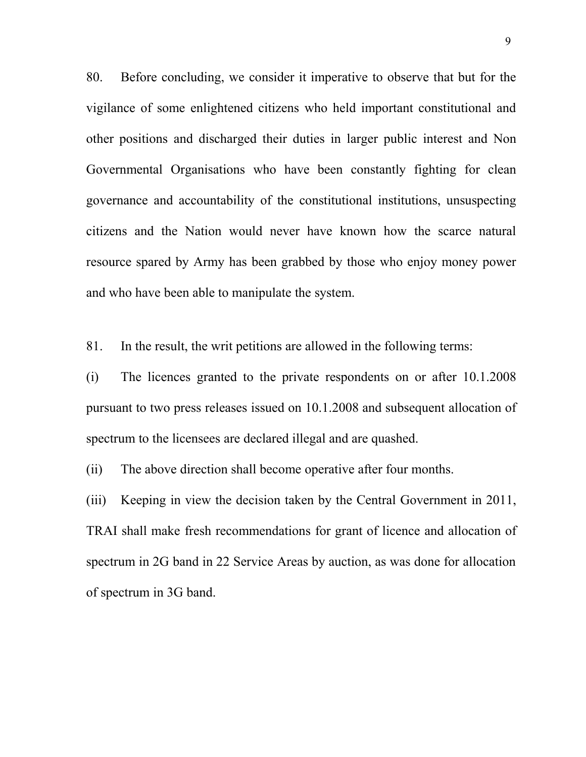80. Before concluding, we consider it imperative to observe that but for the vigilance of some enlightened citizens who held important constitutional and other positions and discharged their duties in larger public interest and Non Governmental Organisations who have been constantly fighting for clean governance and accountability of the constitutional institutions, unsuspecting citizens and the Nation would never have known how the scarce natural resource spared by Army has been grabbed by those who enjoy money power and who have been able to manipulate the system.

81. In the result, the writ petitions are allowed in the following terms:

(i) The licences granted to the private respondents on or after 10.1.2008 pursuant to two press releases issued on 10.1.2008 and subsequent allocation of spectrum to the licensees are declared illegal and are quashed.

(ii) The above direction shall become operative after four months.

(iii) Keeping in view the decision taken by the Central Government in 2011, TRAI shall make fresh recommendations for grant of licence and allocation of spectrum in 2G band in 22 Service Areas by auction, as was done for allocation of spectrum in 3G band.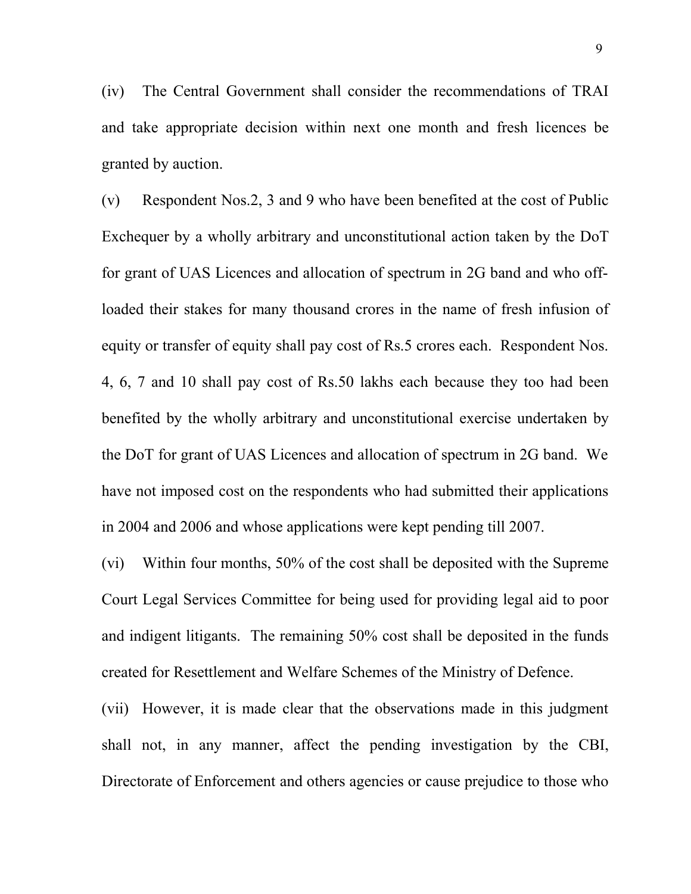(iv) The Central Government shall consider the recommendations of TRAI and take appropriate decision within next one month and fresh licences be granted by auction.

(v) Respondent Nos.2, 3 and 9 who have been benefited at the cost of Public Exchequer by a wholly arbitrary and unconstitutional action taken by the DoT for grant of UAS Licences and allocation of spectrum in 2G band and who off-loaded their stakes for many thousand crores in the name of fresh infusion of equity or transfer of equity shall pay cost of Rs.5 crores each. Respondent Nos. 4, 6, 7 and 10 shall pay cost of Rs.50 lakhs each because they too had been benefited by the wholly arbitrary and unconstitutional exercise undertaken by the DoT for grant of UAS Licences and allocation of spectrum in 2G band. We have not imposed cost on the respondents who had submitted their applications in 2004 and 2006 and whose applications were kept pending till 2007.

(vi) Within four months, 50% of the cost shall be deposited with the Supreme Court Legal Services Committee for being used for providing legal aid to poor and indigent litigants. The remaining 50% cost shall be deposited in the funds created for Resettlement and Welfare Schemes of the Ministry of Defence.

(vii) However, it is made clear that the observations made in this judgment shall not, in any manner, affect the pending investigation by the CBI, Directorate of Enforcement and others agencies or cause prejudice to those who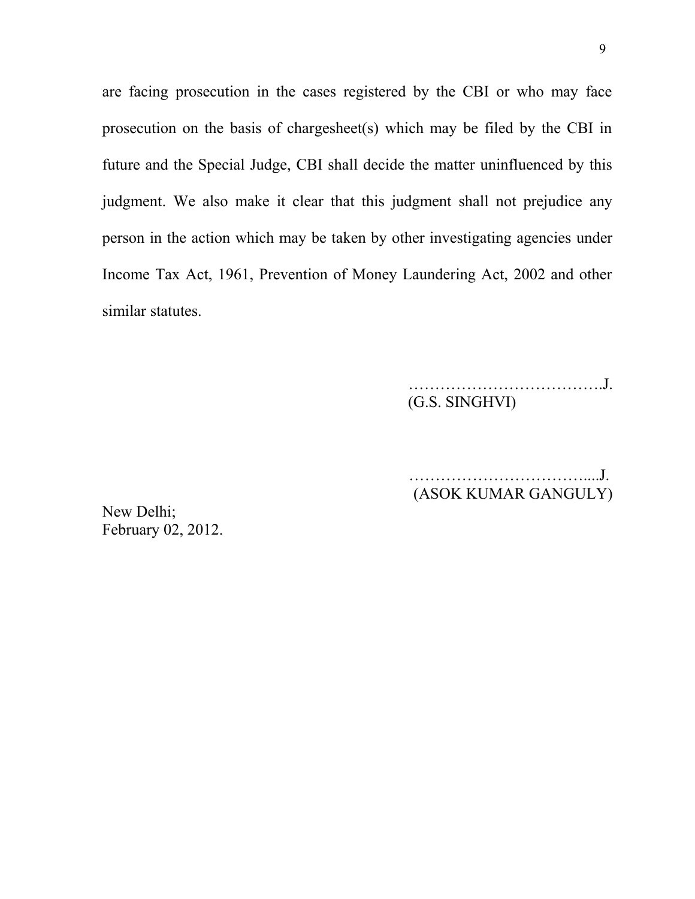are facing prosecution in the cases registered by the CBI or who may face prosecution on the basis of chargesheet(s) which may be filed by the CBI in future and the Special Judge, CBI shall decide the matter uninfluenced by this judgment. We also make it clear that this judgment shall not prejudice any person in the action which may be taken by other investigating agencies under Income Tax Act, 1961, Prevention of Money Laundering Act, 2002 and other similar statutes.

……………………………….J.
(G.S. SINGHVI)

……………………………....J.
(ASOK KUMAR GANGULY)

New Delhi;
February 02, 2012.